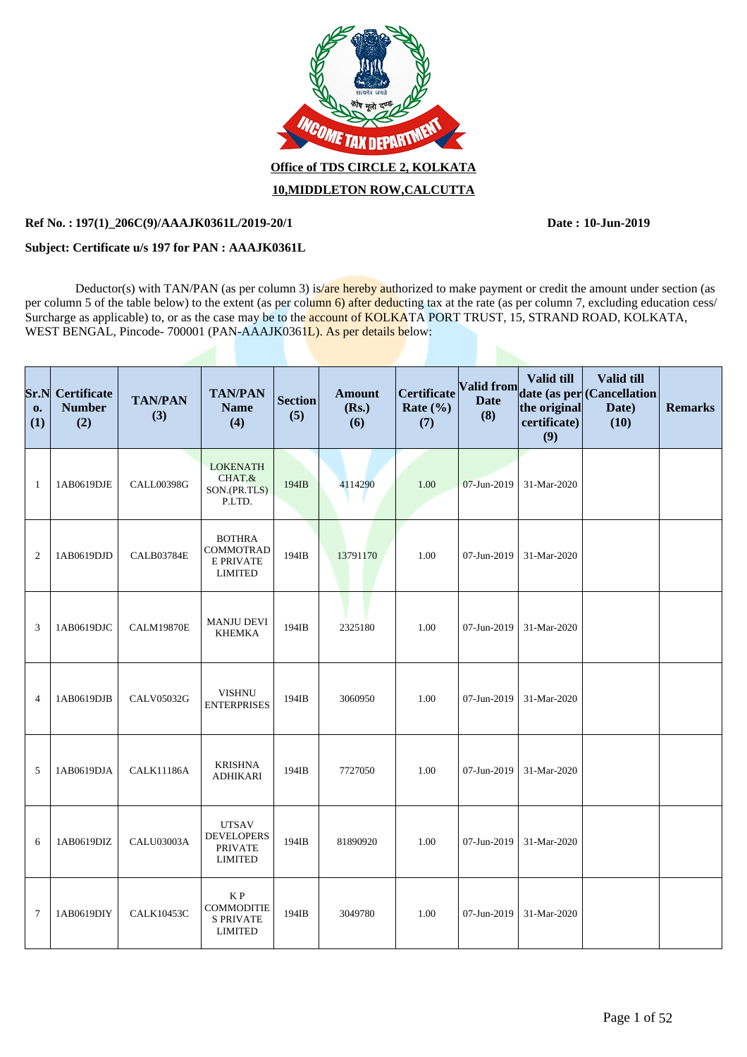**Office of TDS CIRCLE 2, KOLKATA**

**10,MIDDLETON ROW,CALCUTTA**

**Ref No. : 197(1)_206C(9)/AAAJK0361L/2019-20/1** **Date : 10-Jun-2019**

**Subject: Certificate u/s 197 for PAN : AAAJK0361L**

Deductor(s) with TAN/PAN (as per column 3) is/are hereby authorized to make payment or credit the amount under section (as per column 5 of the table below) to the extent (as per column 6) after deducting tax at the rate (as per column 7, excluding education cess/ Surcharge as applicable) to, or as the case may be to the account of KOLKATA PORT TRUST, 15, STRAND ROAD, KOLKATA, WEST BENGAL, Pincode- 700001 (PAN-AAAJK0361L). As per details below:

| Sr.No. (1) | Certificate Number (2) | TAN/PAN (3) | TAN/PAN Name (4) | Section (5) | Amount (Rs.) (6) | Certificate Rate (%) (7) | Valid from Date (8) | Valid till date (as per the original certificate) (9) | Valid till (Cancellation Date) (10) | Remarks |
|---|---|---|---|---|---|---|---|---|---|---|
| 1 | 1AB0619DJE | CALL00398G | LOKENATH CHAT.& SON.(PR.TLS) P.LTD. | 194IB | 4114290 | 1.00 | 07-Jun-2019 | 31-Mar-2020 | | |
| 2 | 1AB0619DJD | CALB03784E | BOTHRA COMMOTRADE PRIVATE LIMITED | 194IB | 13791170 | 1.00 | 07-Jun-2019 | 31-Mar-2020 | | |
| 3 | 1AB0619DJC | CALM19870E | MANJU DEVI KHEMKA | 194IB | 2325180 | 1.00 | 07-Jun-2019 | 31-Mar-2020 | | |
| 4 | 1AB0619DJB | CALV05032G | VISHNU ENTERPRISES | 194IB | 3060950 | 1.00 | 07-Jun-2019 | 31-Mar-2020 | | |
| 5 | 1AB0619DJA | CALK11186A | KRISHNA ADHIKARI | 194IB | 7727050 | 1.00 | 07-Jun-2019 | 31-Mar-2020 | | |
| 6 | 1AB0619DIZ | CALU03003A | UTSAV DEVELOPERS PRIVATE LIMITED | 194IB | 81890920 | 1.00 | 07-Jun-2019 | 31-Mar-2020 | | |
| 7 | 1AB0619DIY | CALK10453C | K P COMMODITIES PRIVATE LIMITED | 194IB | 3049780 | 1.00 | 07-Jun-2019 | 31-Mar-2020 | | |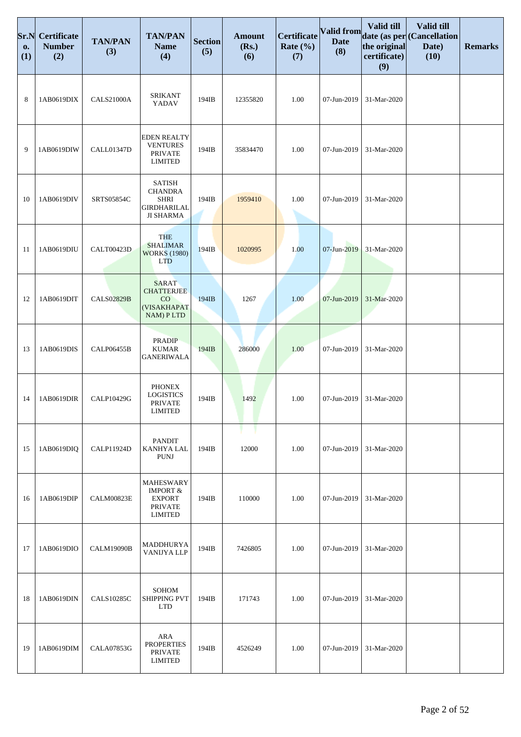| Sr.No. (1) | Certificate Number (2) | TAN/PAN (3) | TAN/PAN Name (4) | Section (5) | Amount (Rs.) (6) | Certificate Rate (%) (7) | Valid from Date (8) | Valid till date (as per the original certificate) (9) | Valid till (Cancellation Date) (10) | Remarks |
|---|---|---|---|---|---|---|---|---|---|---|
| 8 | 1AB0619DIX | CALS21000A | SRIKANT YADAV | 194IB | 12355820 | 1.00 | 07-Jun-2019 | 31-Mar-2020 | | |
| 9 | 1AB0619DIW | CALL01347D | EDEN REALTY VENTURES PRIVATE LIMITED | 194IB | 35834470 | 1.00 | 07-Jun-2019 | 31-Mar-2020 | | |
| 10 | 1AB0619DIV | SRTS05854C | SATISH CHANDRA SHRI GIRDHARILAL JI SHARMA | 194IB | 1959410 | 1.00 | 07-Jun-2019 | 31-Mar-2020 | | |
| 11 | 1AB0619DIU | CALT00423D | THE SHALIMAR WORKS (1980) LTD | 194IB | 1020995 | 1.00 | 07-Jun-2019 | 31-Mar-2020 | | |
| 12 | 1AB0619DIT | CALS02829B | SARAT CHATTERJEE CO (VISAKHAPATNAM) P LTD | 194IB | 1267 | 1.00 | 07-Jun-2019 | 31-Mar-2020 | | |
| 13 | 1AB0619DIS | CALP06455B | PRADIP KUMAR GANERIWALA | 194IB | 286000 | 1.00 | 07-Jun-2019 | 31-Mar-2020 | | |
| 14 | 1AB0619DIR | CALP10429G | PHONEX LOGISTICS PRIVATE LIMITED | 194IB | 1492 | 1.00 | 07-Jun-2019 | 31-Mar-2020 | | |
| 15 | 1AB0619DIQ | CALP11924D | PANDIT KANHYA LAL PUNJ | 194IB | 12000 | 1.00 | 07-Jun-2019 | 31-Mar-2020 | | |
| 16 | 1AB0619DIP | CALM00823E | MAHESWARY IMPORT & EXPORT PRIVATE LIMITED | 194IB | 110000 | 1.00 | 07-Jun-2019 | 31-Mar-2020 | | |
| 17 | 1AB0619DIO | CALM19090B | MADDHURYA VANIJYA LLP | 194IB | 7426805 | 1.00 | 07-Jun-2019 | 31-Mar-2020 | | |
| 18 | 1AB0619DIN | CALS10285C | SOHOM SHIPPING PVT LTD | 194IB | 171743 | 1.00 | 07-Jun-2019 | 31-Mar-2020 | | |
| 19 | 1AB0619DIM | CALA07853G | ARA PROPERTIES PRIVATE LIMITED | 194IB | 4526249 | 1.00 | 07-Jun-2019 | 31-Mar-2020 | | |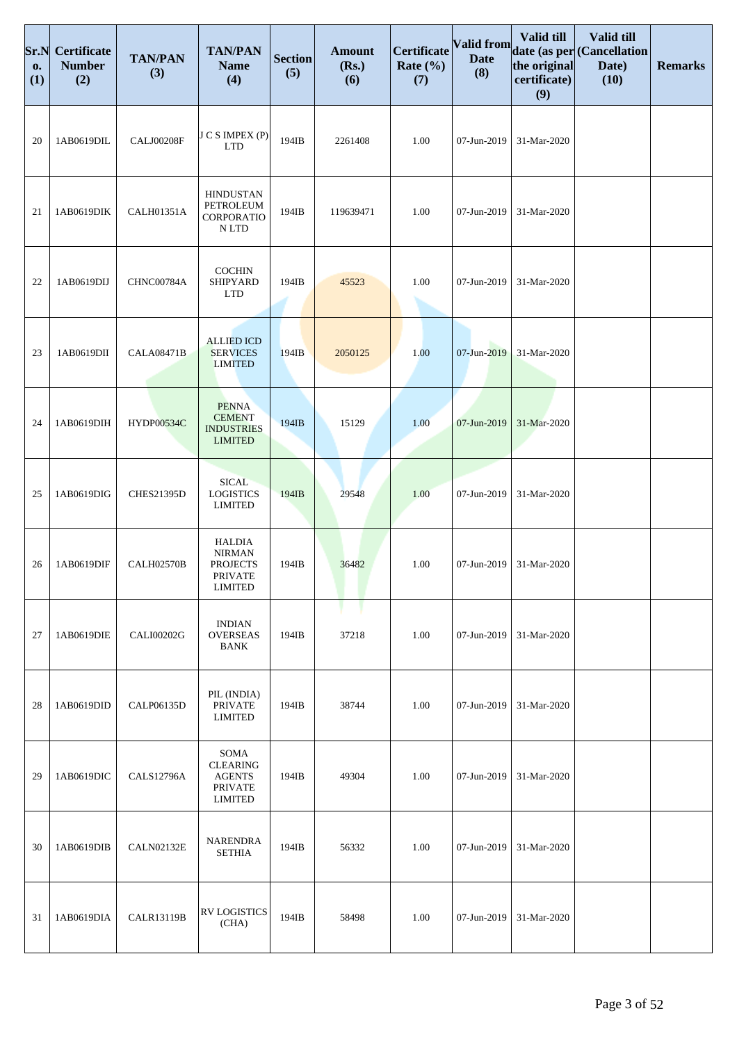| Sr.No. (1) | Certificate Number (2) | TAN/PAN (3) | TAN/PAN Name (4) | Section (5) | Amount (Rs.) (6) | Certificate Rate (%) (7) | Valid from Date (8) | Valid till date (as per the original certificate) (9) | Valid till (Cancellation Date) (10) | Remarks |
|---|---|---|---|---|---|---|---|---|---|---|
| 20 | 1AB0619DIL | CALJ00208F | J C S IMPEX (P) LTD | 194IB | 2261408 | 1.00 | 07-Jun-2019 | 31-Mar-2020 | | |
| 21 | 1AB0619DIK | CALH01351A | HINDUSTAN PETROLEUM CORPORATION LTD | 194IB | 119639471 | 1.00 | 07-Jun-2019 | 31-Mar-2020 | | |
| 22 | 1AB0619DIJ | CHNC00784A | COCHIN SHIPYARD LTD | 194IB | 45523 | 1.00 | 07-Jun-2019 | 31-Mar-2020 | | |
| 23 | 1AB0619DII | CALA08471B | ALLIED ICD SERVICES LIMITED | 194IB | 2050125 | 1.00 | 07-Jun-2019 | 31-Mar-2020 | | |
| 24 | 1AB0619DIH | HYDP00534C | PENNA CEMENT INDUSTRIES LIMITED | 194IB | 15129 | 1.00 | 07-Jun-2019 | 31-Mar-2020 | | |
| 25 | 1AB0619DIG | CHES21395D | SICAL LOGISTICS LIMITED | 194IB | 29548 | 1.00 | 07-Jun-2019 | 31-Mar-2020 | | |
| 26 | 1AB0619DIF | CALH02570B | HALDIA NIRMAN PROJECTS PRIVATE LIMITED | 194IB | 36482 | 1.00 | 07-Jun-2019 | 31-Mar-2020 | | |
| 27 | 1AB0619DIE | CALI00202G | INDIAN OVERSEAS BANK | 194IB | 37218 | 1.00 | 07-Jun-2019 | 31-Mar-2020 | | |
| 28 | 1AB0619DID | CALP06135D | PIL (INDIA) PRIVATE LIMITED | 194IB | 38744 | 1.00 | 07-Jun-2019 | 31-Mar-2020 | | |
| 29 | 1AB0619DIC | CALS12796A | SOMA CLEARING AGENTS PRIVATE LIMITED | 194IB | 49304 | 1.00 | 07-Jun-2019 | 31-Mar-2020 | | |
| 30 | 1AB0619DIB | CALN02132E | NARENDRA SETHIA | 194IB | 56332 | 1.00 | 07-Jun-2019 | 31-Mar-2020 | | |
| 31 | 1AB0619DIA | CALR13119B | RV LOGISTICS (CHA) | 194IB | 58498 | 1.00 | 07-Jun-2019 | 31-Mar-2020 | | |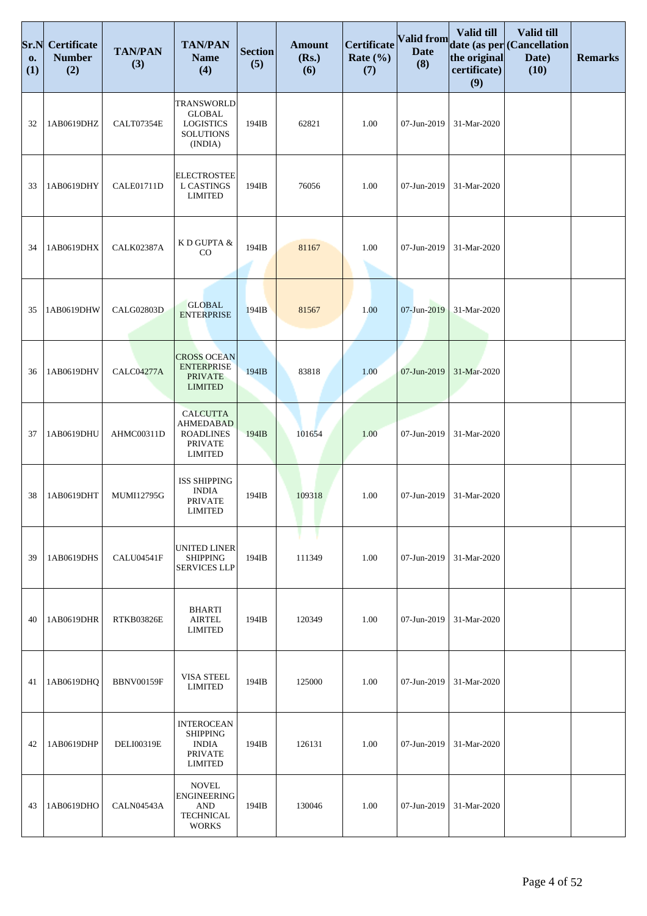| Sr.No. (1) | Certificate Number (2) | TAN/PAN (3) | TAN/PAN Name (4) | Section (5) | Amount (Rs.) (6) | Certificate Rate (%) (7) | Valid from Date (8) | Valid till date (as per the original certificate) (9) | Valid till (Cancellation Date) (10) | Remarks |
|---|---|---|---|---|---|---|---|---|---|---|
| 32 | 1AB0619DHZ | CALT07354E | TRANSWORLD GLOBAL LOGISTICS SOLUTIONS (INDIA) | 194IB | 62821 | 1.00 | 07-Jun-2019 | 31-Mar-2020 | | |
| 33 | 1AB0619DHY | CALE01711D | ELECTROSTEEL CASTINGS LIMITED | 194IB | 76056 | 1.00 | 07-Jun-2019 | 31-Mar-2020 | | |
| 34 | 1AB0619DHX | CALK02387A | K D GUPTA & CO | 194IB | 81167 | 1.00 | 07-Jun-2019 | 31-Mar-2020 | | |
| 35 | 1AB0619DHW | CALG02803D | GLOBAL ENTERPRISE | 194IB | 81567 | 1.00 | 07-Jun-2019 | 31-Mar-2020 | | |
| 36 | 1AB0619DHV | CALC04277A | CROSS OCEAN ENTERPRISE PRIVATE LIMITED | 194IB | 83818 | 1.00 | 07-Jun-2019 | 31-Mar-2020 | | |
| 37 | 1AB0619DHU | AHMC00311D | CALCUTTA AHMEDABAD ROADLINES PRIVATE LIMITED | 194IB | 101654 | 1.00 | 07-Jun-2019 | 31-Mar-2020 | | |
| 38 | 1AB0619DHT | MUMI12795G | ISS SHIPPING INDIA PRIVATE LIMITED | 194IB | 109318 | 1.00 | 07-Jun-2019 | 31-Mar-2020 | | |
| 39 | 1AB0619DHS | CALU04541F | UNITED LINER SHIPPING SERVICES LLP | 194IB | 111349 | 1.00 | 07-Jun-2019 | 31-Mar-2020 | | |
| 40 | 1AB0619DHR | RTKB03826E | BHARTI AIRTEL LIMITED | 194IB | 120349 | 1.00 | 07-Jun-2019 | 31-Mar-2020 | | |
| 41 | 1AB0619DHQ | BBNV00159F | VISA STEEL LIMITED | 194IB | 125000 | 1.00 | 07-Jun-2019 | 31-Mar-2020 | | |
| 42 | 1AB0619DHP | DELI00319E | INTEROCEAN SHIPPING INDIA PRIVATE LIMITED | 194IB | 126131 | 1.00 | 07-Jun-2019 | 31-Mar-2020 | | |
| 43 | 1AB0619DHO | CALN04543A | NOVEL ENGINEERING AND TECHNICAL WORKS | 194IB | 130046 | 1.00 | 07-Jun-2019 | 31-Mar-2020 | | |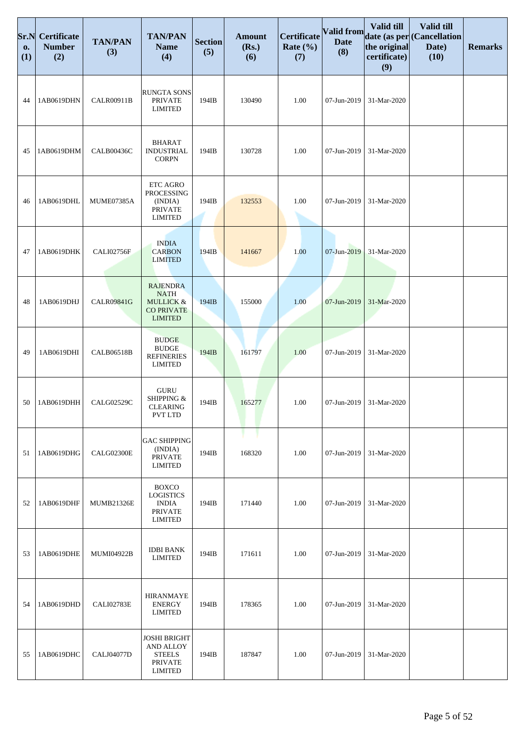| Sr.No. (1) | Certificate Number (2) | TAN/PAN (3) | TAN/PAN Name (4) | Section (5) | Amount (Rs.) (6) | Certificate Rate (%) (7) | Valid from Date (8) | Valid till date (as per the original certificate) (9) | Valid till (Cancellation Date) (10) | Remarks |
|---|---|---|---|---|---|---|---|---|---|---|
| 44 | 1AB0619DHN | CALR00911B | RUNGTA SONS PRIVATE LIMITED | 194IB | 130490 | 1.00 | 07-Jun-2019 | 31-Mar-2020 | | |
| 45 | 1AB0619DHM | CALB00436C | BHARAT INDUSTRIAL CORPN | 194IB | 130728 | 1.00 | 07-Jun-2019 | 31-Mar-2020 | | |
| 46 | 1AB0619DHL | MUME07385A | ETC AGRO PROCESSING (INDIA) PRIVATE LIMITED | 194IB | 132553 | 1.00 | 07-Jun-2019 | 31-Mar-2020 | | |
| 47 | 1AB0619DHK | CALI02756F | INDIA CARBON LIMITED | 194IB | 141667 | 1.00 | 07-Jun-2019 | 31-Mar-2020 | | |
| 48 | 1AB0619DHJ | CALR09841G | RAJENDRA NATH MULLICK & CO PRIVATE LIMITED | 194IB | 155000 | 1.00 | 07-Jun-2019 | 31-Mar-2020 | | |
| 49 | 1AB0619DHI | CALB06518B | BUDGE BUDGE REFINERIES LIMITED | 194IB | 161797 | 1.00 | 07-Jun-2019 | 31-Mar-2020 | | |
| 50 | 1AB0619DHH | CALG02529C | GURU SHIPPING & CLEARING PVT LTD | 194IB | 165277 | 1.00 | 07-Jun-2019 | 31-Mar-2020 | | |
| 51 | 1AB0619DHG | CALG02300E | GAC SHIPPING (INDIA) PRIVATE LIMITED | 194IB | 168320 | 1.00 | 07-Jun-2019 | 31-Mar-2020 | | |
| 52 | 1AB0619DHF | MUMB21326E | BOXCO LOGISTICS INDIA PRIVATE LIMITED | 194IB | 171440 | 1.00 | 07-Jun-2019 | 31-Mar-2020 | | |
| 53 | 1AB0619DHE | MUMI04922B | IDBI BANK LIMITED | 194IB | 171611 | 1.00 | 07-Jun-2019 | 31-Mar-2020 | | |
| 54 | 1AB0619DHD | CALI02783E | HIRANMAYE ENERGY LIMITED | 194IB | 178365 | 1.00 | 07-Jun-2019 | 31-Mar-2020 | | |
| 55 | 1AB0619DHC | CALJ04077D | JOSHI BRIGHT AND ALLOY STEELS PRIVATE LIMITED | 194IB | 187847 | 1.00 | 07-Jun-2019 | 31-Mar-2020 | | |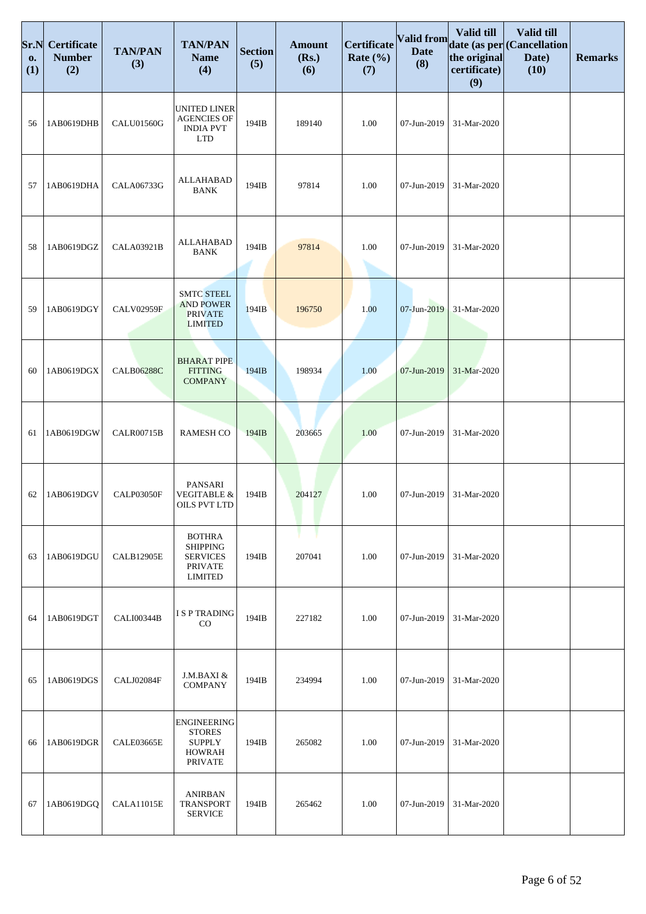| Sr.No. (1) | Certificate Number (2) | TAN/PAN (3) | TAN/PAN Name (4) | Section (5) | Amount (Rs.) (6) | Certificate Rate (%) (7) | Valid from Date (8) | Valid till date (as per the original certificate) (9) | Valid till (Cancellation Date) (10) | Remarks |
|---|---|---|---|---|---|---|---|---|---|---|
| 56 | 1AB0619DHB | CALU01560G | UNITED LINER AGENCIES OF INDIA PVT LTD | 194IB | 189140 | 1.00 | 07-Jun-2019 | 31-Mar-2020 | | |
| 57 | 1AB0619DHA | CALA06733G | ALLAHABAD BANK | 194IB | 97814 | 1.00 | 07-Jun-2019 | 31-Mar-2020 | | |
| 58 | 1AB0619DGZ | CALA03921B | ALLAHABAD BANK | 194IB | 97814 | 1.00 | 07-Jun-2019 | 31-Mar-2020 | | |
| 59 | 1AB0619DGY | CALV02959F | SMTC STEEL AND POWER PRIVATE LIMITED | 194IB | 196750 | 1.00 | 07-Jun-2019 | 31-Mar-2020 | | |
| 60 | 1AB0619DGX | CALB06288C | BHARAT PIPE FITTING COMPANY | 194IB | 198934 | 1.00 | 07-Jun-2019 | 31-Mar-2020 | | |
| 61 | 1AB0619DGW | CALR00715B | RAMESH CO | 194IB | 203665 | 1.00 | 07-Jun-2019 | 31-Mar-2020 | | |
| 62 | 1AB0619DGV | CALP03050F | PANSARI VEGITABLE & OILS PVT LTD | 194IB | 204127 | 1.00 | 07-Jun-2019 | 31-Mar-2020 | | |
| 63 | 1AB0619DGU | CALB12905E | BOTHRA SHIPPING SERVICES PRIVATE LIMITED | 194IB | 207041 | 1.00 | 07-Jun-2019 | 31-Mar-2020 | | |
| 64 | 1AB0619DGT | CALI00344B | I S P TRADING CO | 194IB | 227182 | 1.00 | 07-Jun-2019 | 31-Mar-2020 | | |
| 65 | 1AB0619DGS | CALJ02084F | J.M.BAXI & COMPANY | 194IB | 234994 | 1.00 | 07-Jun-2019 | 31-Mar-2020 | | |
| 66 | 1AB0619DGR | CALE03665E | ENGINEERING STORES SUPPLY HOWRAH PRIVATE | 194IB | 265082 | 1.00 | 07-Jun-2019 | 31-Mar-2020 | | |
| 67 | 1AB0619DGQ | CALA11015E | ANIRBAN TRANSPORT SERVICE | 194IB | 265462 | 1.00 | 07-Jun-2019 | 31-Mar-2020 | | |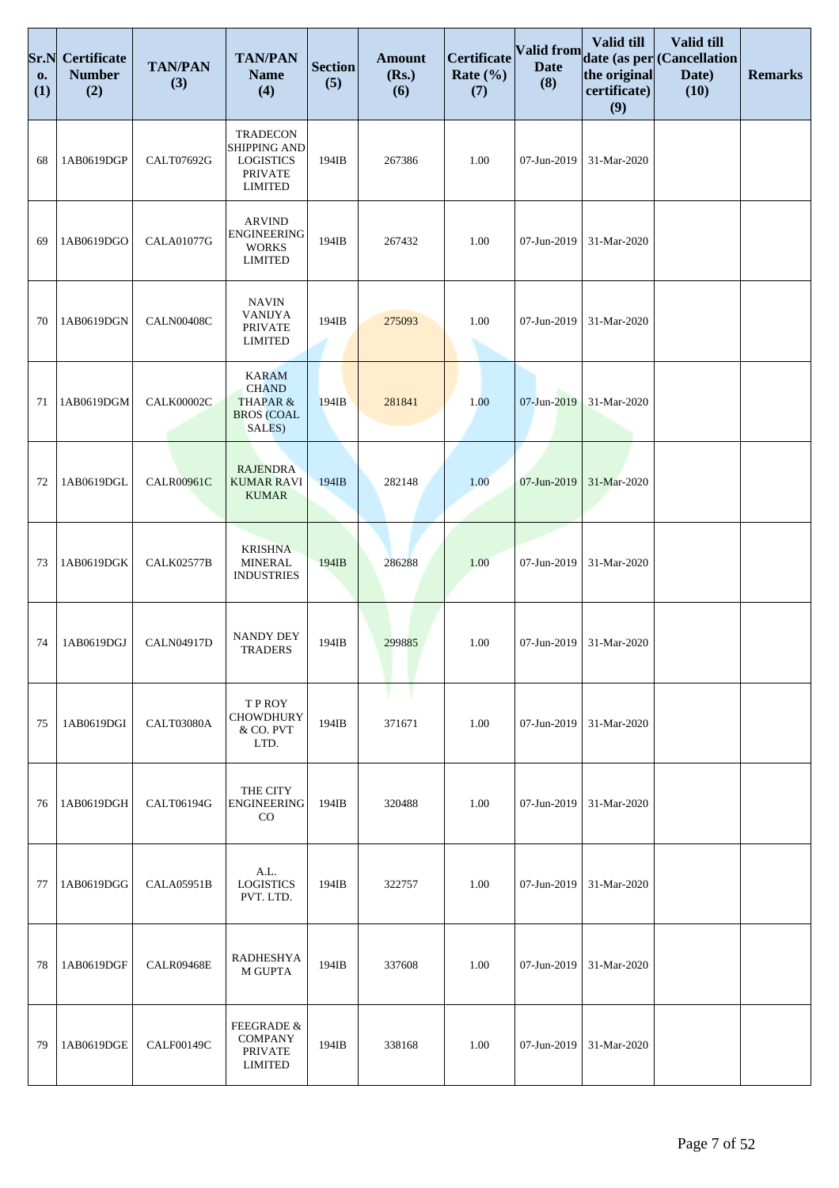| Sr.No. (1) | Certificate Number (2) | TAN/PAN (3) | TAN/PAN Name (4) | Section (5) | Amount (Rs.) (6) | Certificate Rate (%) (7) | Valid from Date (8) | Valid till date (as per the original certificate) (9) | Valid till (Cancellation Date) (10) | Remarks |
|---|---|---|---|---|---|---|---|---|---|---|
| 68 | 1AB0619DGP | CALT07692G | TRADECON SHIPPING AND LOGISTICS PRIVATE LIMITED | 194IB | 267386 | 1.00 | 07-Jun-2019 | 31-Mar-2020 | | |
| 69 | 1AB0619DGO | CALA01077G | ARVIND ENGINEERING WORKS LIMITED | 194IB | 267432 | 1.00 | 07-Jun-2019 | 31-Mar-2020 | | |
| 70 | 1AB0619DGN | CALN00408C | NAVIN VANIJYA PRIVATE LIMITED | 194IB | 275093 | 1.00 | 07-Jun-2019 | 31-Mar-2020 | | |
| 71 | 1AB0619DGM | CALK00002C | KARAM CHAND THAPAR & BROS (COAL SALES) | 194IB | 281841 | 1.00 | 07-Jun-2019 | 31-Mar-2020 | | |
| 72 | 1AB0619DGL | CALR00961C | RAJENDRA KUMAR RAVI KUMAR | 194IB | 282148 | 1.00 | 07-Jun-2019 | 31-Mar-2020 | | |
| 73 | 1AB0619DGK | CALK02577B | KRISHNA MINERAL INDUSTRIES | 194IB | 286288 | 1.00 | 07-Jun-2019 | 31-Mar-2020 | | |
| 74 | 1AB0619DGJ | CALN04917D | NANDY DEY TRADERS | 194IB | 299885 | 1.00 | 07-Jun-2019 | 31-Mar-2020 | | |
| 75 | 1AB0619DGI | CALT03080A | T P ROY CHOWDHURY & CO. PVT LTD. | 194IB | 371671 | 1.00 | 07-Jun-2019 | 31-Mar-2020 | | |
| 76 | 1AB0619DGH | CALT06194G | THE CITY ENGINEERING CO | 194IB | 320488 | 1.00 | 07-Jun-2019 | 31-Mar-2020 | | |
| 77 | 1AB0619DGG | CALA05951B | A.L. LOGISTICS PVT. LTD. | 194IB | 322757 | 1.00 | 07-Jun-2019 | 31-Mar-2020 | | |
| 78 | 1AB0619DGF | CALR09468E | RADHESHYAM GUPTA | 194IB | 337608 | 1.00 | 07-Jun-2019 | 31-Mar-2020 | | |
| 79 | 1AB0619DGE | CALF00149C | FEEGRADE & COMPANY PRIVATE LIMITED | 194IB | 338168 | 1.00 | 07-Jun-2019 | 31-Mar-2020 | | |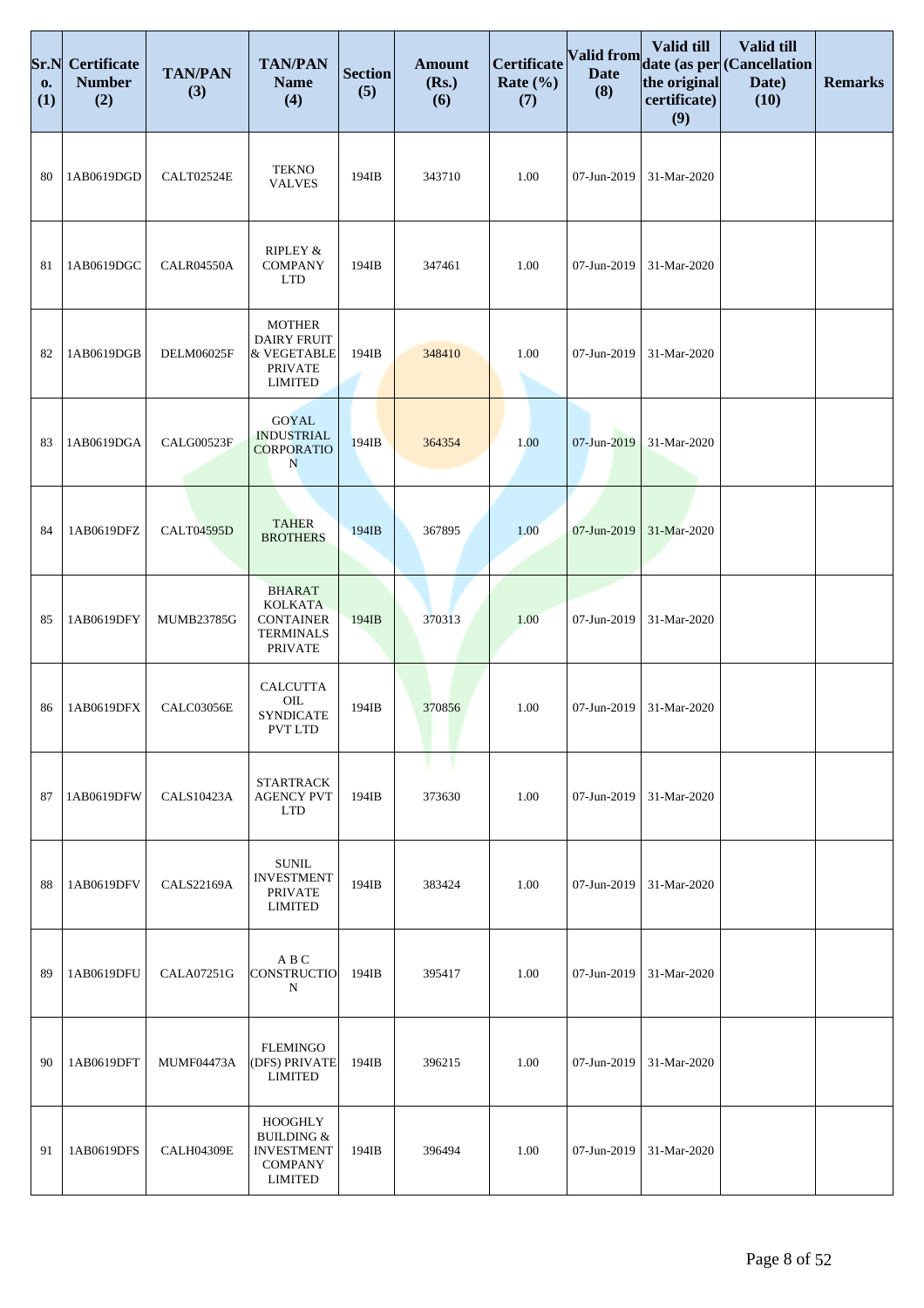| Sr.No. (1) | Certificate Number (2) | TAN/PAN (3) | TAN/PAN Name (4) | Section (5) | Amount (Rs.) (6) | Certificate Rate (%) (7) | Valid from Date (8) | Valid till date (as per the original certificate) (9) | Valid till (Cancellation Date) (10) | Remarks |
|---|---|---|---|---|---|---|---|---|---|---|
| 80 | 1AB0619DGD | CALT02524E | TEKNO VALVES | 194IB | 343710 | 1.00 | 07-Jun-2019 | 31-Mar-2020 | | |
| 81 | 1AB0619DGC | CALR04550A | RIPLEY & COMPANY LTD | 194IB | 347461 | 1.00 | 07-Jun-2019 | 31-Mar-2020 | | |
| 82 | 1AB0619DGB | DELM06025F | MOTHER DAIRY FRUIT & VEGETABLE PRIVATE LIMITED | 194IB | 348410 | 1.00 | 07-Jun-2019 | 31-Mar-2020 | | |
| 83 | 1AB0619DGA | CALG00523F | GOYAL INDUSTRIAL CORPORATION | 194IB | 364354 | 1.00 | 07-Jun-2019 | 31-Mar-2020 | | |
| 84 | 1AB0619DFZ | CALT04595D | TAHER BROTHERS | 194IB | 367895 | 1.00 | 07-Jun-2019 | 31-Mar-2020 | | |
| 85 | 1AB0619DFY | MUMB23785G | BHARAT KOLKATA CONTAINER TERMINALS PRIVATE | 194IB | 370313 | 1.00 | 07-Jun-2019 | 31-Mar-2020 | | |
| 86 | 1AB0619DFX | CALC03056E | CALCUTTA OIL SYNDICATE PVT LTD | 194IB | 370856 | 1.00 | 07-Jun-2019 | 31-Mar-2020 | | |
| 87 | 1AB0619DFW | CALS10423A | STARTRACK AGENCY PVT LTD | 194IB | 373630 | 1.00 | 07-Jun-2019 | 31-Mar-2020 | | |
| 88 | 1AB0619DFV | CALS22169A | SUNIL INVESTMENT PRIVATE LIMITED | 194IB | 383424 | 1.00 | 07-Jun-2019 | 31-Mar-2020 | | |
| 89 | 1AB0619DFU | CALA07251G | A B C CONSTRUCTION | 194IB | 395417 | 1.00 | 07-Jun-2019 | 31-Mar-2020 | | |
| 90 | 1AB0619DFT | MUMF04473A | FLEMINGO (DFS) PRIVATE LIMITED | 194IB | 396215 | 1.00 | 07-Jun-2019 | 31-Mar-2020 | | |
| 91 | 1AB0619DFS | CALH04309E | HOOGHLY BUILDING & INVESTMENT COMPANY LIMITED | 194IB | 396494 | 1.00 | 07-Jun-2019 | 31-Mar-2020 | | |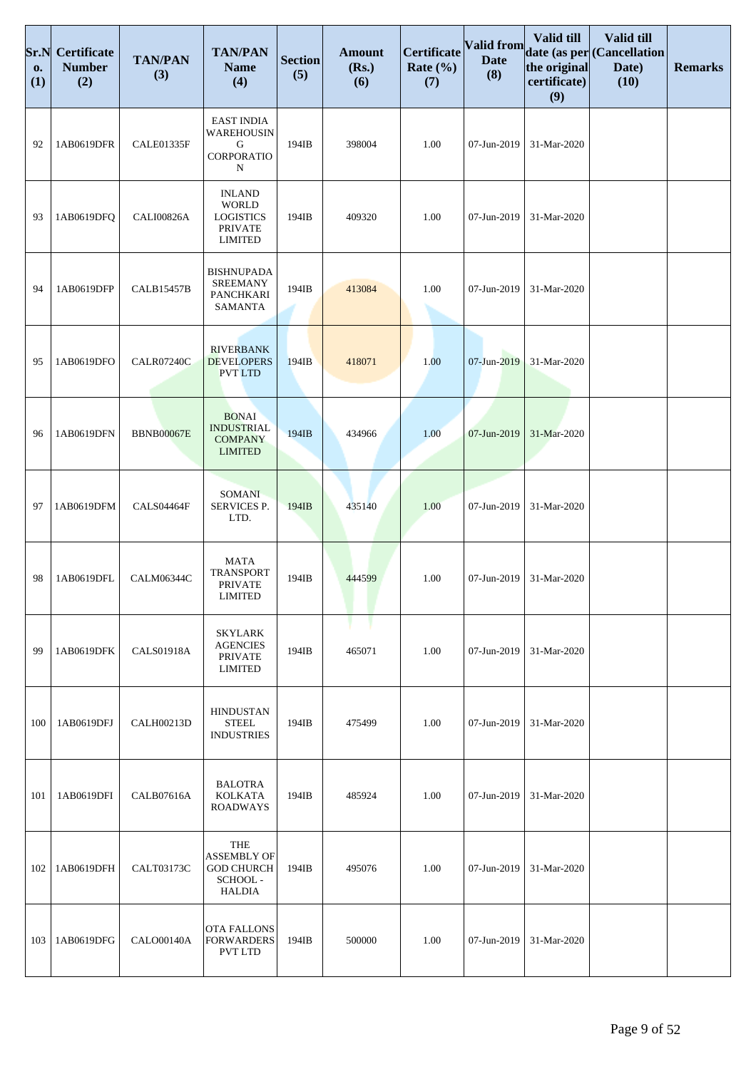| Sr.No. (1) | Certificate Number (2) | TAN/PAN (3) | TAN/PAN Name (4) | Section (5) | Amount (Rs.) (6) | Certificate Rate (%) (7) | Valid from Date (8) | Valid till date (as per the original certificate) (9) | Valid till (Cancellation Date) (10) | Remarks |
|---|---|---|---|---|---|---|---|---|---|---|
| 92 | 1AB0619DFR | CALE01335F | EAST INDIA WAREHOUSING CORPORATION | 194IB | 398004 | 1.00 | 07-Jun-2019 | 31-Mar-2020 | | |
| 93 | 1AB0619DFQ | CALI00826A | INLAND WORLD LOGISTICS PRIVATE LIMITED | 194IB | 409320 | 1.00 | 07-Jun-2019 | 31-Mar-2020 | | |
| 94 | 1AB0619DFP | CALB15457B | BISHNUPADA SREEMANY PANCHKARI SAMANTA | 194IB | 413084 | 1.00 | 07-Jun-2019 | 31-Mar-2020 | | |
| 95 | 1AB0619DFO | CALR07240C | RIVERBANK DEVELOPERS PVT LTD | 194IB | 418071 | 1.00 | 07-Jun-2019 | 31-Mar-2020 | | |
| 96 | 1AB0619DFN | BBNB00067E | BONAI INDUSTRIAL COMPANY LIMITED | 194IB | 434966 | 1.00 | 07-Jun-2019 | 31-Mar-2020 | | |
| 97 | 1AB0619DFM | CALS04464F | SOMANI SERVICES P. LTD. | 194IB | 435140 | 1.00 | 07-Jun-2019 | 31-Mar-2020 | | |
| 98 | 1AB0619DFL | CALM06344C | MATA TRANSPORT PRIVATE LIMITED | 194IB | 444599 | 1.00 | 07-Jun-2019 | 31-Mar-2020 | | |
| 99 | 1AB0619DFK | CALS01918A | SKYLARK AGENCIES PRIVATE LIMITED | 194IB | 465071 | 1.00 | 07-Jun-2019 | 31-Mar-2020 | | |
| 100 | 1AB0619DFJ | CALH00213D | HINDUSTAN STEEL INDUSTRIES | 194IB | 475499 | 1.00 | 07-Jun-2019 | 31-Mar-2020 | | |
| 101 | 1AB0619DFI | CALB07616A | BALOTRA KOLKATA ROADWAYS | 194IB | 485924 | 1.00 | 07-Jun-2019 | 31-Mar-2020 | | |
| 102 | 1AB0619DFH | CALT03173C | THE ASSEMBLY OF GOD CHURCH SCHOOL - HALDIA | 194IB | 495076 | 1.00 | 07-Jun-2019 | 31-Mar-2020 | | |
| 103 | 1AB0619DFG | CALO00140A | OTA FALLONS FORWARDERS PVT LTD | 194IB | 500000 | 1.00 | 07-Jun-2019 | 31-Mar-2020 | | |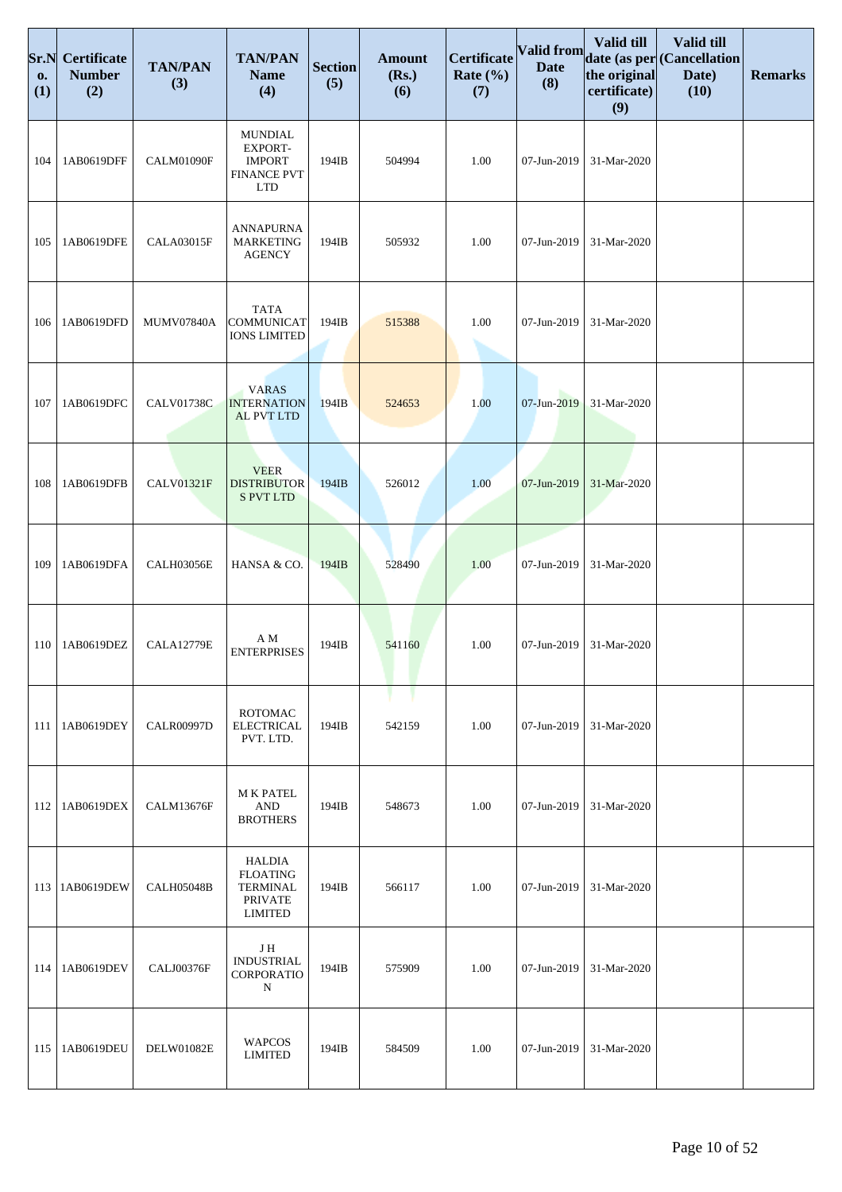| Sr.No. (1) | Certificate Number (2) | TAN/PAN (3) | TAN/PAN Name (4) | Section (5) | Amount (Rs.) (6) | Certificate Rate (%) (7) | Valid from Date (8) | Valid till date (as per the original certificate) (9) | Valid till (Cancellation Date) (10) | Remarks |
|---|---|---|---|---|---|---|---|---|---|---|
| 104 | 1AB0619DFF | CALM01090F | MUNDIAL EXPORT-IMPORT FINANCE PVT LTD | 194IB | 504994 | 1.00 | 07-Jun-2019 | 31-Mar-2020 | | |
| 105 | 1AB0619DFE | CALA03015F | ANNAPURNA MARKETING AGENCY | 194IB | 505932 | 1.00 | 07-Jun-2019 | 31-Mar-2020 | | |
| 106 | 1AB0619DFD | MUMV07840A | TATA COMMUNICATIONS LIMITED | 194IB | 515388 | 1.00 | 07-Jun-2019 | 31-Mar-2020 | | |
| 107 | 1AB0619DFC | CALV01738C | VARAS INTERNATIONAL PVT LTD | 194IB | 524653 | 1.00 | 07-Jun-2019 | 31-Mar-2020 | | |
| 108 | 1AB0619DFB | CALV01321F | VEER DISTRIBUTORS PVT LTD | 194IB | 526012 | 1.00 | 07-Jun-2019 | 31-Mar-2020 | | |
| 109 | 1AB0619DFA | CALH03056E | HANSA & CO. | 194IB | 528490 | 1.00 | 07-Jun-2019 | 31-Mar-2020 | | |
| 110 | 1AB0619DEZ | CALA12779E | A M ENTERPRISES | 194IB | 541160 | 1.00 | 07-Jun-2019 | 31-Mar-2020 | | |
| 111 | 1AB0619DEY | CALR00997D | ROTOMAC ELECTRICAL PVT. LTD. | 194IB | 542159 | 1.00 | 07-Jun-2019 | 31-Mar-2020 | | |
| 112 | 1AB0619DEX | CALM13676F | M K PATEL AND BROTHERS | 194IB | 548673 | 1.00 | 07-Jun-2019 | 31-Mar-2020 | | |
| 113 | 1AB0619DEW | CALH05048B | HALDIA FLOATING TERMINAL PRIVATE LIMITED | 194IB | 566117 | 1.00 | 07-Jun-2019 | 31-Mar-2020 | | |
| 114 | 1AB0619DEV | CALJ00376F | J H INDUSTRIAL CORPORATION | 194IB | 575909 | 1.00 | 07-Jun-2019 | 31-Mar-2020 | | |
| 115 | 1AB0619DEU | DELW01082E | WAPCOS LIMITED | 194IB | 584509 | 1.00 | 07-Jun-2019 | 31-Mar-2020 | | |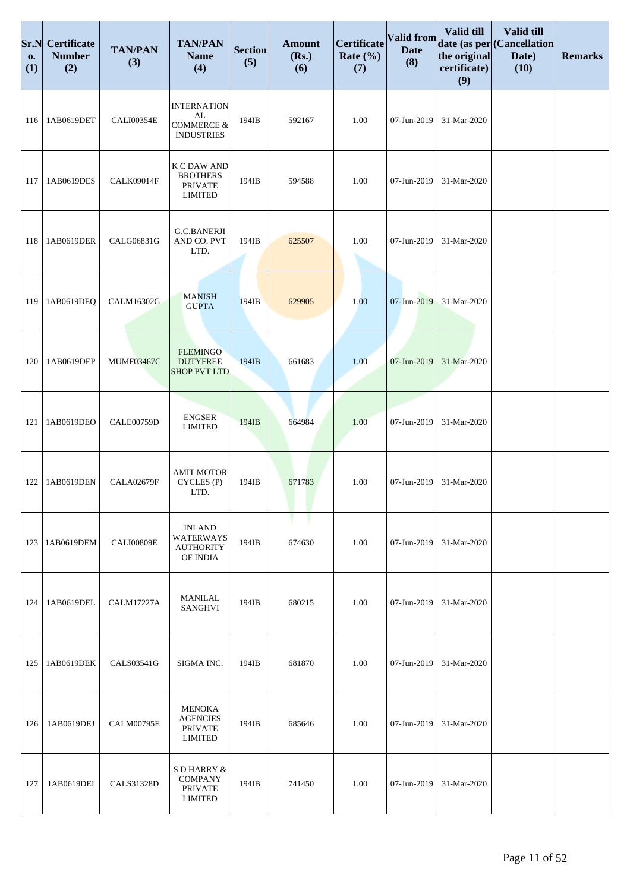| Sr.No. (1) | Certificate Number (2) | TAN/PAN (3) | TAN/PAN Name (4) | Section (5) | Amount (Rs.) (6) | Certificate Rate (%) (7) | Valid from Date (8) | Valid till date (as per the original certificate) (9) | Valid till (Cancellation Date) (10) | Remarks |
|---|---|---|---|---|---|---|---|---|---|---|
| 116 | 1AB0619DET | CALI00354E | INTERNATIONAL COMMERCE & INDUSTRIES | 194IB | 592167 | 1.00 | 07-Jun-2019 | 31-Mar-2020 | | |
| 117 | 1AB0619DES | CALK09014F | K C DAW AND BROTHERS PRIVATE LIMITED | 194IB | 594588 | 1.00 | 07-Jun-2019 | 31-Mar-2020 | | |
| 118 | 1AB0619DER | CALG06831G | G.C.BANERJI AND CO. PVT LTD. | 194IB | 625507 | 1.00 | 07-Jun-2019 | 31-Mar-2020 | | |
| 119 | 1AB0619DEQ | CALM16302G | MANISH GUPTA | 194IB | 629905 | 1.00 | 07-Jun-2019 | 31-Mar-2020 | | |
| 120 | 1AB0619DEP | MUMF03467C | FLEMINGO DUTYFREE SHOP PVT LTD | 194IB | 661683 | 1.00 | 07-Jun-2019 | 31-Mar-2020 | | |
| 121 | 1AB0619DEO | CALE00759D | ENGSER LIMITED | 194IB | 664984 | 1.00 | 07-Jun-2019 | 31-Mar-2020 | | |
| 122 | 1AB0619DEN | CALA02679F | AMIT MOTOR CYCLES (P) LTD. | 194IB | 671783 | 1.00 | 07-Jun-2019 | 31-Mar-2020 | | |
| 123 | 1AB0619DEM | CALI00809E | INLAND WATERWAYS AUTHORITY OF INDIA | 194IB | 674630 | 1.00 | 07-Jun-2019 | 31-Mar-2020 | | |
| 124 | 1AB0619DEL | CALM17227A | MANILAL SANGHVI | 194IB | 680215 | 1.00 | 07-Jun-2019 | 31-Mar-2020 | | |
| 125 | 1AB0619DEK | CALS03541G | SIGMA INC. | 194IB | 681870 | 1.00 | 07-Jun-2019 | 31-Mar-2020 | | |
| 126 | 1AB0619DEJ | CALM00795E | MENOKA AGENCIES PRIVATE LIMITED | 194IB | 685646 | 1.00 | 07-Jun-2019 | 31-Mar-2020 | | |
| 127 | 1AB0619DEI | CALS31328D | S D HARRY & COMPANY PRIVATE LIMITED | 194IB | 741450 | 1.00 | 07-Jun-2019 | 31-Mar-2020 | | |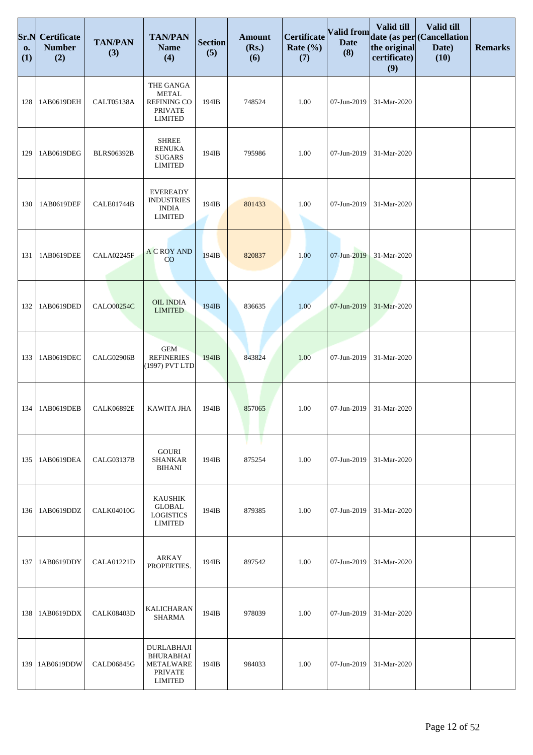| Sr.No. (1) | Certificate Number (2) | TAN/PAN (3) | TAN/PAN Name (4) | Section (5) | Amount (Rs.) (6) | Certificate Rate (%) (7) | Valid from Date (8) | Valid till date (as per the original certificate) (9) | Valid till (Cancellation Date) (10) | Remarks |
|---|---|---|---|---|---|---|---|---|---|---|
| 128 | 1AB0619DEH | CALT05138A | THE GANGA METAL REFINING CO PRIVATE LIMITED | 194IB | 748524 | 1.00 | 07-Jun-2019 | 31-Mar-2020 | | |
| 129 | 1AB0619DEG | BLRS06392B | SHREE RENUKA SUGARS LIMITED | 194IB | 795986 | 1.00 | 07-Jun-2019 | 31-Mar-2020 | | |
| 130 | 1AB0619DEF | CALE01744B | EVEREADY INDUSTRIES INDIA LIMITED | 194IB | 801433 | 1.00 | 07-Jun-2019 | 31-Mar-2020 | | |
| 131 | 1AB0619DEE | CALA02245F | A C ROY AND CO | 194IB | 820837 | 1.00 | 07-Jun-2019 | 31-Mar-2020 | | |
| 132 | 1AB0619DED | CALO00254C | OIL INDIA LIMITED | 194IB | 836635 | 1.00 | 07-Jun-2019 | 31-Mar-2020 | | |
| 133 | 1AB0619DEC | CALG02906B | GEM REFINERIES (1997) PVT LTD | 194IB | 843824 | 1.00 | 07-Jun-2019 | 31-Mar-2020 | | |
| 134 | 1AB0619DEB | CALK06892E | KAWITA JHA | 194IB | 857065 | 1.00 | 07-Jun-2019 | 31-Mar-2020 | | |
| 135 | 1AB0619DEA | CALG03137B | GOURI SHANKAR BIHANI | 194IB | 875254 | 1.00 | 07-Jun-2019 | 31-Mar-2020 | | |
| 136 | 1AB0619DDZ | CALK04010G | KAUSHIK GLOBAL LOGISTICS LIMITED | 194IB | 879385 | 1.00 | 07-Jun-2019 | 31-Mar-2020 | | |
| 137 | 1AB0619DDY | CALA01221D | ARKAY PROPERTIES. | 194IB | 897542 | 1.00 | 07-Jun-2019 | 31-Mar-2020 | | |
| 138 | 1AB0619DDX | CALK08403D | KALICHARAN SHARMA | 194IB | 978039 | 1.00 | 07-Jun-2019 | 31-Mar-2020 | | |
| 139 | 1AB0619DDW | CALD06845G | DURLABHAJI BHURABHAI METALWARE PRIVATE LIMITED | 194IB | 984033 | 1.00 | 07-Jun-2019 | 31-Mar-2020 | | |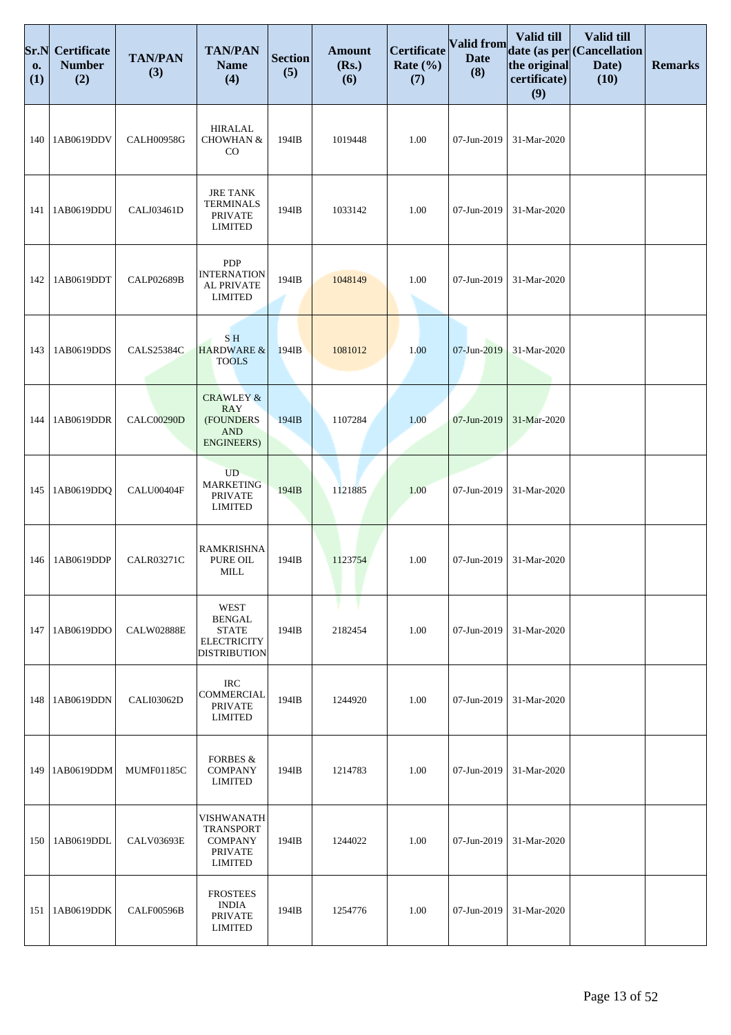| Sr.No. (1) | Certificate Number (2) | TAN/PAN (3) | TAN/PAN Name (4) | Section (5) | Amount (Rs.) (6) | Certificate Rate (%) (7) | Valid from Date (8) | Valid till date (as per the original certificate) (9) | Valid till (Cancellation Date) (10) | Remarks |
|---|---|---|---|---|---|---|---|---|---|---|
| 140 | 1AB0619DDV | CALH00958G | HIRALAL CHOWHAN & CO | 194IB | 1019448 | 1.00 | 07-Jun-2019 | 31-Mar-2020 | | |
| 141 | 1AB0619DDU | CALJ03461D | JRE TANK TERMINALS PRIVATE LIMITED | 194IB | 1033142 | 1.00 | 07-Jun-2019 | 31-Mar-2020 | | |
| 142 | 1AB0619DDT | CALP02689B | PDP INTERNATIONAL PRIVATE LIMITED | 194IB | 1048149 | 1.00 | 07-Jun-2019 | 31-Mar-2020 | | |
| 143 | 1AB0619DDS | CALS25384C | S H HARDWARE & TOOLS | 194IB | 1081012 | 1.00 | 07-Jun-2019 | 31-Mar-2020 | | |
| 144 | 1AB0619DDR | CALC00290D | CRAWLEY & RAY (FOUNDERS AND ENGINEERS) | 194IB | 1107284 | 1.00 | 07-Jun-2019 | 31-Mar-2020 | | |
| 145 | 1AB0619DDQ | CALU00404F | UD MARKETING PRIVATE LIMITED | 194IB | 1121885 | 1.00 | 07-Jun-2019 | 31-Mar-2020 | | |
| 146 | 1AB0619DDP | CALR03271C | RAMKRISHNA PURE OIL MILL | 194IB | 1123754 | 1.00 | 07-Jun-2019 | 31-Mar-2020 | | |
| 147 | 1AB0619DDO | CALW02888E | WEST BENGAL STATE ELECTRICITY DISTRIBUTION | 194IB | 2182454 | 1.00 | 07-Jun-2019 | 31-Mar-2020 | | |
| 148 | 1AB0619DDN | CALI03062D | IRC COMMERCIAL PRIVATE LIMITED | 194IB | 1244920 | 1.00 | 07-Jun-2019 | 31-Mar-2020 | | |
| 149 | 1AB0619DDM | MUMF01185C | FORBES & COMPANY LIMITED | 194IB | 1214783 | 1.00 | 07-Jun-2019 | 31-Mar-2020 | | |
| 150 | 1AB0619DDL | CALV03693E | VISHWANATH TRANSPORT COMPANY PRIVATE LIMITED | 194IB | 1244022 | 1.00 | 07-Jun-2019 | 31-Mar-2020 | | |
| 151 | 1AB0619DDK | CALF00596B | FROSTEES INDIA PRIVATE LIMITED | 194IB | 1254776 | 1.00 | 07-Jun-2019 | 31-Mar-2020 | | |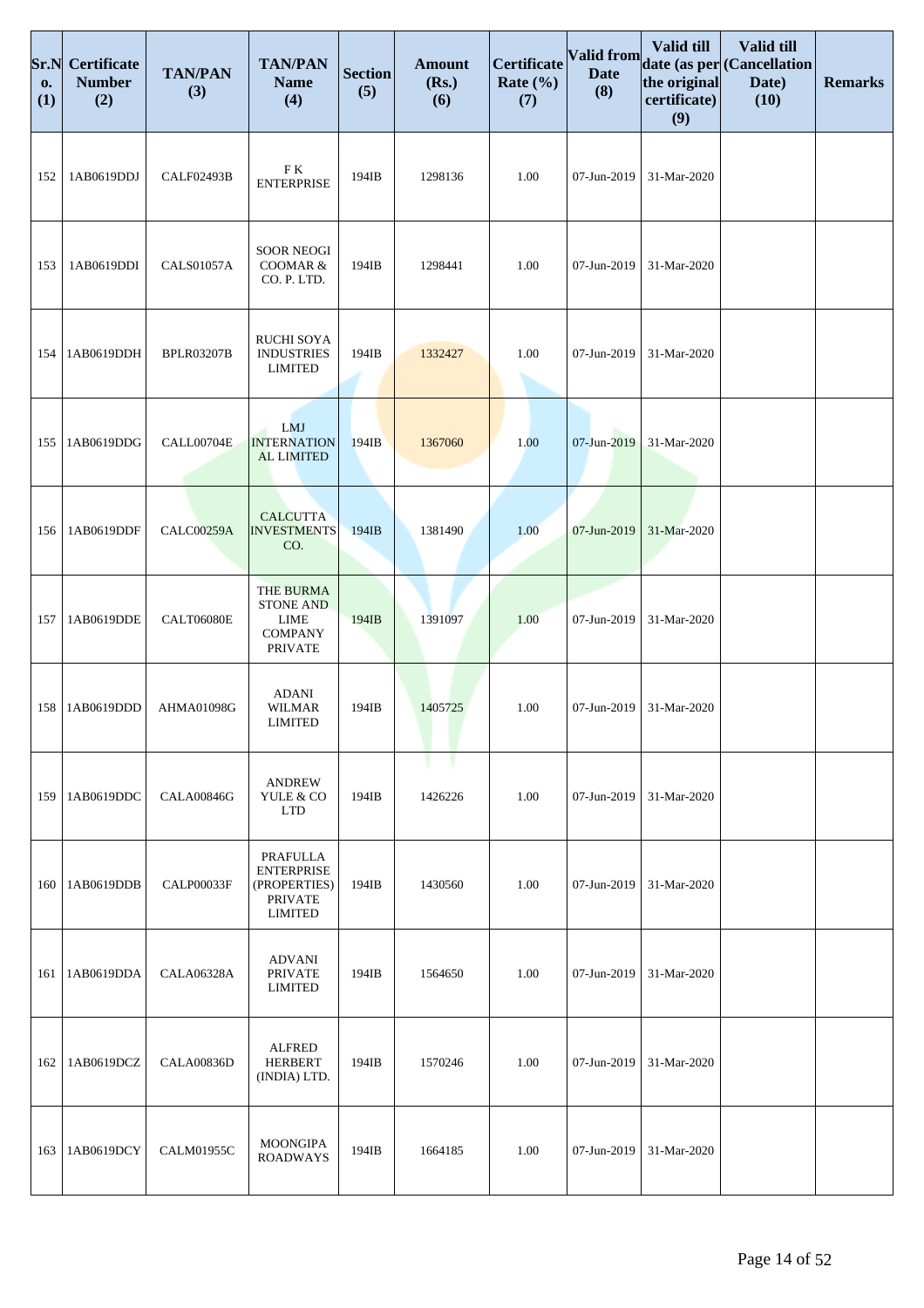| Sr.No. (1) | Certificate Number (2) | TAN/PAN (3) | TAN/PAN Name (4) | Section (5) | Amount (Rs.) (6) | Certificate Rate (%) (7) | Valid from Date (8) | Valid till date (as per the original certificate) (9) | Valid till (Cancellation Date) (10) | Remarks |
|---|---|---|---|---|---|---|---|---|---|---|
| 152 | 1AB0619DDJ | CALF02493B | F K ENTERPRISE | 194IB | 1298136 | 1.00 | 07-Jun-2019 | 31-Mar-2020 | | |
| 153 | 1AB0619DDI | CALS01057A | SOOR NEOGI COOMAR & CO. P. LTD. | 194IB | 1298441 | 1.00 | 07-Jun-2019 | 31-Mar-2020 | | |
| 154 | 1AB0619DDH | BPLR03207B | RUCHI SOYA INDUSTRIES LIMITED | 194IB | 1332427 | 1.00 | 07-Jun-2019 | 31-Mar-2020 | | |
| 155 | 1AB0619DDG | CALL00704E | LMJ INTERNATION AL LIMITED | 194IB | 1367060 | 1.00 | 07-Jun-2019 | 31-Mar-2020 | | |
| 156 | 1AB0619DDF | CALC00259A | CALCUTTA INVESTMENTS CO. | 194IB | 1381490 | 1.00 | 07-Jun-2019 | 31-Mar-2020 | | |
| 157 | 1AB0619DDE | CALT06080E | THE BURMA STONE AND LIME COMPANY PRIVATE | 194IB | 1391097 | 1.00 | 07-Jun-2019 | 31-Mar-2020 | | |
| 158 | 1AB0619DDD | AHMA01098G | ADANI WILMAR LIMITED | 194IB | 1405725 | 1.00 | 07-Jun-2019 | 31-Mar-2020 | | |
| 159 | 1AB0619DDC | CALA00846G | ANDREW YULE & CO LTD | 194IB | 1426226 | 1.00 | 07-Jun-2019 | 31-Mar-2020 | | |
| 160 | 1AB0619DDB | CALP00033F | PRAFULLA ENTERPRISE (PROPERTIES) PRIVATE LIMITED | 194IB | 1430560 | 1.00 | 07-Jun-2019 | 31-Mar-2020 | | |
| 161 | 1AB0619DDA | CALA06328A | ADVANI PRIVATE LIMITED | 194IB | 1564650 | 1.00 | 07-Jun-2019 | 31-Mar-2020 | | |
| 162 | 1AB0619DCZ | CALA00836D | ALFRED HERBERT (INDIA) LTD. | 194IB | 1570246 | 1.00 | 07-Jun-2019 | 31-Mar-2020 | | |
| 163 | 1AB0619DCY | CALM01955C | MOONGIPA ROADWAYS | 194IB | 1664185 | 1.00 | 07-Jun-2019 | 31-Mar-2020 | | |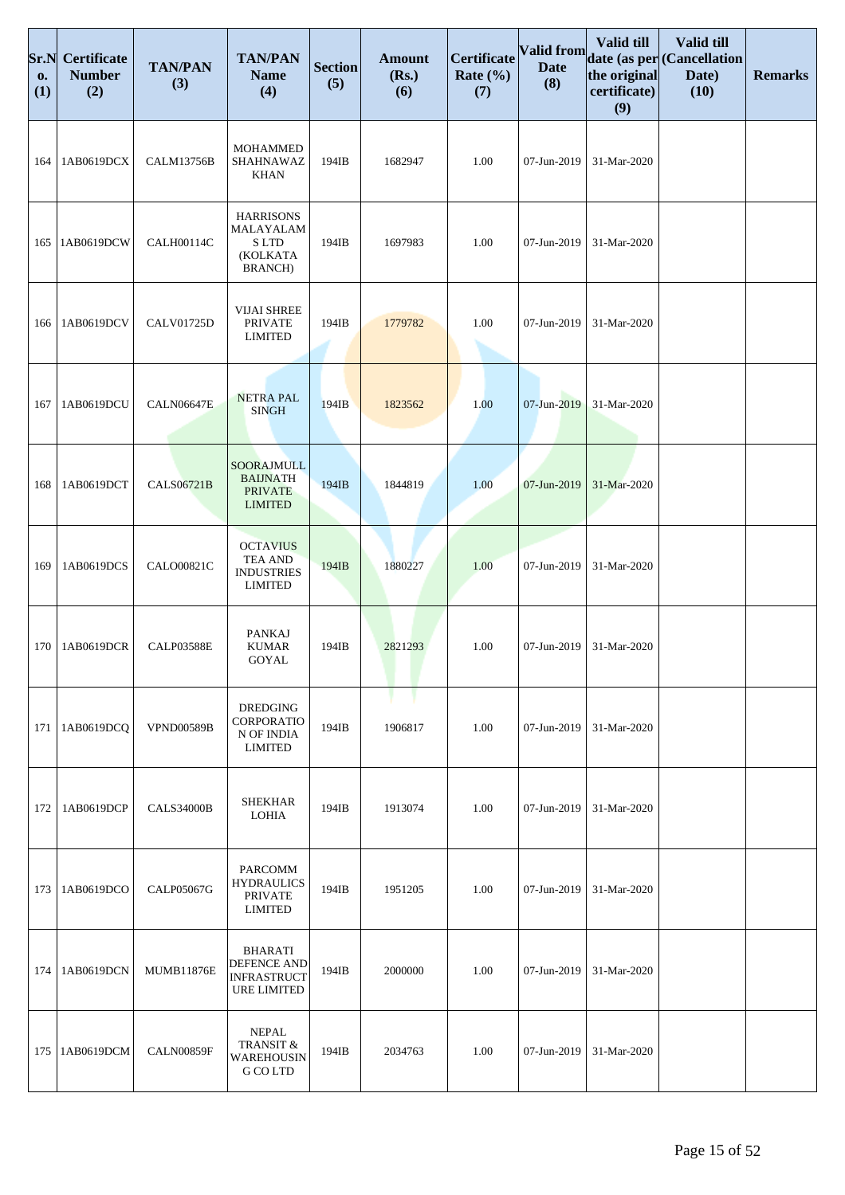| Sr.No. (1) | Certificate Number (2) | TAN/PAN (3) | TAN/PAN Name (4) | Section (5) | Amount (Rs.) (6) | Certificate Rate (%) (7) | Valid from Date (8) | Valid till date (as per the original certificate) (9) | Valid till (Cancellation Date) (10) | Remarks |
|---|---|---|---|---|---|---|---|---|---|---|
| 164 | 1AB0619DCX | CALM13756B | MOHAMMED SHAHNAWAZ KHAN | 194IB | 1682947 | 1.00 | 07-Jun-2019 | 31-Mar-2020 | | |
| 165 | 1AB0619DCW | CALH00114C | HARRISONS MALAYALAM S LTD (KOLKATA BRANCH) | 194IB | 1697983 | 1.00 | 07-Jun-2019 | 31-Mar-2020 | | |
| 166 | 1AB0619DCV | CALV01725D | VIJAI SHREE PRIVATE LIMITED | 194IB | 1779782 | 1.00 | 07-Jun-2019 | 31-Mar-2020 | | |
| 167 | 1AB0619DCU | CALN06647E | NETRA PAL SINGH | 194IB | 1823562 | 1.00 | 07-Jun-2019 | 31-Mar-2020 | | |
| 168 | 1AB0619DCT | CALS06721B | SOORAJMULL BAIJNATH PRIVATE LIMITED | 194IB | 1844819 | 1.00 | 07-Jun-2019 | 31-Mar-2020 | | |
| 169 | 1AB0619DCS | CALO00821C | OCTAVIUS TEA AND INDUSTRIES LIMITED | 194IB | 1880227 | 1.00 | 07-Jun-2019 | 31-Mar-2020 | | |
| 170 | 1AB0619DCR | CALP03588E | PANKAJ KUMAR GOYAL | 194IB | 2821293 | 1.00 | 07-Jun-2019 | 31-Mar-2020 | | |
| 171 | 1AB0619DCQ | VPND00589B | DREDGING CORPORATIO N OF INDIA LIMITED | 194IB | 1906817 | 1.00 | 07-Jun-2019 | 31-Mar-2020 | | |
| 172 | 1AB0619DCP | CALS34000B | SHEKHAR LOHIA | 194IB | 1913074 | 1.00 | 07-Jun-2019 | 31-Mar-2020 | | |
| 173 | 1AB0619DCO | CALP05067G | PARCOMM HYDRAULICS PRIVATE LIMITED | 194IB | 1951205 | 1.00 | 07-Jun-2019 | 31-Mar-2020 | | |
| 174 | 1AB0619DCN | MUMB11876E | BHARATI DEFENCE AND INFRASTRUCT URE LIMITED | 194IB | 2000000 | 1.00 | 07-Jun-2019 | 31-Mar-2020 | | |
| 175 | 1AB0619DCM | CALN00859F | NEPAL TRANSIT & WAREHOUSIN G CO LTD | 194IB | 2034763 | 1.00 | 07-Jun-2019 | 31-Mar-2020 | | |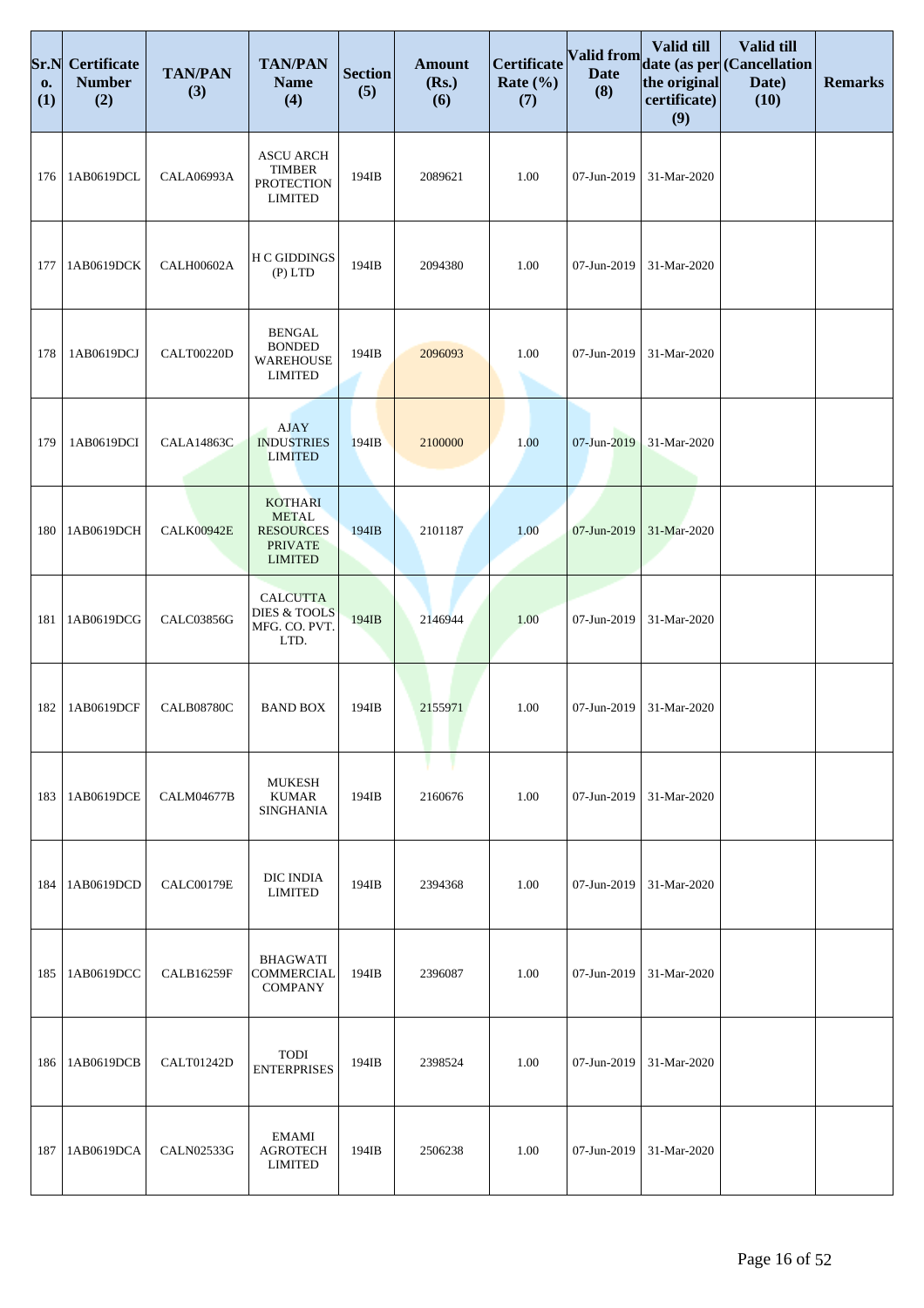| Sr.No. (1) | Certificate Number (2) | TAN/PAN (3) | TAN/PAN Name (4) | Section (5) | Amount (Rs.) (6) | Certificate Rate (%) (7) | Valid from Date (8) | Valid till date (as per the original certificate) (9) | Valid till (Cancellation Date) (10) | Remarks |
|---|---|---|---|---|---|---|---|---|---|---|
| 176 | 1AB0619DCL | CALA06993A | ASCU ARCH TIMBER PROTECTION LIMITED | 194IB | 2089621 | 1.00 | 07-Jun-2019 | 31-Mar-2020 | | |
| 177 | 1AB0619DCK | CALH00602A | H C GIDDINGS (P) LTD | 194IB | 2094380 | 1.00 | 07-Jun-2019 | 31-Mar-2020 | | |
| 178 | 1AB0619DCJ | CALT00220D | BENGAL BONDED WAREHOUSE LIMITED | 194IB | 2096093 | 1.00 | 07-Jun-2019 | 31-Mar-2020 | | |
| 179 | 1AB0619DCI | CALA14863C | AJAY INDUSTRIES LIMITED | 194IB | 2100000 | 1.00 | 07-Jun-2019 | 31-Mar-2020 | | |
| 180 | 1AB0619DCH | CALK00942E | KOTHARI METAL RESOURCES PRIVATE LIMITED | 194IB | 2101187 | 1.00 | 07-Jun-2019 | 31-Mar-2020 | | |
| 181 | 1AB0619DCG | CALC03856G | CALCUTTA DIES & TOOLS MFG. CO. PVT. LTD. | 194IB | 2146944 | 1.00 | 07-Jun-2019 | 31-Mar-2020 | | |
| 182 | 1AB0619DCF | CALB08780C | BAND BOX | 194IB | 2155971 | 1.00 | 07-Jun-2019 | 31-Mar-2020 | | |
| 183 | 1AB0619DCE | CALM04677B | MUKESH KUMAR SINGHANIA | 194IB | 2160676 | 1.00 | 07-Jun-2019 | 31-Mar-2020 | | |
| 184 | 1AB0619DCD | CALC00179E | DIC INDIA LIMITED | 194IB | 2394368 | 1.00 | 07-Jun-2019 | 31-Mar-2020 | | |
| 185 | 1AB0619DCC | CALB16259F | BHAGWATI COMMERCIAL COMPANY | 194IB | 2396087 | 1.00 | 07-Jun-2019 | 31-Mar-2020 | | |
| 186 | 1AB0619DCB | CALT01242D | TODI ENTERPRISES | 194IB | 2398524 | 1.00 | 07-Jun-2019 | 31-Mar-2020 | | |
| 187 | 1AB0619DCA | CALN02533G | EMAMI AGROTECH LIMITED | 194IB | 2506238 | 1.00 | 07-Jun-2019 | 31-Mar-2020 | | |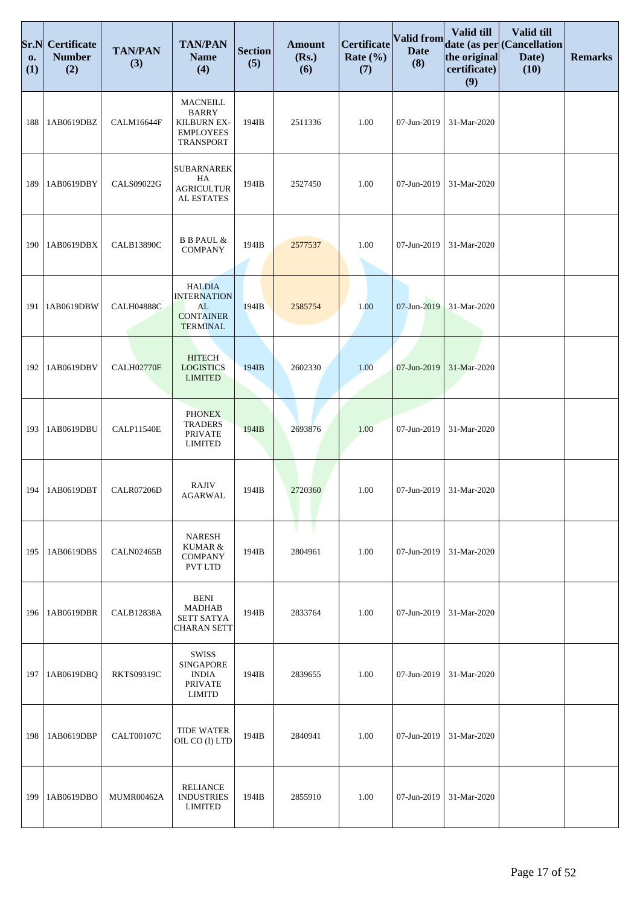| Sr.No. (1) | Certificate Number (2) | TAN/PAN (3) | TAN/PAN Name (4) | Section (5) | Amount (Rs.) (6) | Certificate Rate (%) (7) | Valid from Date (8) | Valid till date (as per the original certificate) (9) | Valid till (Cancellation Date) (10) | Remarks |
|---|---|---|---|---|---|---|---|---|---|---|
| 188 | 1AB0619DBZ | CALM16644F | MACNEILL BARRY KILBURN EX-EMPLOYEES TRANSPORT | 194IB | 2511336 | 1.00 | 07-Jun-2019 | 31-Mar-2020 | | |
| 189 | 1AB0619DBY | CALS09022G | SUBARNAREKHA AGRICULTURAL ESTATES | 194IB | 2527450 | 1.00 | 07-Jun-2019 | 31-Mar-2020 | | |
| 190 | 1AB0619DBX | CALB13890C | B B PAUL & COMPANY | 194IB | 2577537 | 1.00 | 07-Jun-2019 | 31-Mar-2020 | | |
| 191 | 1AB0619DBW | CALH04888C | HALDIA INTERNATIONAL CONTAINER TERMINAL | 194IB | 2585754 | 1.00 | 07-Jun-2019 | 31-Mar-2020 | | |
| 192 | 1AB0619DBV | CALH02770F | HITECH LOGISTICS LIMITED | 194IB | 2602330 | 1.00 | 07-Jun-2019 | 31-Mar-2020 | | |
| 193 | 1AB0619DBU | CALP11540E | PHONEX TRADERS PRIVATE LIMITED | 194IB | 2693876 | 1.00 | 07-Jun-2019 | 31-Mar-2020 | | |
| 194 | 1AB0619DBT | CALR07206D | RAJIV AGARWAL | 194IB | 2720360 | 1.00 | 07-Jun-2019 | 31-Mar-2020 | | |
| 195 | 1AB0619DBS | CALN02465B | NARESH KUMAR & COMPANY PVT LTD | 194IB | 2804961 | 1.00 | 07-Jun-2019 | 31-Mar-2020 | | |
| 196 | 1AB0619DBR | CALB12838A | BENI MADHAB SETT SATYA CHARAN SETT | 194IB | 2833764 | 1.00 | 07-Jun-2019 | 31-Mar-2020 | | |
| 197 | 1AB0619DBQ | RKTS09319C | SWISS SINGAPORE INDIA PRIVATE LIMITD | 194IB | 2839655 | 1.00 | 07-Jun-2019 | 31-Mar-2020 | | |
| 198 | 1AB0619DBP | CALT00107C | TIDE WATER OIL CO (I) LTD | 194IB | 2840941 | 1.00 | 07-Jun-2019 | 31-Mar-2020 | | |
| 199 | 1AB0619DBO | MUMR00462A | RELIANCE INDUSTRIES LIMITED | 194IB | 2855910 | 1.00 | 07-Jun-2019 | 31-Mar-2020 | | |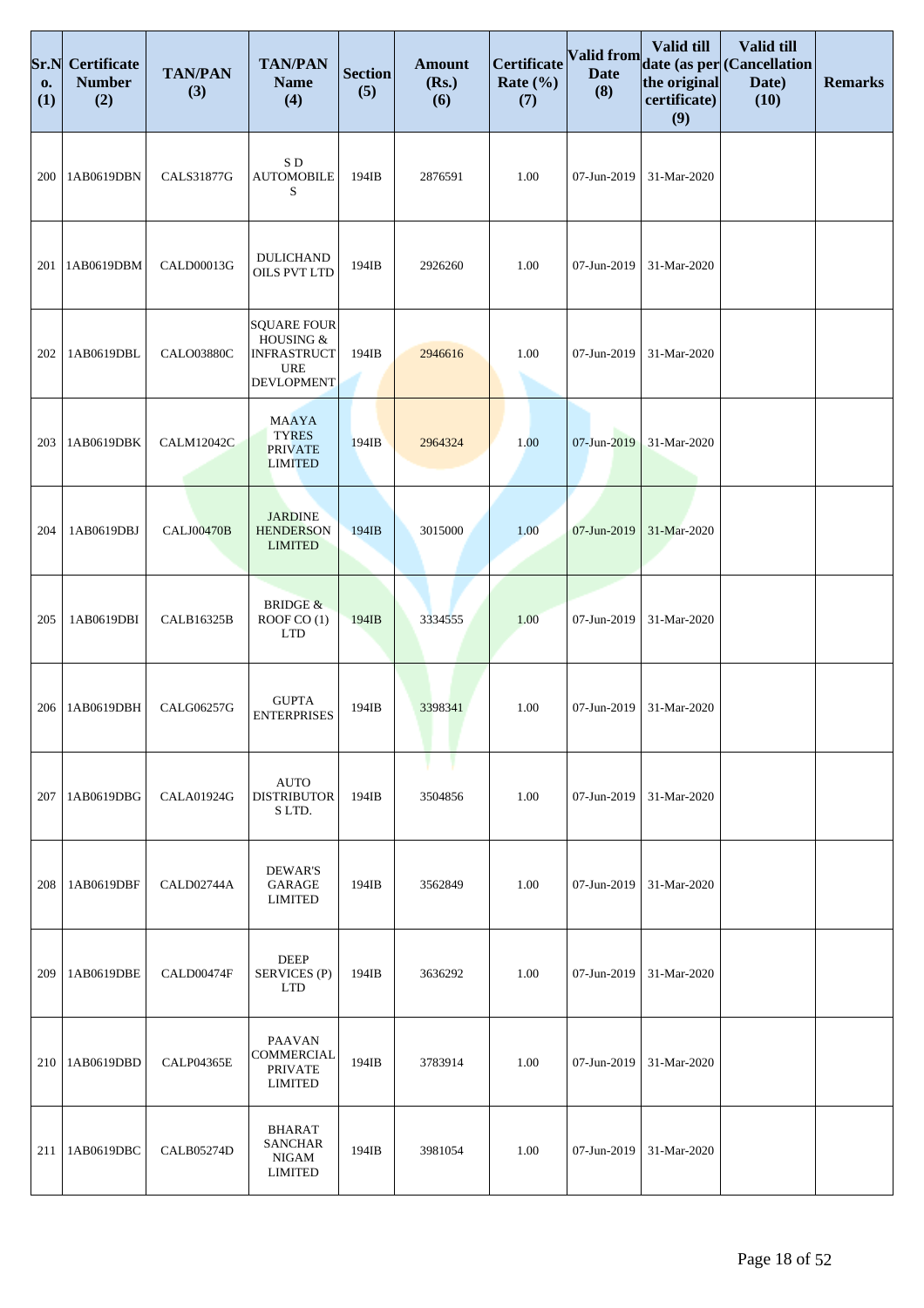| Sr.No. (1) | Certificate Number (2) | TAN/PAN (3) | TAN/PAN Name (4) | Section (5) | Amount (Rs.) (6) | Certificate Rate (%) (7) | Valid from Date (8) | Valid till date (as per the original certificate) (9) | Valid till (Cancellation Date) (10) | Remarks |
|---|---|---|---|---|---|---|---|---|---|---|
| 200 | 1AB0619DBN | CALS31877G | S D AUTOMOBILES | 194IB | 2876591 | 1.00 | 07-Jun-2019 | 31-Mar-2020 | | |
| 201 | 1AB0619DBM | CALD00013G | DULICHAND OILS PVT LTD | 194IB | 2926260 | 1.00 | 07-Jun-2019 | 31-Mar-2020 | | |
| 202 | 1AB0619DBL | CALO03880C | SQUARE FOUR HOUSING & INFRASTRUCTURE DEVLOPMENT | 194IB | 2946616 | 1.00 | 07-Jun-2019 | 31-Mar-2020 | | |
| 203 | 1AB0619DBK | CALM12042C | MAAYA TYRES PRIVATE LIMITED | 194IB | 2964324 | 1.00 | 07-Jun-2019 | 31-Mar-2020 | | |
| 204 | 1AB0619DBJ | CALJ00470B | JARDINE HENDERSON LIMITED | 194IB | 3015000 | 1.00 | 07-Jun-2019 | 31-Mar-2020 | | |
| 205 | 1AB0619DBI | CALB16325B | BRIDGE & ROOF CO (1) LTD | 194IB | 3334555 | 1.00 | 07-Jun-2019 | 31-Mar-2020 | | |
| 206 | 1AB0619DBH | CALG06257G | GUPTA ENTERPRISES | 194IB | 3398341 | 1.00 | 07-Jun-2019 | 31-Mar-2020 | | |
| 207 | 1AB0619DBG | CALA01924G | AUTO DISTRIBUTORS LTD. | 194IB | 3504856 | 1.00 | 07-Jun-2019 | 31-Mar-2020 | | |
| 208 | 1AB0619DBF | CALD02744A | DEWAR'S GARAGE LIMITED | 194IB | 3562849 | 1.00 | 07-Jun-2019 | 31-Mar-2020 | | |
| 209 | 1AB0619DBE | CALD00474F | DEEP SERVICES (P) LTD | 194IB | 3636292 | 1.00 | 07-Jun-2019 | 31-Mar-2020 | | |
| 210 | 1AB0619DBD | CALP04365E | PAAVAN COMMERCIAL PRIVATE LIMITED | 194IB | 3783914 | 1.00 | 07-Jun-2019 | 31-Mar-2020 | | |
| 211 | 1AB0619DBC | CALB05274D | BHARAT SANCHAR NIGAM LIMITED | 194IB | 3981054 | 1.00 | 07-Jun-2019 | 31-Mar-2020 | | |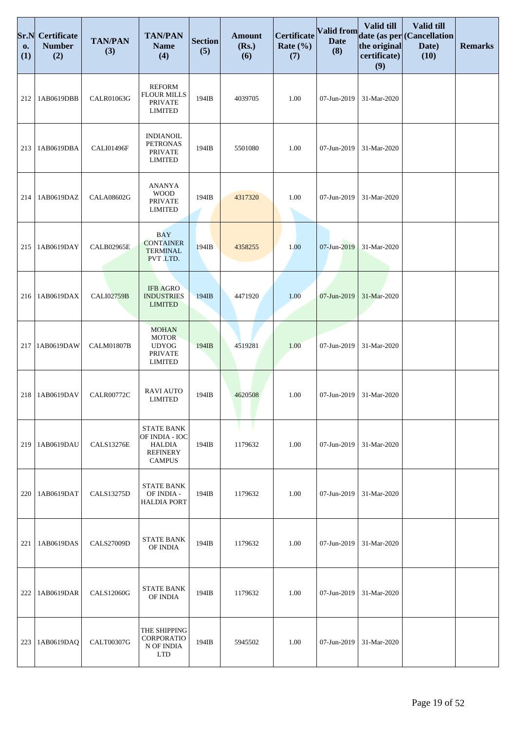| Sr.No. (1) | Certificate Number (2) | TAN/PAN (3) | TAN/PAN Name (4) | Section (5) | Amount (Rs.) (6) | Certificate Rate (%) (7) | Valid from Date (8) | Valid till date (as per the original certificate) (9) | Valid till (Cancellation Date) (10) | Remarks |
|---|---|---|---|---|---|---|---|---|---|---|
| 212 | 1AB0619DBB | CALR01063G | REFORM FLOUR MILLS PRIVATE LIMITED | 194IB | 4039705 | 1.00 | 07-Jun-2019 | 31-Mar-2020 | | |
| 213 | 1AB0619DBA | CALI01496F | INDIANOIL PETRONAS PRIVATE LIMITED | 194IB | 5501080 | 1.00 | 07-Jun-2019 | 31-Mar-2020 | | |
| 214 | 1AB0619DAZ | CALA08602G | ANANYA WOOD PRIVATE LIMITED | 194IB | 4317320 | 1.00 | 07-Jun-2019 | 31-Mar-2020 | | |
| 215 | 1AB0619DAY | CALB02965E | BAY CONTAINER TERMINAL PVT .LTD. | 194IB | 4358255 | 1.00 | 07-Jun-2019 | 31-Mar-2020 | | |
| 216 | 1AB0619DAX | CALI02759B | IFB AGRO INDUSTRIES LIMITED | 194IB | 4471920 | 1.00 | 07-Jun-2019 | 31-Mar-2020 | | |
| 217 | 1AB0619DAW | CALM01807B | MOHAN MOTOR UDYOG PRIVATE LIMITED | 194IB | 4519281 | 1.00 | 07-Jun-2019 | 31-Mar-2020 | | |
| 218 | 1AB0619DAV | CALR00772C | RAVI AUTO LIMITED | 194IB | 4620508 | 1.00 | 07-Jun-2019 | 31-Mar-2020 | | |
| 219 | 1AB0619DAU | CALS13276E | STATE BANK OF INDIA - IOC HALDIA REFINERY CAMPUS | 194IB | 1179632 | 1.00 | 07-Jun-2019 | 31-Mar-2020 | | |
| 220 | 1AB0619DAT | CALS13275D | STATE BANK OF INDIA - HALDIA PORT | 194IB | 1179632 | 1.00 | 07-Jun-2019 | 31-Mar-2020 | | |
| 221 | 1AB0619DAS | CALS27009D | STATE BANK OF INDIA | 194IB | 1179632 | 1.00 | 07-Jun-2019 | 31-Mar-2020 | | |
| 222 | 1AB0619DAR | CALS12060G | STATE BANK OF INDIA | 194IB | 1179632 | 1.00 | 07-Jun-2019 | 31-Mar-2020 | | |
| 223 | 1AB0619DAQ | CALT00307G | THE SHIPPING CORPORATION OF INDIA LTD | 194IB | 5945502 | 1.00 | 07-Jun-2019 | 31-Mar-2020 | | |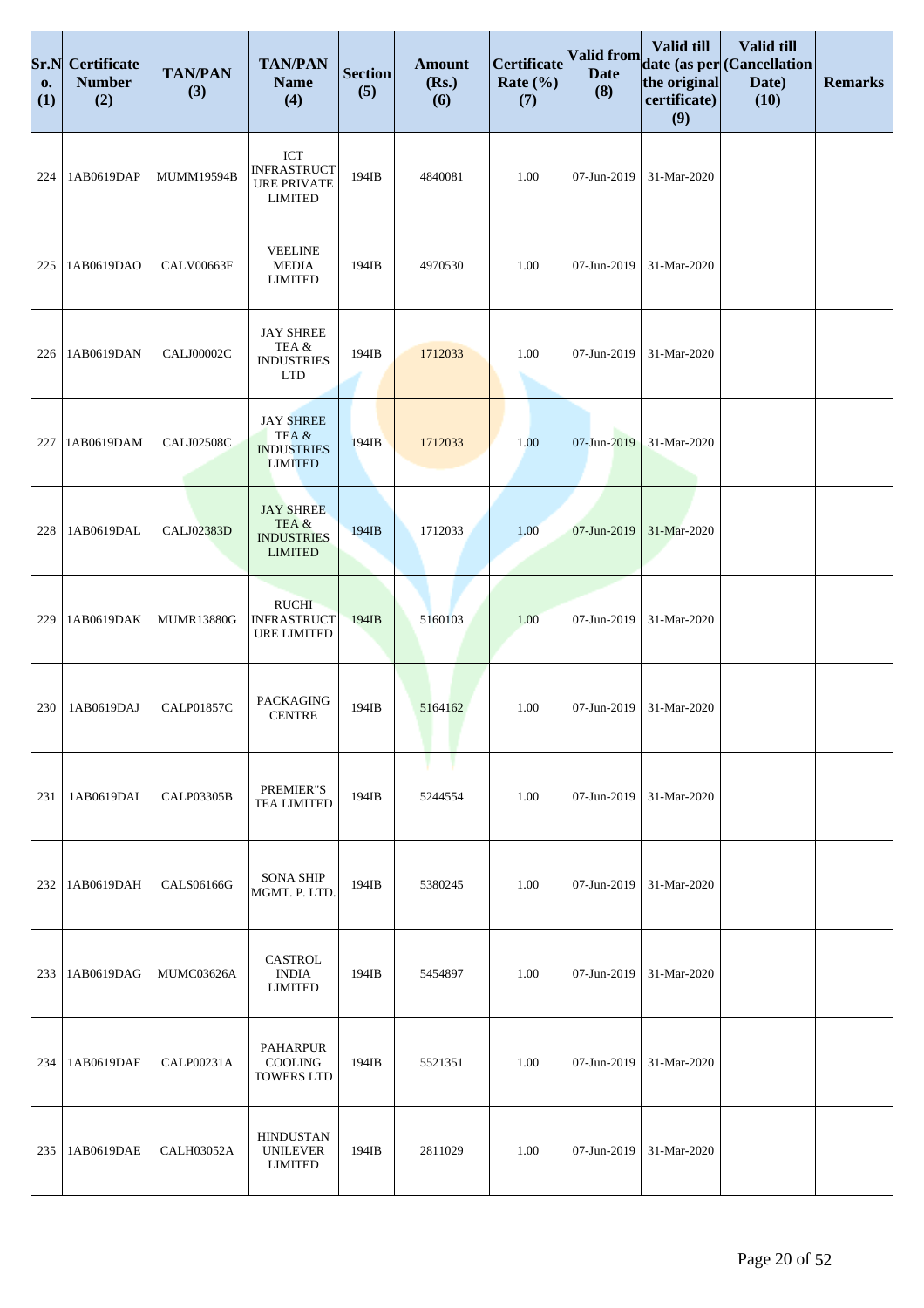| Sr.No. (1) | Certificate Number (2) | TAN/PAN (3) | TAN/PAN Name (4) | Section (5) | Amount (Rs.) (6) | Certificate Rate (%) (7) | Valid from Date (8) | Valid till date (as per the original certificate) (9) | Valid till (Cancellation Date) (10) | Remarks |
|---|---|---|---|---|---|---|---|---|---|---|
| 224 | 1AB0619DAP | MUMM19594B | ICT INFRASTRUCTURE PRIVATE LIMITED | 194IB | 4840081 | 1.00 | 07-Jun-2019 | 31-Mar-2020 | | |
| 225 | 1AB0619DAO | CALV00663F | VEELINE MEDIA LIMITED | 194IB | 4970530 | 1.00 | 07-Jun-2019 | 31-Mar-2020 | | |
| 226 | 1AB0619DAN | CALJ00002C | JAY SHREE TEA & INDUSTRIES LTD | 194IB | 1712033 | 1.00 | 07-Jun-2019 | 31-Mar-2020 | | |
| 227 | 1AB0619DAM | CALJ02508C | JAY SHREE TEA & INDUSTRIES LIMITED | 194IB | 1712033 | 1.00 | 07-Jun-2019 | 31-Mar-2020 | | |
| 228 | 1AB0619DAL | CALJ02383D | JAY SHREE TEA & INDUSTRIES LIMITED | 194IB | 1712033 | 1.00 | 07-Jun-2019 | 31-Mar-2020 | | |
| 229 | 1AB0619DAK | MUMR13880G | RUCHI INFRASTRUCTURE LIMITED | 194IB | 5160103 | 1.00 | 07-Jun-2019 | 31-Mar-2020 | | |
| 230 | 1AB0619DAJ | CALP01857C | PACKAGING CENTRE | 194IB | 5164162 | 1.00 | 07-Jun-2019 | 31-Mar-2020 | | |
| 231 | 1AB0619DAI | CALP03305B | PREMIER"S TEA LIMITED | 194IB | 5244554 | 1.00 | 07-Jun-2019 | 31-Mar-2020 | | |
| 232 | 1AB0619DAH | CALS06166G | SONA SHIP MGMT. P. LTD. | 194IB | 5380245 | 1.00 | 07-Jun-2019 | 31-Mar-2020 | | |
| 233 | 1AB0619DAG | MUMC03626A | CASTROL INDIA LIMITED | 194IB | 5454897 | 1.00 | 07-Jun-2019 | 31-Mar-2020 | | |
| 234 | 1AB0619DAF | CALP00231A | PAHARPUR COOLING TOWERS LTD | 194IB | 5521351 | 1.00 | 07-Jun-2019 | 31-Mar-2020 | | |
| 235 | 1AB0619DAE | CALH03052A | HINDUSTAN UNILEVER LIMITED | 194IB | 2811029 | 1.00 | 07-Jun-2019 | 31-Mar-2020 | | |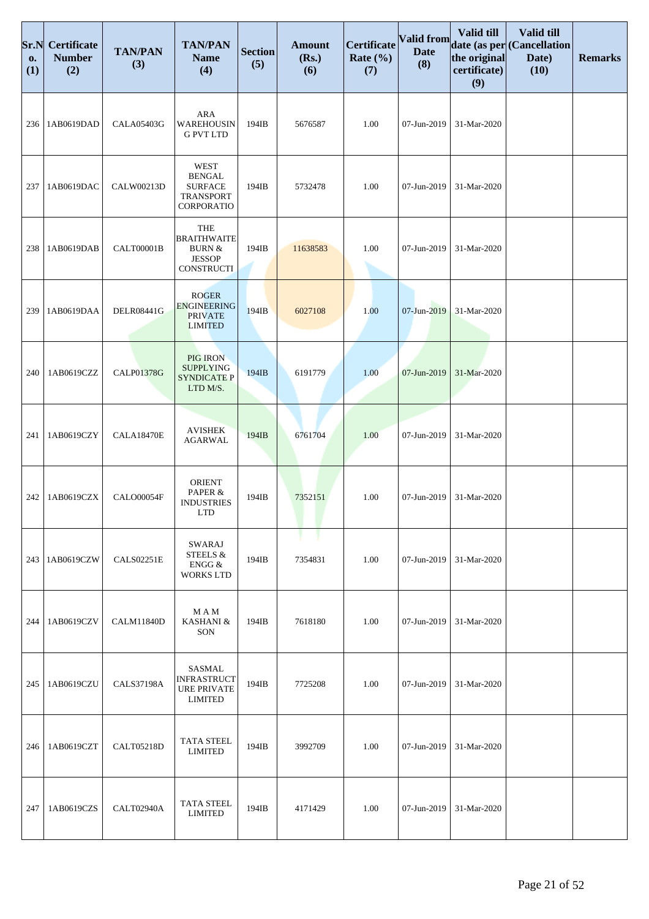| Sr.No. (1) | Certificate Number (2) | TAN/PAN (3) | TAN/PAN Name (4) | Section (5) | Amount (Rs.) (6) | Certificate Rate (%) (7) | Valid from Date (8) | Valid till date (as per the original certificate) (9) | Valid till (Cancellation Date) (10) | Remarks |
|---|---|---|---|---|---|---|---|---|---|---|
| 236 | 1AB0619DAD | CALA05403G | ARA WAREHOUSIN G PVT LTD | 194IB | 5676587 | 1.00 | 07-Jun-2019 | 31-Mar-2020 | | |
| 237 | 1AB0619DAC | CALW00213D | WEST BENGAL SURFACE TRANSPORT CORPORATIO | 194IB | 5732478 | 1.00 | 07-Jun-2019 | 31-Mar-2020 | | |
| 238 | 1AB0619DAB | CALT00001B | THE BRAITHWAITE BURN & JESSOP CONSTRUCTI | 194IB | 11638583 | 1.00 | 07-Jun-2019 | 31-Mar-2020 | | |
| 239 | 1AB0619DAA | DELR08441G | ROGER ENGINEERING PRIVATE LIMITED | 194IB | 6027108 | 1.00 | 07-Jun-2019 | 31-Mar-2020 | | |
| 240 | 1AB0619CZZ | CALP01378G | PIG IRON SUPPLYING SYNDICATE P LTD M/S. | 194IB | 6191779 | 1.00 | 07-Jun-2019 | 31-Mar-2020 | | |
| 241 | 1AB0619CZY | CALA18470E | AVISHEK AGARWAL | 194IB | 6761704 | 1.00 | 07-Jun-2019 | 31-Mar-2020 | | |
| 242 | 1AB0619CZX | CALO00054F | ORIENT PAPER & INDUSTRIES LTD | 194IB | 7352151 | 1.00 | 07-Jun-2019 | 31-Mar-2020 | | |
| 243 | 1AB0619CZW | CALS02251E | SWARAJ STEELS & ENGG & WORKS LTD | 194IB | 7354831 | 1.00 | 07-Jun-2019 | 31-Mar-2020 | | |
| 244 | 1AB0619CZV | CALM11840D | M A M KASHANI & SON | 194IB | 7618180 | 1.00 | 07-Jun-2019 | 31-Mar-2020 | | |
| 245 | 1AB0619CZU | CALS37198A | SASMAL INFRASTRUCT URE PRIVATE LIMITED | 194IB | 7725208 | 1.00 | 07-Jun-2019 | 31-Mar-2020 | | |
| 246 | 1AB0619CZT | CALT05218D | TATA STEEL LIMITED | 194IB | 3992709 | 1.00 | 07-Jun-2019 | 31-Mar-2020 | | |
| 247 | 1AB0619CZS | CALT02940A | TATA STEEL LIMITED | 194IB | 4171429 | 1.00 | 07-Jun-2019 | 31-Mar-2020 | | |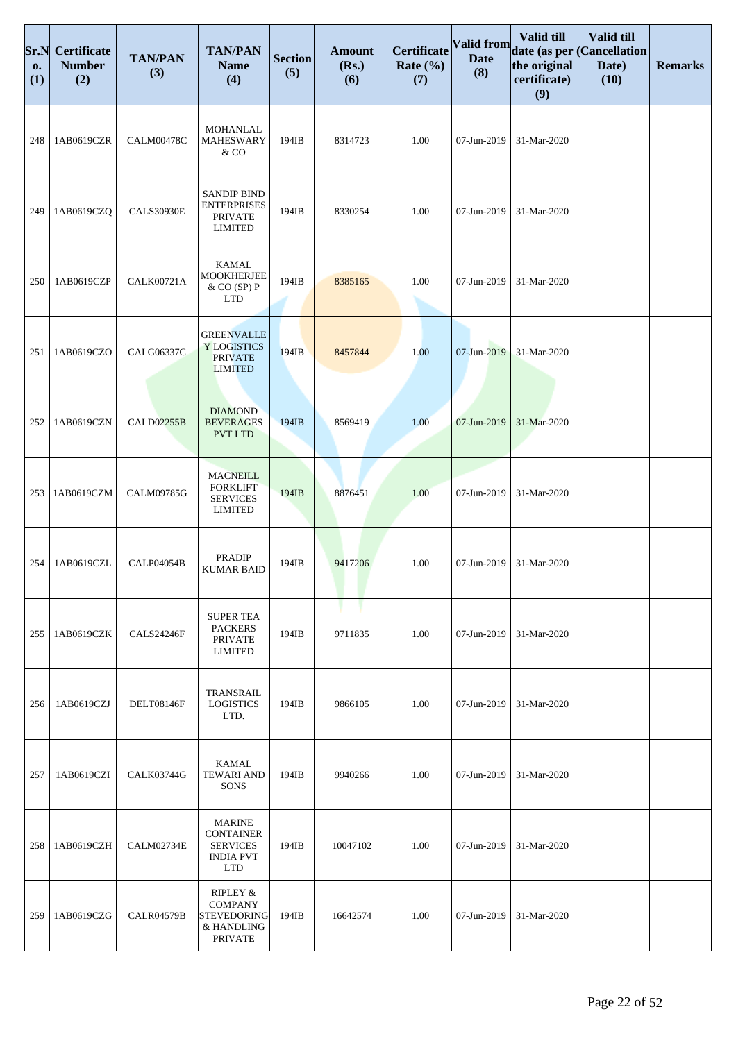| Sr.No. (1) | Certificate Number (2) | TAN/PAN (3) | TAN/PAN Name (4) | Section (5) | Amount (Rs.) (6) | Certificate Rate (%) (7) | Valid from Date (8) | Valid till date (as per the original certificate) (9) | Valid till (Cancellation Date) (10) | Remarks |
|---|---|---|---|---|---|---|---|---|---|---|
| 248 | 1AB0619CZR | CALM00478C | MOHANLAL MAHESWARY & CO | 194IB | 8314723 | 1.00 | 07-Jun-2019 | 31-Mar-2020 | | |
| 249 | 1AB0619CZQ | CALS30930E | SANDIP BIND ENTERPRISES PRIVATE LIMITED | 194IB | 8330254 | 1.00 | 07-Jun-2019 | 31-Mar-2020 | | |
| 250 | 1AB0619CZP | CALK00721A | KAMAL MOOKHERJEE & CO (SP) P LTD | 194IB | 8385165 | 1.00 | 07-Jun-2019 | 31-Mar-2020 | | |
| 251 | 1AB0619CZO | CALG06337C | GREENVALLEY LOGISTICS PRIVATE LIMITED | 194IB | 8457844 | 1.00 | 07-Jun-2019 | 31-Mar-2020 | | |
| 252 | 1AB0619CZN | CALD02255B | DIAMOND BEVERAGES PVT LTD | 194IB | 8569419 | 1.00 | 07-Jun-2019 | 31-Mar-2020 | | |
| 253 | 1AB0619CZM | CALM09785G | MACNEILL FORKLIFT SERVICES LIMITED | 194IB | 8876451 | 1.00 | 07-Jun-2019 | 31-Mar-2020 | | |
| 254 | 1AB0619CZL | CALP04054B | PRADIP KUMAR BAID | 194IB | 9417206 | 1.00 | 07-Jun-2019 | 31-Mar-2020 | | |
| 255 | 1AB0619CZK | CALS24246F | SUPER TEA PACKERS PRIVATE LIMITED | 194IB | 9711835 | 1.00 | 07-Jun-2019 | 31-Mar-2020 | | |
| 256 | 1AB0619CZJ | DELT08146F | TRANSRAIL LOGISTICS LTD. | 194IB | 9866105 | 1.00 | 07-Jun-2019 | 31-Mar-2020 | | |
| 257 | 1AB0619CZI | CALK03744G | KAMAL TEWARI AND SONS | 194IB | 9940266 | 1.00 | 07-Jun-2019 | 31-Mar-2020 | | |
| 258 | 1AB0619CZH | CALM02734E | MARINE CONTAINER SERVICES INDIA PVT LTD | 194IB | 10047102 | 1.00 | 07-Jun-2019 | 31-Mar-2020 | | |
| 259 | 1AB0619CZG | CALR04579B | RIPLEY & COMPANY STEVEDORING & HANDLING PRIVATE | 194IB | 16642574 | 1.00 | 07-Jun-2019 | 31-Mar-2020 | | |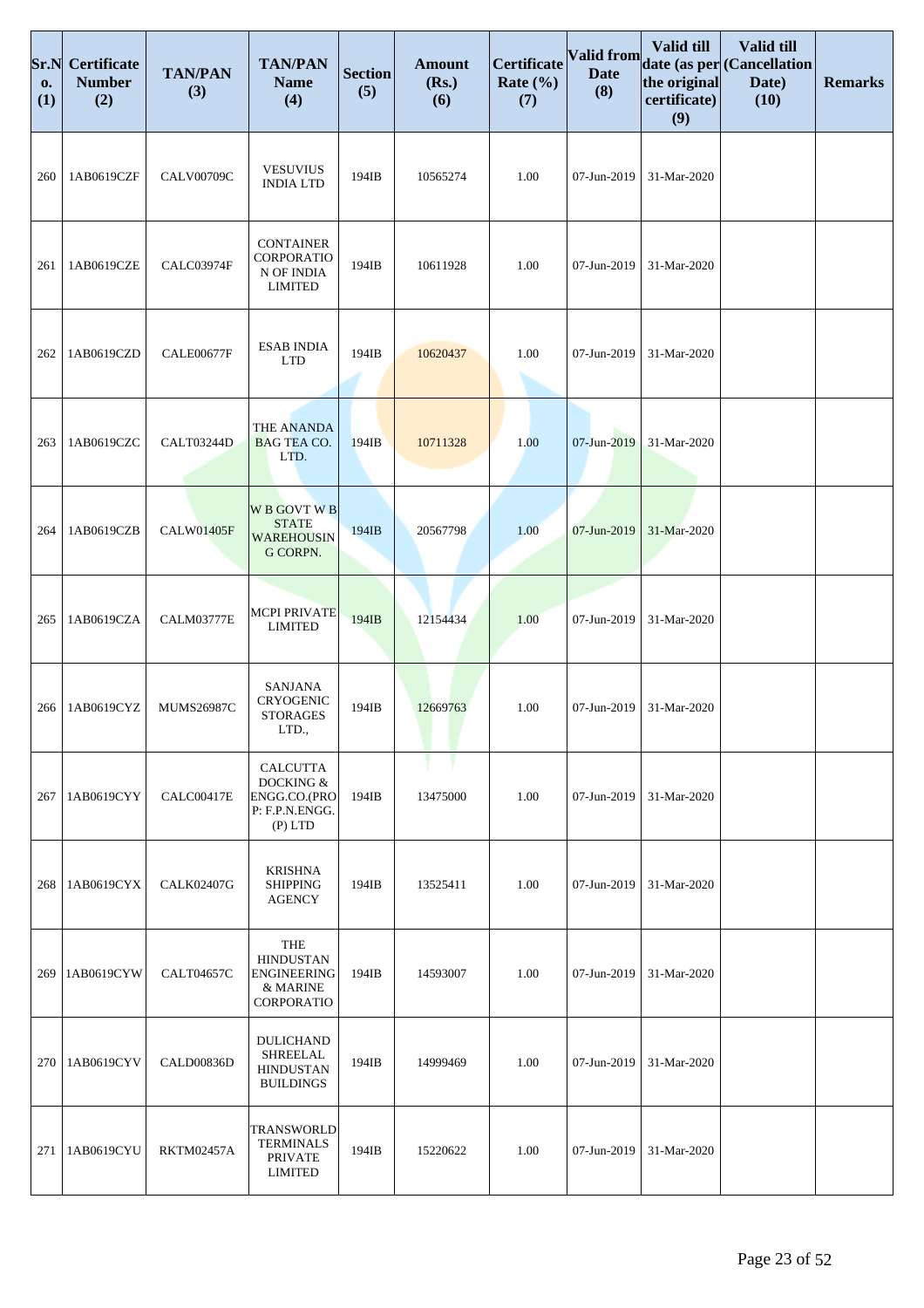| Sr.No. (1) | Certificate Number (2) | TAN/PAN (3) | TAN/PAN Name (4) | Section (5) | Amount (Rs.) (6) | Certificate Rate (%) (7) | Valid from Date (8) | Valid till date (as per the original certificate) (9) | Valid till (Cancellation Date) (10) | Remarks |
|---|---|---|---|---|---|---|---|---|---|---|
| 260 | 1AB0619CZF | CALV00709C | VESUVIUS INDIA LTD | 194IB | 10565274 | 1.00 | 07-Jun-2019 | 31-Mar-2020 | | |
| 261 | 1AB0619CZE | CALC03974F | CONTAINER CORPORATION OF INDIA LIMITED | 194IB | 10611928 | 1.00 | 07-Jun-2019 | 31-Mar-2020 | | |
| 262 | 1AB0619CZD | CALE00677F | ESAB INDIA LTD | 194IB | 10620437 | 1.00 | 07-Jun-2019 | 31-Mar-2020 | | |
| 263 | 1AB0619CZC | CALT03244D | THE ANANDA BAG TEA CO. LTD. | 194IB | 10711328 | 1.00 | 07-Jun-2019 | 31-Mar-2020 | | |
| 264 | 1AB0619CZB | CALW01405F | W B GOVT W B STATE WAREHOUSING CORPN. | 194IB | 20567798 | 1.00 | 07-Jun-2019 | 31-Mar-2020 | | |
| 265 | 1AB0619CZA | CALM03777E | MCPI PRIVATE LIMITED | 194IB | 12154434 | 1.00 | 07-Jun-2019 | 31-Mar-2020 | | |
| 266 | 1AB0619CYZ | MUMS26987C | SANJANA CRYOGENIC STORAGES LTD., | 194IB | 12669763 | 1.00 | 07-Jun-2019 | 31-Mar-2020 | | |
| 267 | 1AB0619CYY | CALC00417E | CALCUTTA DOCKING & ENGG.CO.(PROP: F.P.N.ENGG. (P) LTD | 194IB | 13475000 | 1.00 | 07-Jun-2019 | 31-Mar-2020 | | |
| 268 | 1AB0619CYX | CALK02407G | KRISHNA SHIPPING AGENCY | 194IB | 13525411 | 1.00 | 07-Jun-2019 | 31-Mar-2020 | | |
| 269 | 1AB0619CYW | CALT04657C | THE HINDUSTAN ENGINEERING & MARINE CORPORATIO | 194IB | 14593007 | 1.00 | 07-Jun-2019 | 31-Mar-2020 | | |
| 270 | 1AB0619CYV | CALD00836D | DULICHAND SHREELAL HINDUSTAN BUILDINGS | 194IB | 14999469 | 1.00 | 07-Jun-2019 | 31-Mar-2020 | | |
| 271 | 1AB0619CYU | RKTM02457A | TRANSWORLD TERMINALS PRIVATE LIMITED | 194IB | 15220622 | 1.00 | 07-Jun-2019 | 31-Mar-2020 | | |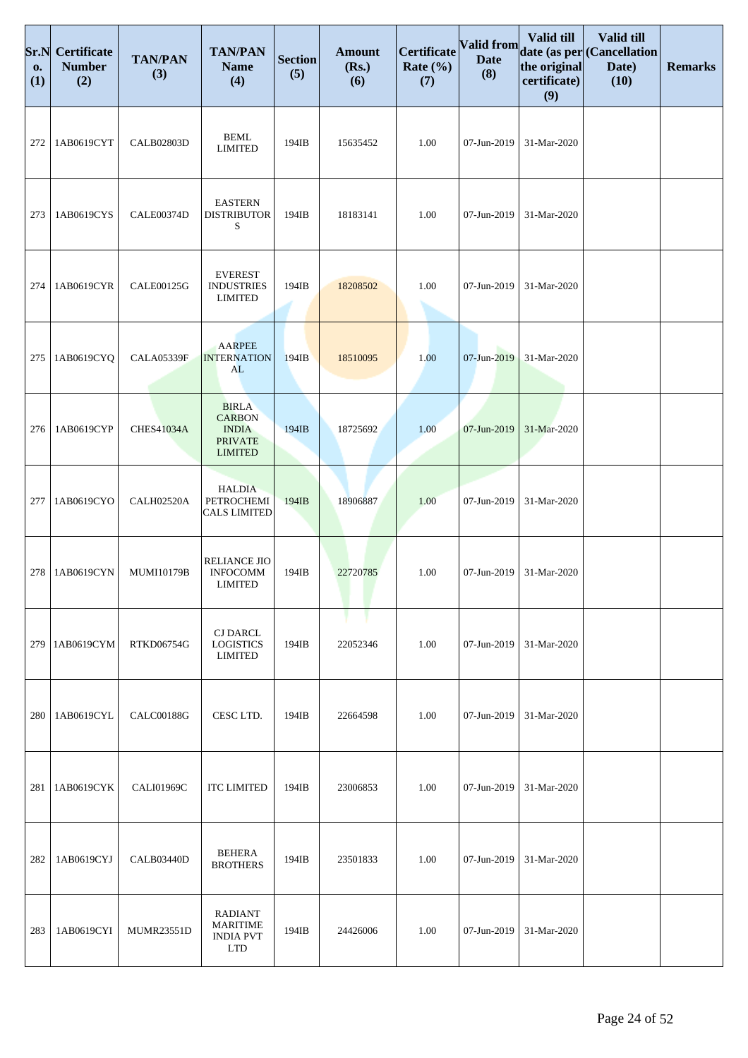| Sr.No. (1) | Certificate Number (2) | TAN/PAN (3) | TAN/PAN Name (4) | Section (5) | Amount (Rs.) (6) | Certificate Rate (%) (7) | Valid from Date (8) | Valid till date (as per the original certificate) (9) | Valid till (Cancellation Date) (10) | Remarks |
|---|---|---|---|---|---|---|---|---|---|---|
| 272 | 1AB0619CYT | CALB02803D | BEML LIMITED | 194IB | 15635452 | 1.00 | 07-Jun-2019 | 31-Mar-2020 | | |
| 273 | 1AB0619CYS | CALE00374D | EASTERN DISTRIBUTORS | 194IB | 18183141 | 1.00 | 07-Jun-2019 | 31-Mar-2020 | | |
| 274 | 1AB0619CYR | CALE00125G | EVEREST INDUSTRIES LIMITED | 194IB | 18208502 | 1.00 | 07-Jun-2019 | 31-Mar-2020 | | |
| 275 | 1AB0619CYQ | CALA05339F | AARPEE INTERNATIONAL | 194IB | 18510095 | 1.00 | 07-Jun-2019 | 31-Mar-2020 | | |
| 276 | 1AB0619CYP | CHES41034A | BIRLA CARBON INDIA PRIVATE LIMITED | 194IB | 18725692 | 1.00 | 07-Jun-2019 | 31-Mar-2020 | | |
| 277 | 1AB0619CYO | CALH02520A | HALDIA PETROCHEMICALS LIMITED | 194IB | 18906887 | 1.00 | 07-Jun-2019 | 31-Mar-2020 | | |
| 278 | 1AB0619CYN | MUMI10179B | RELIANCE JIO INFOCOMM LIMITED | 194IB | 22720785 | 1.00 | 07-Jun-2019 | 31-Mar-2020 | | |
| 279 | 1AB0619CYM | RTKD06754G | CJ DARCL LOGISTICS LIMITED | 194IB | 22052346 | 1.00 | 07-Jun-2019 | 31-Mar-2020 | | |
| 280 | 1AB0619CYL | CALC00188G | CESC LTD. | 194IB | 22664598 | 1.00 | 07-Jun-2019 | 31-Mar-2020 | | |
| 281 | 1AB0619CYK | CALI01969C | ITC LIMITED | 194IB | 23006853 | 1.00 | 07-Jun-2019 | 31-Mar-2020 | | |
| 282 | 1AB0619CYJ | CALB03440D | BEHERA BROTHERS | 194IB | 23501833 | 1.00 | 07-Jun-2019 | 31-Mar-2020 | | |
| 283 | 1AB0619CYI | MUMR23551D | RADIANT MARITIME INDIA PVT LTD | 194IB | 24426006 | 1.00 | 07-Jun-2019 | 31-Mar-2020 | | |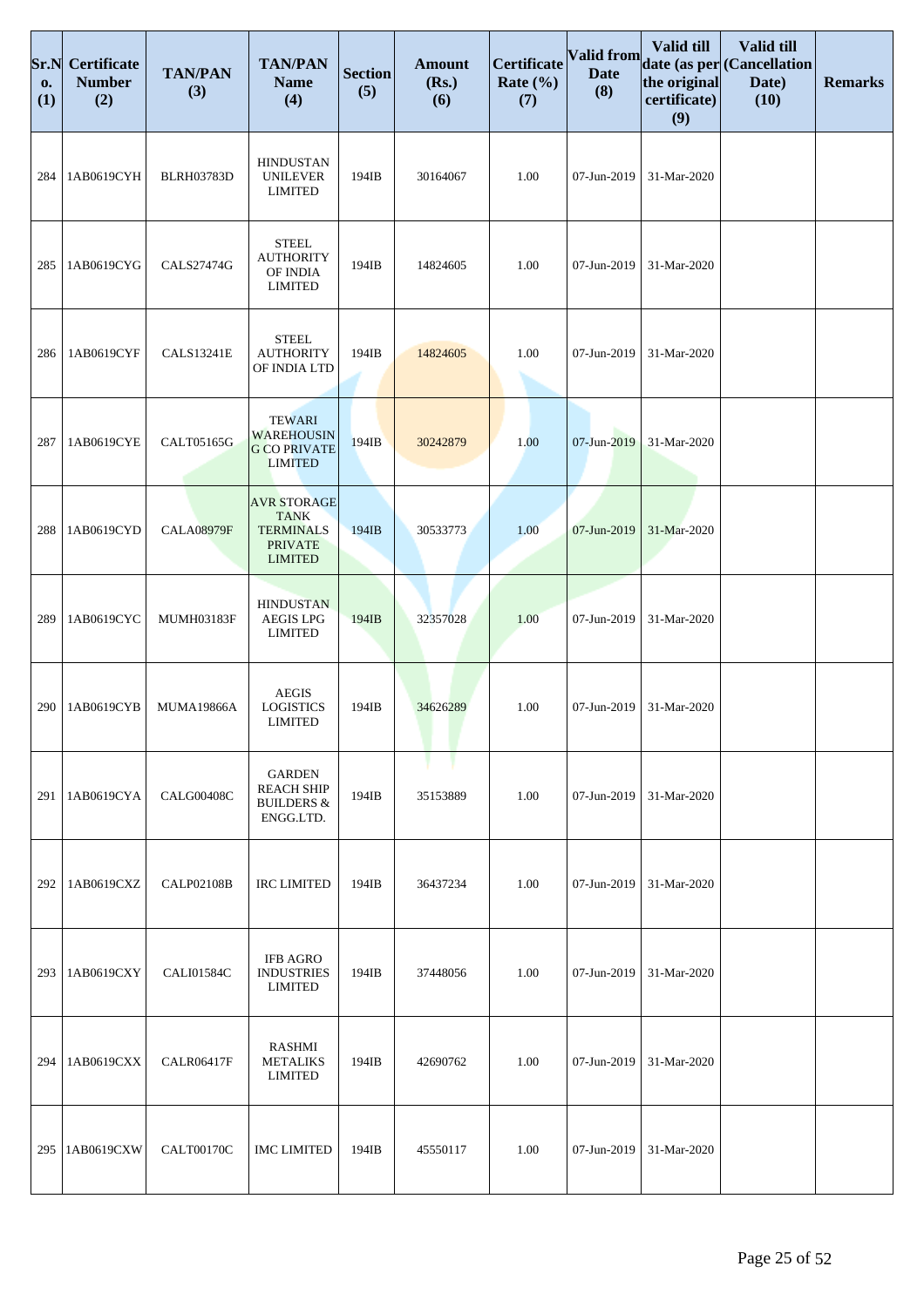| Sr.No. (1) | Certificate Number (2) | TAN/PAN (3) | TAN/PAN Name (4) | Section (5) | Amount (Rs.) (6) | Certificate Rate (%) (7) | Valid from Date (8) | Valid till date (as per the original certificate) (9) | Valid till (Cancellation Date) (10) | Remarks |
|---|---|---|---|---|---|---|---|---|---|---|
| 284 | 1AB0619CYH | BLRH03783D | HINDUSTAN UNILEVER LIMITED | 194IB | 30164067 | 1.00 | 07-Jun-2019 | 31-Mar-2020 | | |
| 285 | 1AB0619CYG | CALS27474G | STEEL AUTHORITY OF INDIA LIMITED | 194IB | 14824605 | 1.00 | 07-Jun-2019 | 31-Mar-2020 | | |
| 286 | 1AB0619CYF | CALS13241E | STEEL AUTHORITY OF INDIA LTD | 194IB | 14824605 | 1.00 | 07-Jun-2019 | 31-Mar-2020 | | |
| 287 | 1AB0619CYE | CALT05165G | TEWARI WAREHOUSING CO PRIVATE LIMITED | 194IB | 30242879 | 1.00 | 07-Jun-2019 | 31-Mar-2020 | | |
| 288 | 1AB0619CYD | CALA08979F | AVR STORAGE TANK TERMINALS PRIVATE LIMITED | 194IB | 30533773 | 1.00 | 07-Jun-2019 | 31-Mar-2020 | | |
| 289 | 1AB0619CYC | MUMH03183F | HINDUSTAN AEGIS LPG LIMITED | 194IB | 32357028 | 1.00 | 07-Jun-2019 | 31-Mar-2020 | | |
| 290 | 1AB0619CYB | MUMA19866A | AEGIS LOGISTICS LIMITED | 194IB | 34626289 | 1.00 | 07-Jun-2019 | 31-Mar-2020 | | |
| 291 | 1AB0619CYA | CALG00408C | GARDEN REACH SHIP BUILDERS & ENGG.LTD. | 194IB | 35153889 | 1.00 | 07-Jun-2019 | 31-Mar-2020 | | |
| 292 | 1AB0619CXZ | CALP02108B | IRC LIMITED | 194IB | 36437234 | 1.00 | 07-Jun-2019 | 31-Mar-2020 | | |
| 293 | 1AB0619CXY | CALI01584C | IFB AGRO INDUSTRIES LIMITED | 194IB | 37448056 | 1.00 | 07-Jun-2019 | 31-Mar-2020 | | |
| 294 | 1AB0619CXX | CALR06417F | RASHMI METALIKS LIMITED | 194IB | 42690762 | 1.00 | 07-Jun-2019 | 31-Mar-2020 | | |
| 295 | 1AB0619CXW | CALT00170C | IMC LIMITED | 194IB | 45550117 | 1.00 | 07-Jun-2019 | 31-Mar-2020 | | |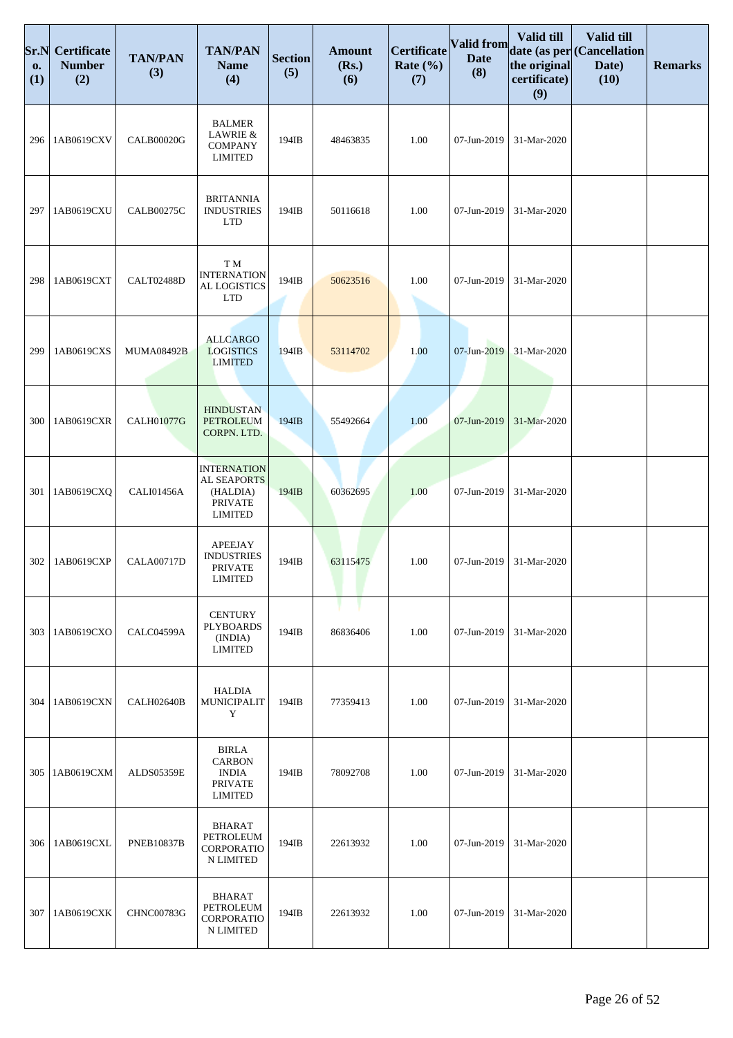| Sr.No. (1) | Certificate Number (2) | TAN/PAN (3) | TAN/PAN Name (4) | Section (5) | Amount (Rs.) (6) | Certificate Rate (%) (7) | Valid from Date (8) | Valid till date (as per the original certificate) (9) | Valid till (Cancellation Date) (10) | Remarks |
|---|---|---|---|---|---|---|---|---|---|---|
| 296 | 1AB0619CXV | CALB00020G | BALMER LAWRIE & COMPANY LIMITED | 194IB | 48463835 | 1.00 | 07-Jun-2019 | 31-Mar-2020 | | |
| 297 | 1AB0619CXU | CALB00275C | BRITANNIA INDUSTRIES LTD | 194IB | 50116618 | 1.00 | 07-Jun-2019 | 31-Mar-2020 | | |
| 298 | 1AB0619CXT | CALT02488D | T M INTERNATIONAL LOGISTICS LTD | 194IB | 50623516 | 1.00 | 07-Jun-2019 | 31-Mar-2020 | | |
| 299 | 1AB0619CXS | MUMA08492B | ALLCARGO LOGISTICS LIMITED | 194IB | 53114702 | 1.00 | 07-Jun-2019 | 31-Mar-2020 | | |
| 300 | 1AB0619CXR | CALH01077G | HINDUSTAN PETROLEUM CORPN. LTD. | 194IB | 55492664 | 1.00 | 07-Jun-2019 | 31-Mar-2020 | | |
| 301 | 1AB0619CXQ | CALI01456A | INTERNATIONAL SEAPORTS (HALDIA) PRIVATE LIMITED | 194IB | 60362695 | 1.00 | 07-Jun-2019 | 31-Mar-2020 | | |
| 302 | 1AB0619CXP | CALA00717D | APEEJAY INDUSTRIES PRIVATE LIMITED | 194IB | 63115475 | 1.00 | 07-Jun-2019 | 31-Mar-2020 | | |
| 303 | 1AB0619CXO | CALC04599A | CENTURY PLYBOARDS (INDIA) LIMITED | 194IB | 86836406 | 1.00 | 07-Jun-2019 | 31-Mar-2020 | | |
| 304 | 1AB0619CXN | CALH02640B | HALDIA MUNICIPALITY | 194IB | 77359413 | 1.00 | 07-Jun-2019 | 31-Mar-2020 | | |
| 305 | 1AB0619CXM | ALDS05359E | BIRLA CARBON INDIA PRIVATE LIMITED | 194IB | 78092708 | 1.00 | 07-Jun-2019 | 31-Mar-2020 | | |
| 306 | 1AB0619CXL | PNEB10837B | BHARAT PETROLEUM CORPORATION LIMITED | 194IB | 22613932 | 1.00 | 07-Jun-2019 | 31-Mar-2020 | | |
| 307 | 1AB0619CXK | CHNC00783G | BHARAT PETROLEUM CORPORATION LIMITED | 194IB | 22613932 | 1.00 | 07-Jun-2019 | 31-Mar-2020 | | |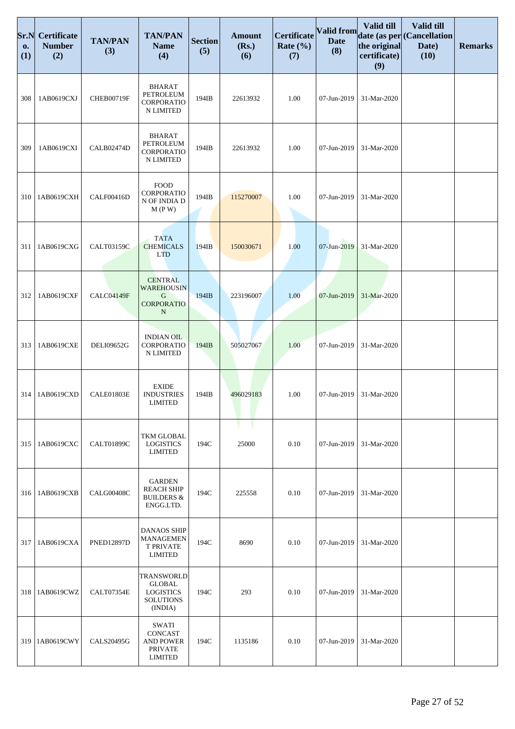| Sr.No. (1) | Certificate Number (2) | TAN/PAN (3) | TAN/PAN Name (4) | Section (5) | Amount (Rs.) (6) | Certificate Rate (%) (7) | Valid from Date (8) | Valid till date (as per the original certificate) (9) | Valid till (Cancellation Date) (10) | Remarks |
|---|---|---|---|---|---|---|---|---|---|---|
| 308 | 1AB0619CXJ | CHEB00719F | BHARAT PETROLEUM CORPORATION LIMITED | 194IB | 22613932 | 1.00 | 07-Jun-2019 | 31-Mar-2020 | | |
| 309 | 1AB0619CXI | CALB02474D | BHARAT PETROLEUM CORPORATION LIMITED | 194IB | 22613932 | 1.00 | 07-Jun-2019 | 31-Mar-2020 | | |
| 310 | 1AB0619CXH | CALF00416D | FOOD CORPORATION OF INDIA D M (P W) | 194IB | 115270007 | 1.00 | 07-Jun-2019 | 31-Mar-2020 | | |
| 311 | 1AB0619CXG | CALT03159C | TATA CHEMICALS LTD | 194IB | 150030671 | 1.00 | 07-Jun-2019 | 31-Mar-2020 | | |
| 312 | 1AB0619CXF | CALC04149F | CENTRAL WAREHOUSING CORPORATION | 194IB | 223196007 | 1.00 | 07-Jun-2019 | 31-Mar-2020 | | |
| 313 | 1AB0619CXE | DELI09652G | INDIAN OIL CORPORATION LIMITED | 194IB | 505027067 | 1.00 | 07-Jun-2019 | 31-Mar-2020 | | |
| 314 | 1AB0619CXD | CALE01803E | EXIDE INDUSTRIES LIMITED | 194IB | 496029183 | 1.00 | 07-Jun-2019 | 31-Mar-2020 | | |
| 315 | 1AB0619CXC | CALT01899C | TKM GLOBAL LOGISTICS LIMITED | 194C | 25000 | 0.10 | 07-Jun-2019 | 31-Mar-2020 | | |
| 316 | 1AB0619CXB | CALG00408C | GARDEN REACH SHIP BUILDERS & ENGG.LTD. | 194C | 225558 | 0.10 | 07-Jun-2019 | 31-Mar-2020 | | |
| 317 | 1AB0619CXA | PNED12897D | DANAOS SHIP MANAGEMENT PRIVATE LIMITED | 194C | 8690 | 0.10 | 07-Jun-2019 | 31-Mar-2020 | | |
| 318 | 1AB0619CWZ | CALT07354E | TRANSWORLD GLOBAL LOGISTICS SOLUTIONS (INDIA) | 194C | 293 | 0.10 | 07-Jun-2019 | 31-Mar-2020 | | |
| 319 | 1AB0619CWY | CALS20495G | SWATI CONCAST AND POWER PRIVATE LIMITED | 194C | 1135186 | 0.10 | 07-Jun-2019 | 31-Mar-2020 | | |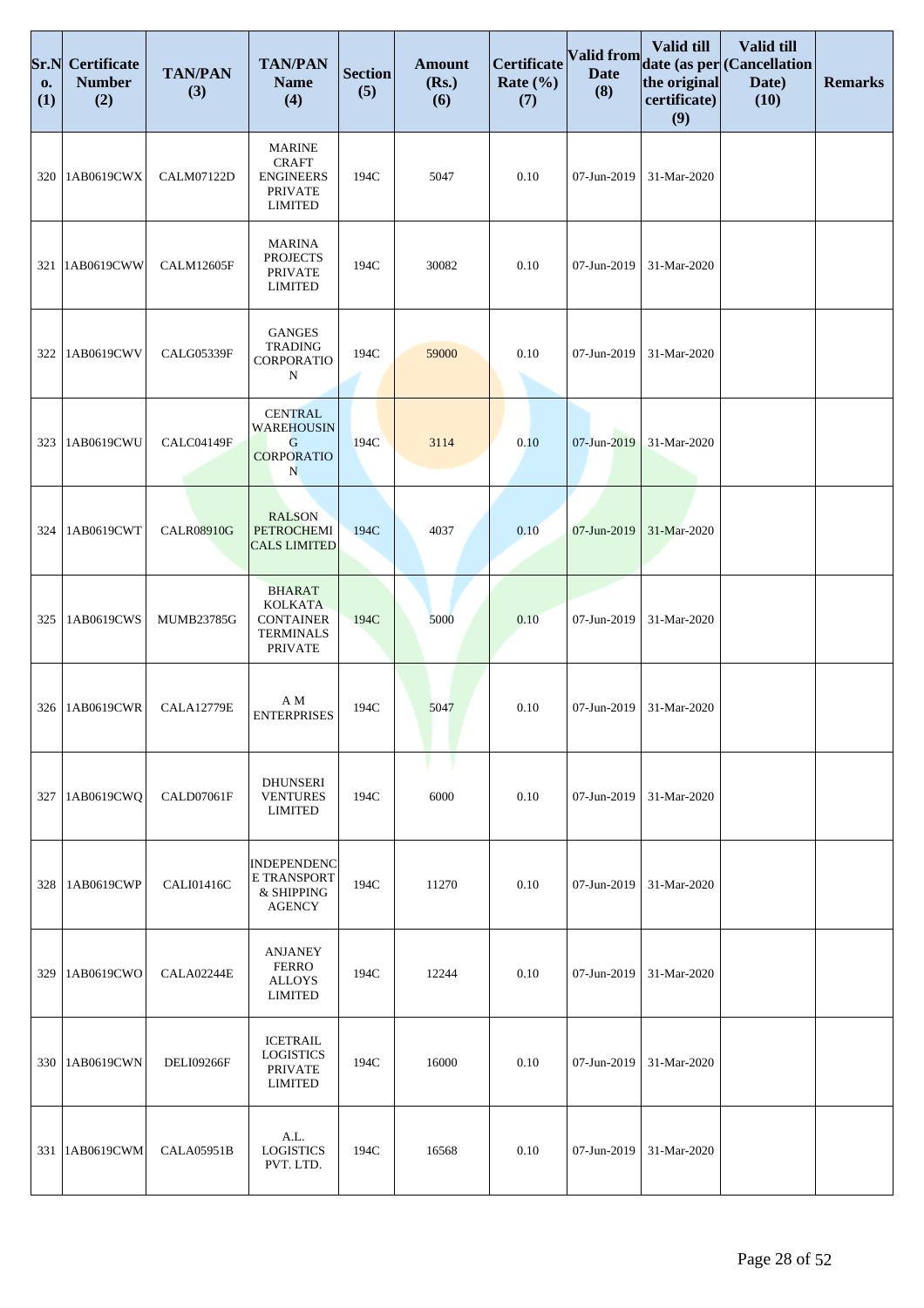| Sr.No. (1) | Certificate Number (2) | TAN/PAN (3) | TAN/PAN Name (4) | Section (5) | Amount (Rs.) (6) | Certificate Rate (%) (7) | Valid from Date (8) | Valid till date (as per the original certificate) (9) | Valid till (Cancellation Date) (10) | Remarks |
|---|---|---|---|---|---|---|---|---|---|---|
| 320 | 1AB0619CWX | CALM07122D | MARINE CRAFT ENGINEERS PRIVATE LIMITED | 194C | 5047 | 0.10 | 07-Jun-2019 | 31-Mar-2020 | | |
| 321 | 1AB0619CWW | CALM12605F | MARINA PROJECTS PRIVATE LIMITED | 194C | 30082 | 0.10 | 07-Jun-2019 | 31-Mar-2020 | | |
| 322 | 1AB0619CWV | CALG05339F | GANGES TRADING CORPORATION | 194C | 59000 | 0.10 | 07-Jun-2019 | 31-Mar-2020 | | |
| 323 | 1AB0619CWU | CALC04149F | CENTRAL WAREHOUSING CORPORATION | 194C | 3114 | 0.10 | 07-Jun-2019 | 31-Mar-2020 | | |
| 324 | 1AB0619CWT | CALR08910G | RALSON PETROCHEMICALS LIMITED | 194C | 4037 | 0.10 | 07-Jun-2019 | 31-Mar-2020 | | |
| 325 | 1AB0619CWS | MUMB23785G | BHARAT KOLKATA CONTAINER TERMINALS PRIVATE | 194C | 5000 | 0.10 | 07-Jun-2019 | 31-Mar-2020 | | |
| 326 | 1AB0619CWR | CALA12779E | A M ENTERPRISES | 194C | 5047 | 0.10 | 07-Jun-2019 | 31-Mar-2020 | | |
| 327 | 1AB0619CWQ | CALD07061F | DHUNSERI VENTURES LIMITED | 194C | 6000 | 0.10 | 07-Jun-2019 | 31-Mar-2020 | | |
| 328 | 1AB0619CWP | CALI01416C | INDEPENDENCE TRANSPORT & SHIPPING AGENCY | 194C | 11270 | 0.10 | 07-Jun-2019 | 31-Mar-2020 | | |
| 329 | 1AB0619CWO | CALA02244E | ANJANEY FERRO ALLOYS LIMITED | 194C | 12244 | 0.10 | 07-Jun-2019 | 31-Mar-2020 | | |
| 330 | 1AB0619CWN | DELI09266F | ICETRAIL LOGISTICS PRIVATE LIMITED | 194C | 16000 | 0.10 | 07-Jun-2019 | 31-Mar-2020 | | |
| 331 | 1AB0619CWM | CALA05951B | A.L. LOGISTICS PVT. LTD. | 194C | 16568 | 0.10 | 07-Jun-2019 | 31-Mar-2020 | | |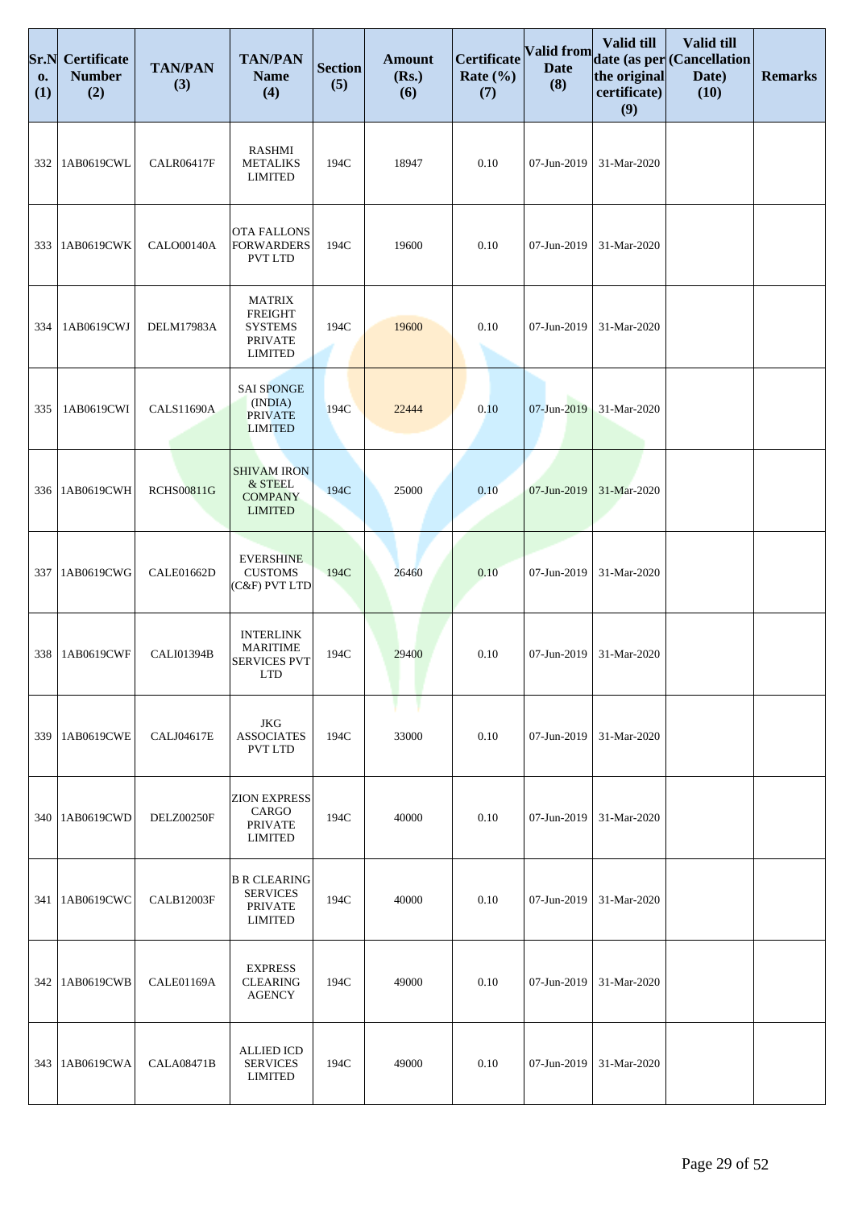| Sr.No. (1) | Certificate Number (2) | TAN/PAN (3) | TAN/PAN Name (4) | Section (5) | Amount (Rs.) (6) | Certificate Rate (%) (7) | Valid from Date (8) | Valid till date (as per the original certificate) (9) | Valid till (Cancellation Date) (10) | Remarks |
|---|---|---|---|---|---|---|---|---|---|---|
| 332 | 1AB0619CWL | CALR06417F | RASHMI METALIKS LIMITED | 194C | 18947 | 0.10 | 07-Jun-2019 | 31-Mar-2020 | | |
| 333 | 1AB0619CWK | CALO00140A | OTA FALLONS FORWARDERS PVT LTD | 194C | 19600 | 0.10 | 07-Jun-2019 | 31-Mar-2020 | | |
| 334 | 1AB0619CWJ | DELM17983A | MATRIX FREIGHT SYSTEMS PRIVATE LIMITED | 194C | 19600 | 0.10 | 07-Jun-2019 | 31-Mar-2020 | | |
| 335 | 1AB0619CWI | CALS11690A | SAI SPONGE (INDIA) PRIVATE LIMITED | 194C | 22444 | 0.10 | 07-Jun-2019 | 31-Mar-2020 | | |
| 336 | 1AB0619CWH | RCHS00811G | SHIVAM IRON & STEEL COMPANY LIMITED | 194C | 25000 | 0.10 | 07-Jun-2019 | 31-Mar-2020 | | |
| 337 | 1AB0619CWG | CALE01662D | EVERSHINE CUSTOMS (C&F) PVT LTD | 194C | 26460 | 0.10 | 07-Jun-2019 | 31-Mar-2020 | | |
| 338 | 1AB0619CWF | CALI01394B | INTERLINK MARITIME SERVICES PVT LTD | 194C | 29400 | 0.10 | 07-Jun-2019 | 31-Mar-2020 | | |
| 339 | 1AB0619CWE | CALJ04617E | JKG ASSOCIATES PVT LTD | 194C | 33000 | 0.10 | 07-Jun-2019 | 31-Mar-2020 | | |
| 340 | 1AB0619CWD | DELZ00250F | ZION EXPRESS CARGO PRIVATE LIMITED | 194C | 40000 | 0.10 | 07-Jun-2019 | 31-Mar-2020 | | |
| 341 | 1AB0619CWC | CALB12003F | B R CLEARING SERVICES PRIVATE LIMITED | 194C | 40000 | 0.10 | 07-Jun-2019 | 31-Mar-2020 | | |
| 342 | 1AB0619CWB | CALE01169A | EXPRESS CLEARING AGENCY | 194C | 49000 | 0.10 | 07-Jun-2019 | 31-Mar-2020 | | |
| 343 | 1AB0619CWA | CALA08471B | ALLIED ICD SERVICES LIMITED | 194C | 49000 | 0.10 | 07-Jun-2019 | 31-Mar-2020 | | |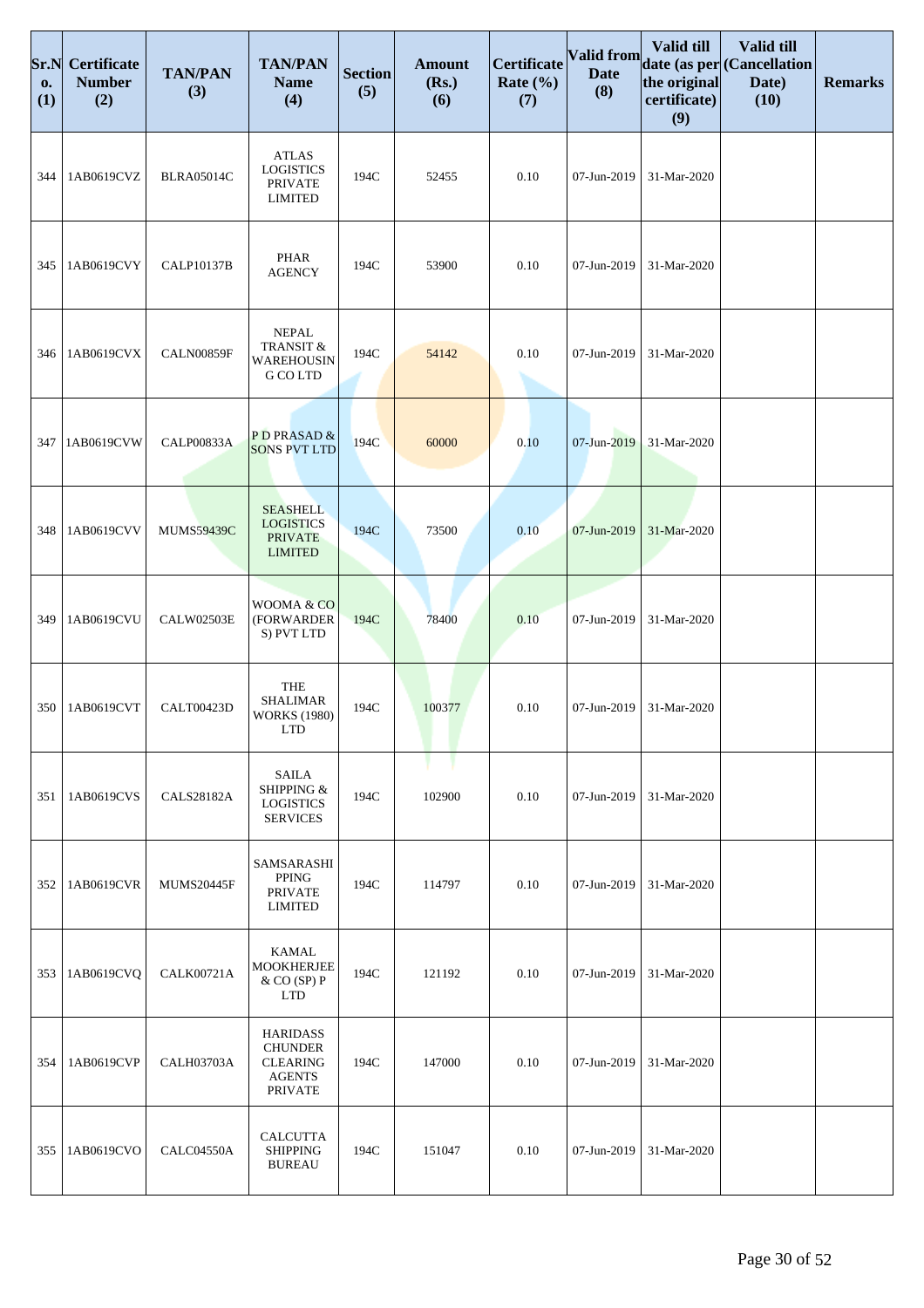| Sr.No. (1) | Certificate Number (2) | TAN/PAN (3) | TAN/PAN Name (4) | Section (5) | Amount (Rs.) (6) | Certificate Rate (%) (7) | Valid from Date (8) | Valid till date (as per the original certificate) (9) | Valid till (Cancellation Date) (10) | Remarks |
|---|---|---|---|---|---|---|---|---|---|---|
| 344 | 1AB0619CVZ | BLRA05014C | ATLAS LOGISTICS PRIVATE LIMITED | 194C | 52455 | 0.10 | 07-Jun-2019 | 31-Mar-2020 | | |
| 345 | 1AB0619CVY | CALP10137B | PHAR AGENCY | 194C | 53900 | 0.10 | 07-Jun-2019 | 31-Mar-2020 | | |
| 346 | 1AB0619CVX | CALN00859F | NEPAL TRANSIT & WAREHOUSING CO LTD | 194C | 54142 | 0.10 | 07-Jun-2019 | 31-Mar-2020 | | |
| 347 | 1AB0619CVW | CALP00833A | P D PRASAD & SONS PVT LTD | 194C | 60000 | 0.10 | 07-Jun-2019 | 31-Mar-2020 | | |
| 348 | 1AB0619CVV | MUMS59439C | SEASHELL LOGISTICS PRIVATE LIMITED | 194C | 73500 | 0.10 | 07-Jun-2019 | 31-Mar-2020 | | |
| 349 | 1AB0619CVU | CALW02503E | WOOMA & CO (FORWARDERS) PVT LTD | 194C | 78400 | 0.10 | 07-Jun-2019 | 31-Mar-2020 | | |
| 350 | 1AB0619CVT | CALT00423D | THE SHALIMAR WORKS (1980) LTD | 194C | 100377 | 0.10 | 07-Jun-2019 | 31-Mar-2020 | | |
| 351 | 1AB0619CVS | CALS28182A | SAILA SHIPPING & LOGISTICS SERVICES | 194C | 102900 | 0.10 | 07-Jun-2019 | 31-Mar-2020 | | |
| 352 | 1AB0619CVR | MUMS20445F | SAMSARASHIPPING PRIVATE LIMITED | 194C | 114797 | 0.10 | 07-Jun-2019 | 31-Mar-2020 | | |
| 353 | 1AB0619CVQ | CALK00721A | KAMAL MOOKHERJEE & CO (SP) P LTD | 194C | 121192 | 0.10 | 07-Jun-2019 | 31-Mar-2020 | | |
| 354 | 1AB0619CVP | CALH03703A | HARIDASS CHUNDER CLEARING AGENTS PRIVATE | 194C | 147000 | 0.10 | 07-Jun-2019 | 31-Mar-2020 | | |
| 355 | 1AB0619CVO | CALC04550A | CALCUTTA SHIPPING BUREAU | 194C | 151047 | 0.10 | 07-Jun-2019 | 31-Mar-2020 | | |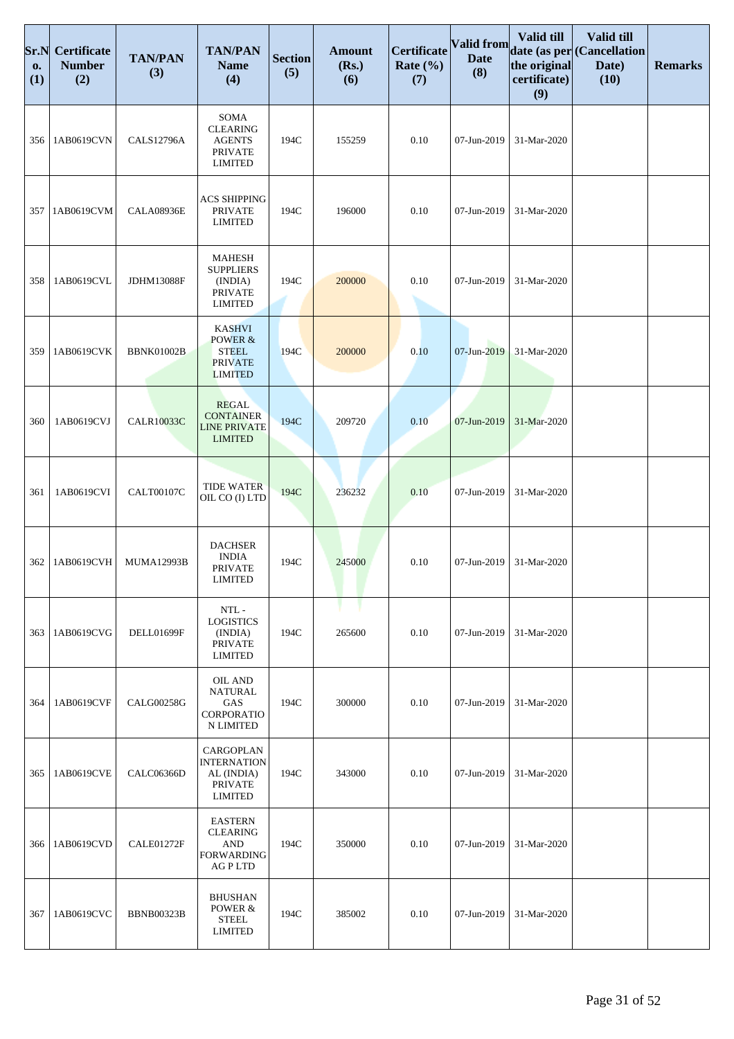| Sr.No. (1) | Certificate Number (2) | TAN/PAN (3) | TAN/PAN Name (4) | Section (5) | Amount (Rs.) (6) | Certificate Rate (%) (7) | Valid from Date (8) | Valid till date (as per the original certificate) (9) | Valid till (Cancellation Date) (10) | Remarks |
|---|---|---|---|---|---|---|---|---|---|---|
| 356 | 1AB0619CVN | CALS12796A | SOMA CLEARING AGENTS PRIVATE LIMITED | 194C | 155259 | 0.10 | 07-Jun-2019 | 31-Mar-2020 | | |
| 357 | 1AB0619CVM | CALA08936E | ACS SHIPPING PRIVATE LIMITED | 194C | 196000 | 0.10 | 07-Jun-2019 | 31-Mar-2020 | | |
| 358 | 1AB0619CVL | JDHM13088F | MAHESH SUPPLIERS (INDIA) PRIVATE LIMITED | 194C | 200000 | 0.10 | 07-Jun-2019 | 31-Mar-2020 | | |
| 359 | 1AB0619CVK | BBNK01002B | KASHVI POWER & STEEL PRIVATE LIMITED | 194C | 200000 | 0.10 | 07-Jun-2019 | 31-Mar-2020 | | |
| 360 | 1AB0619CVJ | CALR10033C | REGAL CONTAINER LINE PRIVATE LIMITED | 194C | 209720 | 0.10 | 07-Jun-2019 | 31-Mar-2020 | | |
| 361 | 1AB0619CVI | CALT00107C | TIDE WATER OIL CO (I) LTD | 194C | 236232 | 0.10 | 07-Jun-2019 | 31-Mar-2020 | | |
| 362 | 1AB0619CVH | MUMA12993B | DACHSER INDIA PRIVATE LIMITED | 194C | 245000 | 0.10 | 07-Jun-2019 | 31-Mar-2020 | | |
| 363 | 1AB0619CVG | DELL01699F | NTL - LOGISTICS (INDIA) PRIVATE LIMITED | 194C | 265600 | 0.10 | 07-Jun-2019 | 31-Mar-2020 | | |
| 364 | 1AB0619CVF | CALG00258G | OIL AND NATURAL GAS CORPORATION LIMITED | 194C | 300000 | 0.10 | 07-Jun-2019 | 31-Mar-2020 | | |
| 365 | 1AB0619CVE | CALC06366D | CARGOPLAN INTERNATIONAL (INDIA) PRIVATE LIMITED | 194C | 343000 | 0.10 | 07-Jun-2019 | 31-Mar-2020 | | |
| 366 | 1AB0619CVD | CALE01272F | EASTERN CLEARING AND FORWARDING AG P LTD | 194C | 350000 | 0.10 | 07-Jun-2019 | 31-Mar-2020 | | |
| 367 | 1AB0619CVC | BBNB00323B | BHUSHAN POWER & STEEL LIMITED | 194C | 385002 | 0.10 | 07-Jun-2019 | 31-Mar-2020 | | |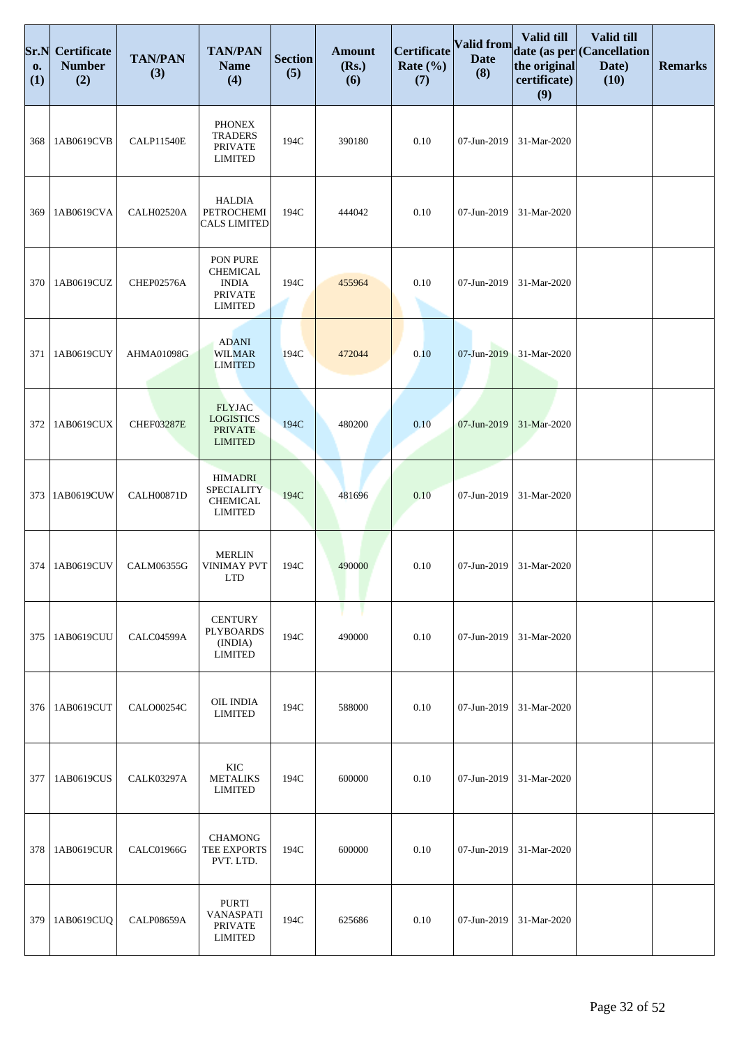| Sr.No. (1) | Certificate Number (2) | TAN/PAN (3) | TAN/PAN Name (4) | Section (5) | Amount (Rs.) (6) | Certificate Rate (%) (7) | Valid from Date (8) | Valid till date (as per the original certificate) (9) | Valid till (Cancellation Date) (10) | Remarks |
|---|---|---|---|---|---|---|---|---|---|---|
| 368 | 1AB0619CVB | CALP11540E | PHONEX TRADERS PRIVATE LIMITED | 194C | 390180 | 0.10 | 07-Jun-2019 | 31-Mar-2020 | | |
| 369 | 1AB0619CVA | CALH02520A | HALDIA PETROCHEMICALS LIMITED | 194C | 444042 | 0.10 | 07-Jun-2019 | 31-Mar-2020 | | |
| 370 | 1AB0619CUZ | CHEP02576A | PON PURE CHEMICAL INDIA PRIVATE LIMITED | 194C | 455964 | 0.10 | 07-Jun-2019 | 31-Mar-2020 | | |
| 371 | 1AB0619CUY | AHMA01098G | ADANI WILMAR LIMITED | 194C | 472044 | 0.10 | 07-Jun-2019 | 31-Mar-2020 | | |
| 372 | 1AB0619CUX | CHEF03287E | FLYJAC LOGISTICS PRIVATE LIMITED | 194C | 480200 | 0.10 | 07-Jun-2019 | 31-Mar-2020 | | |
| 373 | 1AB0619CUW | CALH00871D | HIMADRI SPECIALITY CHEMICAL LIMITED | 194C | 481696 | 0.10 | 07-Jun-2019 | 31-Mar-2020 | | |
| 374 | 1AB0619CUV | CALM06355G | MERLIN VINIMAY PVT LTD | 194C | 490000 | 0.10 | 07-Jun-2019 | 31-Mar-2020 | | |
| 375 | 1AB0619CUU | CALC04599A | CENTURY PLYBOARDS (INDIA) LIMITED | 194C | 490000 | 0.10 | 07-Jun-2019 | 31-Mar-2020 | | |
| 376 | 1AB0619CUT | CALO00254C | OIL INDIA LIMITED | 194C | 588000 | 0.10 | 07-Jun-2019 | 31-Mar-2020 | | |
| 377 | 1AB0619CUS | CALK03297A | KIC METALIKS LIMITED | 194C | 600000 | 0.10 | 07-Jun-2019 | 31-Mar-2020 | | |
| 378 | 1AB0619CUR | CALC01966G | CHAMONG TEE EXPORTS PVT. LTD. | 194C | 600000 | 0.10 | 07-Jun-2019 | 31-Mar-2020 | | |
| 379 | 1AB0619CUQ | CALP08659A | PURTI VANASPATI PRIVATE LIMITED | 194C | 625686 | 0.10 | 07-Jun-2019 | 31-Mar-2020 | | |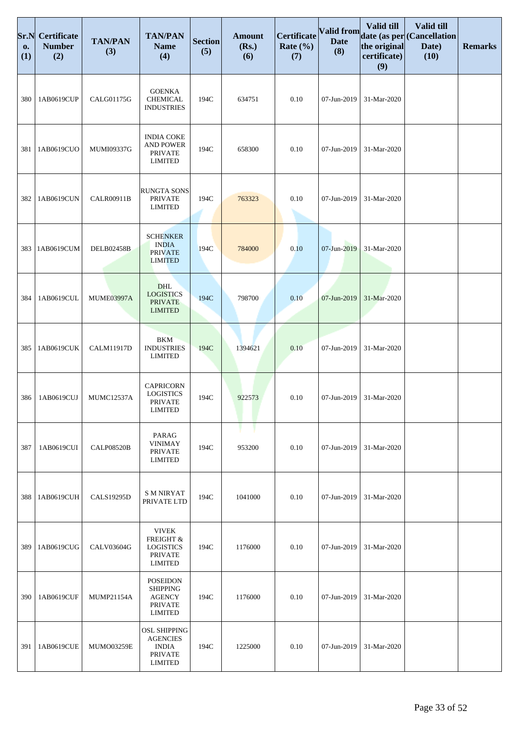| Sr.No. (1) | Certificate Number (2) | TAN/PAN (3) | TAN/PAN Name (4) | Section (5) | Amount (Rs.) (6) | Certificate Rate (%) (7) | Valid from Date (8) | Valid till date (as per the original certificate) (9) | Valid till (Cancellation Date) (10) | Remarks |
|---|---|---|---|---|---|---|---|---|---|---|
| 380 | 1AB0619CUP | CALG01175G | GOENKA CHEMICAL INDUSTRIES | 194C | 634751 | 0.10 | 07-Jun-2019 | 31-Mar-2020 | | |
| 381 | 1AB0619CUO | MUMI09337G | INDIA COKE AND POWER PRIVATE LIMITED | 194C | 658300 | 0.10 | 07-Jun-2019 | 31-Mar-2020 | | |
| 382 | 1AB0619CUN | CALR00911B | RUNGTA SONS PRIVATE LIMITED | 194C | 763323 | 0.10 | 07-Jun-2019 | 31-Mar-2020 | | |
| 383 | 1AB0619CUM | DELB02458B | SCHENKER INDIA PRIVATE LIMITED | 194C | 784000 | 0.10 | 07-Jun-2019 | 31-Mar-2020 | | |
| 384 | 1AB0619CUL | MUME03997A | DHL LOGISTICS PRIVATE LIMITED | 194C | 798700 | 0.10 | 07-Jun-2019 | 31-Mar-2020 | | |
| 385 | 1AB0619CUK | CALM11917D | BKM INDUSTRIES LIMITED | 194C | 1394621 | 0.10 | 07-Jun-2019 | 31-Mar-2020 | | |
| 386 | 1AB0619CUJ | MUMC12537A | CAPRICORN LOGISTICS PRIVATE LIMITED | 194C | 922573 | 0.10 | 07-Jun-2019 | 31-Mar-2020 | | |
| 387 | 1AB0619CUI | CALP08520B | PARAG VINIMAY PRIVATE LIMITED | 194C | 953200 | 0.10 | 07-Jun-2019 | 31-Mar-2020 | | |
| 388 | 1AB0619CUH | CALS19295D | S M NIRYAT PRIVATE LTD | 194C | 1041000 | 0.10 | 07-Jun-2019 | 31-Mar-2020 | | |
| 389 | 1AB0619CUG | CALV03604G | VIVEK FREIGHT & LOGISTICS PRIVATE LIMITED | 194C | 1176000 | 0.10 | 07-Jun-2019 | 31-Mar-2020 | | |
| 390 | 1AB0619CUF | MUMP21154A | POSEIDON SHIPPING AGENCY PRIVATE LIMITED | 194C | 1176000 | 0.10 | 07-Jun-2019 | 31-Mar-2020 | | |
| 391 | 1AB0619CUE | MUMO03259E | OSL SHIPPING AGENCIES INDIA PRIVATE LIMITED | 194C | 1225000 | 0.10 | 07-Jun-2019 | 31-Mar-2020 | | |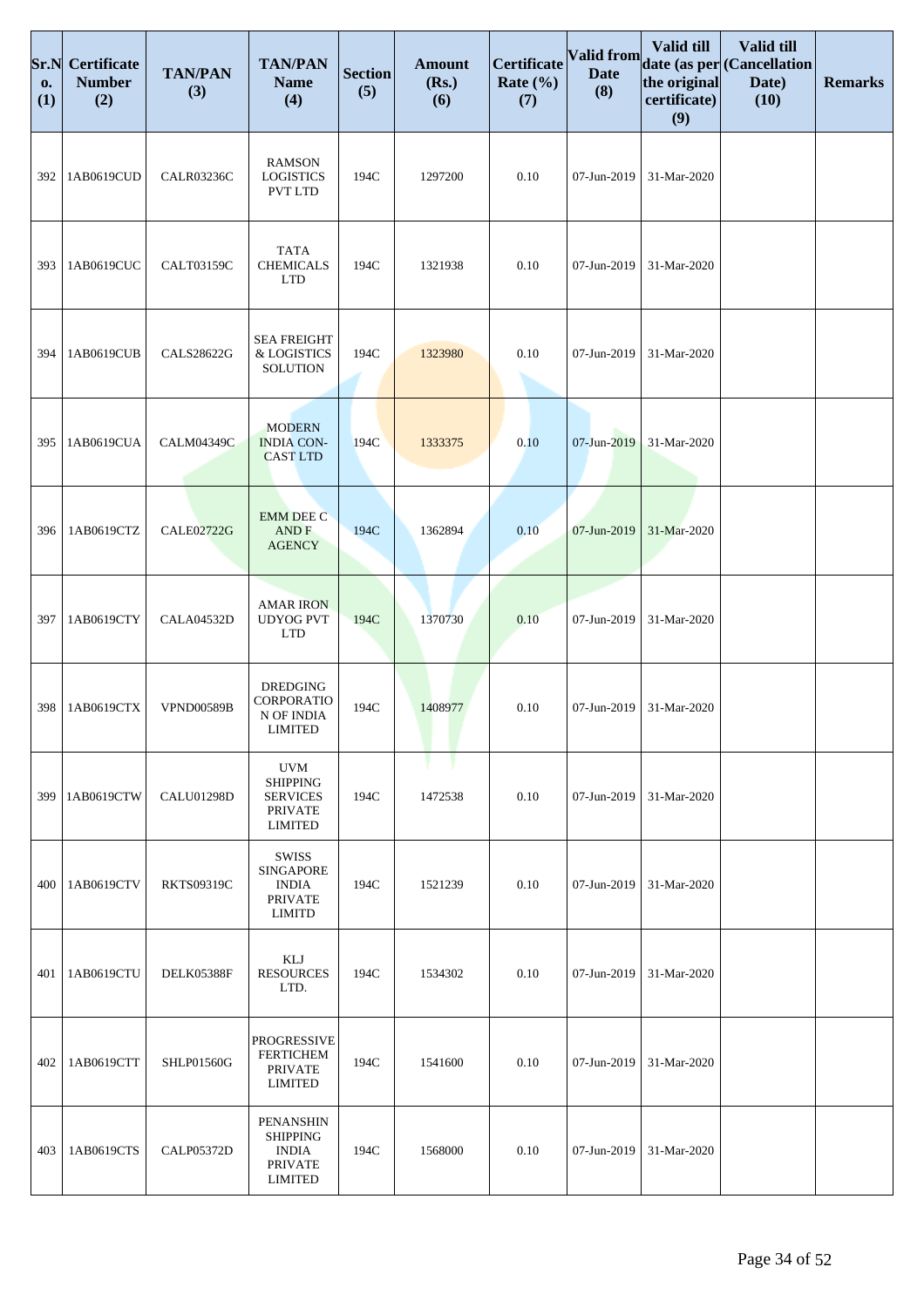| Sr.No. (1) | Certificate Number (2) | TAN/PAN (3) | TAN/PAN Name (4) | Section (5) | Amount (Rs.) (6) | Certificate Rate (%) (7) | Valid from Date (8) | Valid till date (as per the original certificate) (9) | Valid till (Cancellation Date) (10) | Remarks |
|---|---|---|---|---|---|---|---|---|---|---|
| 392 | 1AB0619CUD | CALR03236C | RAMSON LOGISTICS PVT LTD | 194C | 1297200 | 0.10 | 07-Jun-2019 | 31-Mar-2020 | | |
| 393 | 1AB0619CUC | CALT03159C | TATA CHEMICALS LTD | 194C | 1321938 | 0.10 | 07-Jun-2019 | 31-Mar-2020 | | |
| 394 | 1AB0619CUB | CALS28622G | SEA FREIGHT & LOGISTICS SOLUTION | 194C | 1323980 | 0.10 | 07-Jun-2019 | 31-Mar-2020 | | |
| 395 | 1AB0619CUA | CALM04349C | MODERN INDIA CON-CAST LTD | 194C | 1333375 | 0.10 | 07-Jun-2019 | 31-Mar-2020 | | |
| 396 | 1AB0619CTZ | CALE02722G | EMM DEE C AND F AGENCY | 194C | 1362894 | 0.10 | 07-Jun-2019 | 31-Mar-2020 | | |
| 397 | 1AB0619CTY | CALA04532D | AMAR IRON UDYOG PVT LTD | 194C | 1370730 | 0.10 | 07-Jun-2019 | 31-Mar-2020 | | |
| 398 | 1AB0619CTX | VPND00589B | DREDGING CORPORATIO N OF INDIA LIMITED | 194C | 1408977 | 0.10 | 07-Jun-2019 | 31-Mar-2020 | | |
| 399 | 1AB0619CTW | CALU01298D | UVM SHIPPING SERVICES PRIVATE LIMITED | 194C | 1472538 | 0.10 | 07-Jun-2019 | 31-Mar-2020 | | |
| 400 | 1AB0619CTV | RKTS09319C | SWISS SINGAPORE INDIA PRIVATE LIMITD | 194C | 1521239 | 0.10 | 07-Jun-2019 | 31-Mar-2020 | | |
| 401 | 1AB0619CTU | DELK05388F | KLJ RESOURCES LTD. | 194C | 1534302 | 0.10 | 07-Jun-2019 | 31-Mar-2020 | | |
| 402 | 1AB0619CTT | SHLP01560G | PROGRESSIVE FERTICHEM PRIVATE LIMITED | 194C | 1541600 | 0.10 | 07-Jun-2019 | 31-Mar-2020 | | |
| 403 | 1AB0619CTS | CALP05372D | PENANSHIN SHIPPING INDIA PRIVATE LIMITED | 194C | 1568000 | 0.10 | 07-Jun-2019 | 31-Mar-2020 | | |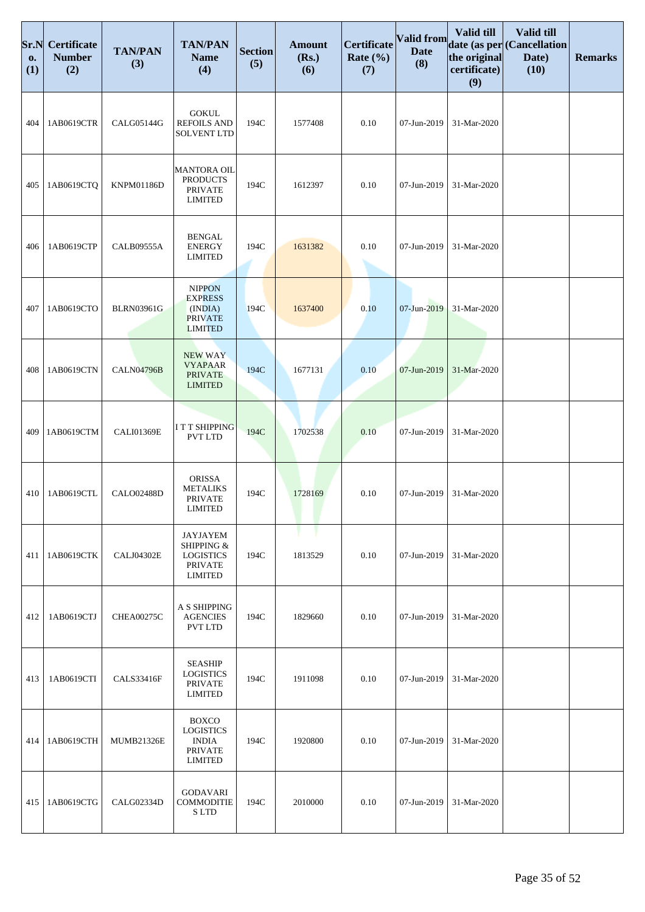| Sr.No. (1) | Certificate Number (2) | TAN/PAN (3) | TAN/PAN Name (4) | Section (5) | Amount (Rs.) (6) | Certificate Rate (%) (7) | Valid from Date (8) | Valid till date (as per the original certificate) (9) | Valid till (Cancellation Date) (10) | Remarks |
|---|---|---|---|---|---|---|---|---|---|---|
| 404 | 1AB0619CTR | CALG05144G | GOKUL REFOILS AND SOLVENT LTD | 194C | 1577408 | 0.10 | 07-Jun-2019 | 31-Mar-2020 | | |
| 405 | 1AB0619CTQ | KNPM01186D | MANTORA OIL PRODUCTS PRIVATE LIMITED | 194C | 1612397 | 0.10 | 07-Jun-2019 | 31-Mar-2020 | | |
| 406 | 1AB0619CTP | CALB09555A | BENGAL ENERGY LIMITED | 194C | 1631382 | 0.10 | 07-Jun-2019 | 31-Mar-2020 | | |
| 407 | 1AB0619CTO | BLRN03961G | NIPPON EXPRESS (INDIA) PRIVATE LIMITED | 194C | 1637400 | 0.10 | 07-Jun-2019 | 31-Mar-2020 | | |
| 408 | 1AB0619CTN | CALN04796B | NEW WAY VYAPAAR PRIVATE LIMITED | 194C | 1677131 | 0.10 | 07-Jun-2019 | 31-Mar-2020 | | |
| 409 | 1AB0619CTM | CALI01369E | I T T SHIPPING PVT LTD | 194C | 1702538 | 0.10 | 07-Jun-2019 | 31-Mar-2020 | | |
| 410 | 1AB0619CTL | CALO02488D | ORISSA METALIKS PRIVATE LIMITED | 194C | 1728169 | 0.10 | 07-Jun-2019 | 31-Mar-2020 | | |
| 411 | 1AB0619CTK | CALJ04302E | JAYJAYEM SHIPPING & LOGISTICS PRIVATE LIMITED | 194C | 1813529 | 0.10 | 07-Jun-2019 | 31-Mar-2020 | | |
| 412 | 1AB0619CTJ | CHEA00275C | A S SHIPPING AGENCIES PVT LTD | 194C | 1829660 | 0.10 | 07-Jun-2019 | 31-Mar-2020 | | |
| 413 | 1AB0619CTI | CALS33416F | SEASHIP LOGISTICS PRIVATE LIMITED | 194C | 1911098 | 0.10 | 07-Jun-2019 | 31-Mar-2020 | | |
| 414 | 1AB0619CTH | MUMB21326E | BOXCO LOGISTICS INDIA PRIVATE LIMITED | 194C | 1920800 | 0.10 | 07-Jun-2019 | 31-Mar-2020 | | |
| 415 | 1AB0619CTG | CALG02334D | GODAVARI COMMODITIES LTD | 194C | 2010000 | 0.10 | 07-Jun-2019 | 31-Mar-2020 | | |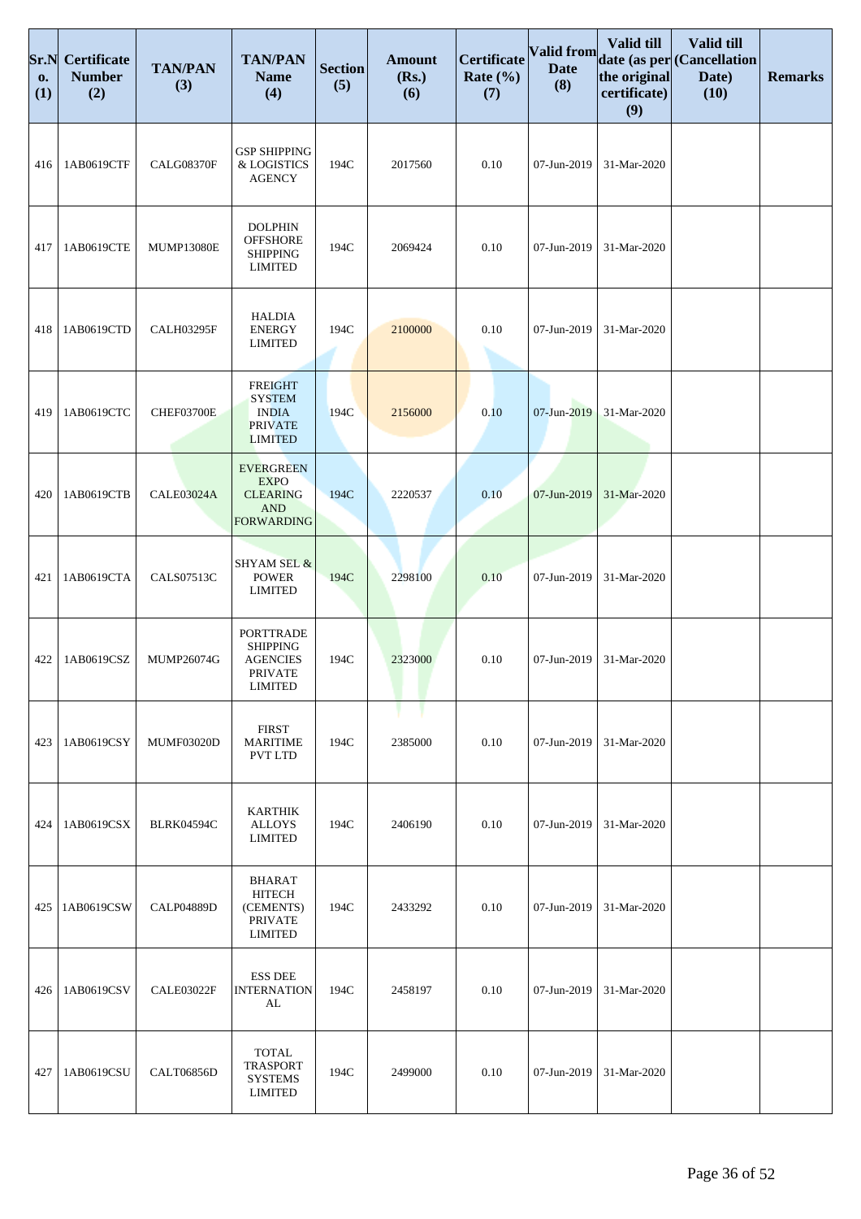| Sr.No. (1) | Certificate Number (2) | TAN/PAN (3) | TAN/PAN Name (4) | Section (5) | Amount (Rs.) (6) | Certificate Rate (%) (7) | Valid from Date (8) | Valid till date (as per the original certificate) (9) | Valid till (Cancellation Date) (10) | Remarks |
|---|---|---|---|---|---|---|---|---|---|---|
| 416 | 1AB0619CTF | CALG08370F | GSP SHIPPING & LOGISTICS AGENCY | 194C | 2017560 | 0.10 | 07-Jun-2019 | 31-Mar-2020 | | |
| 417 | 1AB0619CTE | MUMP13080E | DOLPHIN OFFSHORE SHIPPING LIMITED | 194C | 2069424 | 0.10 | 07-Jun-2019 | 31-Mar-2020 | | |
| 418 | 1AB0619CTD | CALH03295F | HALDIA ENERGY LIMITED | 194C | 2100000 | 0.10 | 07-Jun-2019 | 31-Mar-2020 | | |
| 419 | 1AB0619CTC | CHEF03700E | FREIGHT SYSTEM INDIA PRIVATE LIMITED | 194C | 2156000 | 0.10 | 07-Jun-2019 | 31-Mar-2020 | | |
| 420 | 1AB0619CTB | CALE03024A | EVERGREEN EXPO CLEARING AND FORWARDING | 194C | 2220537 | 0.10 | 07-Jun-2019 | 31-Mar-2020 | | |
| 421 | 1AB0619CTA | CALS07513C | SHYAM SEL & POWER LIMITED | 194C | 2298100 | 0.10 | 07-Jun-2019 | 31-Mar-2020 | | |
| 422 | 1AB0619CSZ | MUMP26074G | PORTTRADE SHIPPING AGENCIES PRIVATE LIMITED | 194C | 2323000 | 0.10 | 07-Jun-2019 | 31-Mar-2020 | | |
| 423 | 1AB0619CSY | MUMF03020D | FIRST MARITIME PVT LTD | 194C | 2385000 | 0.10 | 07-Jun-2019 | 31-Mar-2020 | | |
| 424 | 1AB0619CSX | BLRK04594C | KARTHIK ALLOYS LIMITED | 194C | 2406190 | 0.10 | 07-Jun-2019 | 31-Mar-2020 | | |
| 425 | 1AB0619CSW | CALP04889D | BHARAT HITECH (CEMENTS) PRIVATE LIMITED | 194C | 2433292 | 0.10 | 07-Jun-2019 | 31-Mar-2020 | | |
| 426 | 1AB0619CSV | CALE03022F | ESS DEE INTERNATION AL | 194C | 2458197 | 0.10 | 07-Jun-2019 | 31-Mar-2020 | | |
| 427 | 1AB0619CSU | CALT06856D | TOTAL TRASPORT SYSTEMS LIMITED | 194C | 2499000 | 0.10 | 07-Jun-2019 | 31-Mar-2020 | | |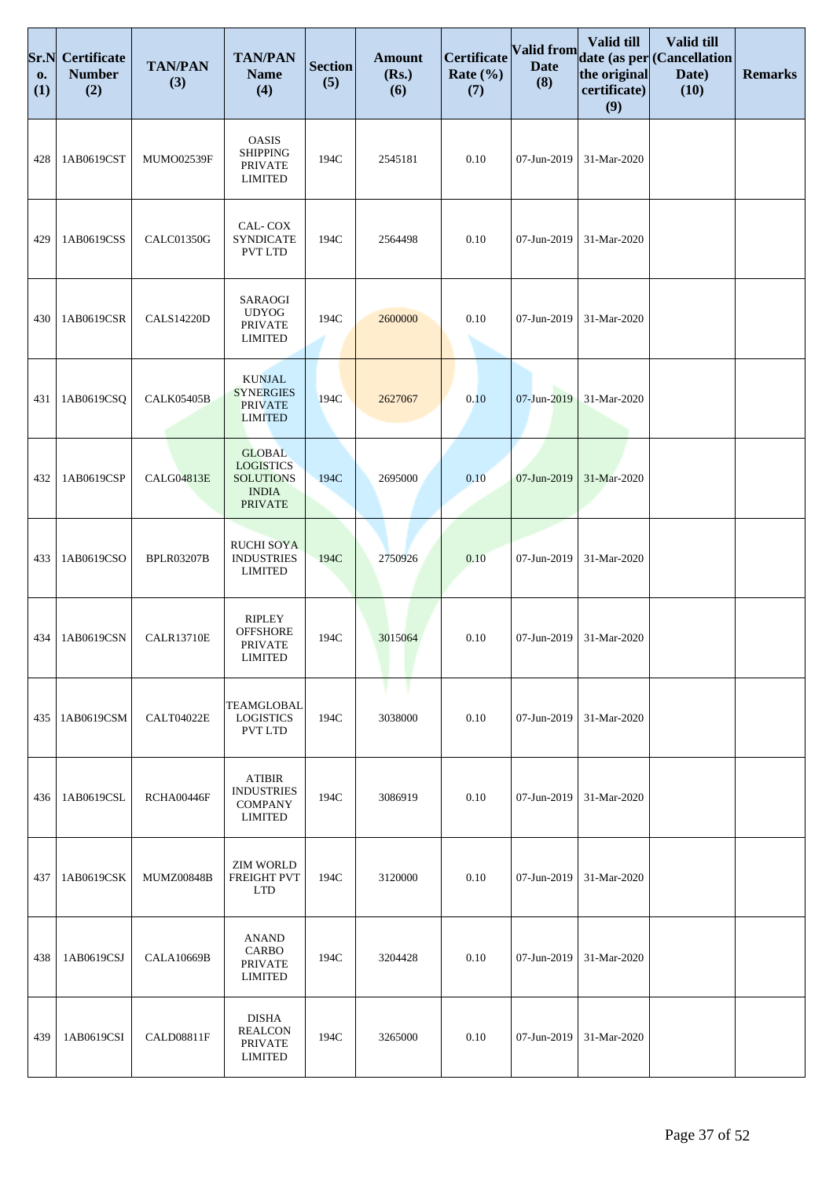| Sr.No. (1) | Certificate Number (2) | TAN/PAN (3) | TAN/PAN Name (4) | Section (5) | Amount (Rs.) (6) | Certificate Rate (%) (7) | Valid from Date (8) | Valid till date (as per the original certificate) (9) | Valid till (Cancellation Date) (10) | Remarks |
|---|---|---|---|---|---|---|---|---|---|---|
| 428 | 1AB0619CST | MUMO02539F | OASIS SHIPPING PRIVATE LIMITED | 194C | 2545181 | 0.10 | 07-Jun-2019 | 31-Mar-2020 | | |
| 429 | 1AB0619CSS | CALC01350G | CAL- COX SYNDICATE PVT LTD | 194C | 2564498 | 0.10 | 07-Jun-2019 | 31-Mar-2020 | | |
| 430 | 1AB0619CSR | CALS14220D | SARAOGI UDYOG PRIVATE LIMITED | 194C | 2600000 | 0.10 | 07-Jun-2019 | 31-Mar-2020 | | |
| 431 | 1AB0619CSQ | CALK05405B | KUNJAL SYNERGIES PRIVATE LIMITED | 194C | 2627067 | 0.10 | 07-Jun-2019 | 31-Mar-2020 | | |
| 432 | 1AB0619CSP | CALG04813E | GLOBAL LOGISTICS SOLUTIONS INDIA PRIVATE | 194C | 2695000 | 0.10 | 07-Jun-2019 | 31-Mar-2020 | | |
| 433 | 1AB0619CSO | BPLR03207B | RUCHI SOYA INDUSTRIES LIMITED | 194C | 2750926 | 0.10 | 07-Jun-2019 | 31-Mar-2020 | | |
| 434 | 1AB0619CSN | CALR13710E | RIPLEY OFFSHORE PRIVATE LIMITED | 194C | 3015064 | 0.10 | 07-Jun-2019 | 31-Mar-2020 | | |
| 435 | 1AB0619CSM | CALT04022E | TEAMGLOBAL LOGISTICS PVT LTD | 194C | 3038000 | 0.10 | 07-Jun-2019 | 31-Mar-2020 | | |
| 436 | 1AB0619CSL | RCHA00446F | ATIBIR INDUSTRIES COMPANY LIMITED | 194C | 3086919 | 0.10 | 07-Jun-2019 | 31-Mar-2020 | | |
| 437 | 1AB0619CSK | MUMZ00848B | ZIM WORLD FREIGHT PVT LTD | 194C | 3120000 | 0.10 | 07-Jun-2019 | 31-Mar-2020 | | |
| 438 | 1AB0619CSJ | CALA10669B | ANAND CARBO PRIVATE LIMITED | 194C | 3204428 | 0.10 | 07-Jun-2019 | 31-Mar-2020 | | |
| 439 | 1AB0619CSI | CALD08811F | DISHA REALCON PRIVATE LIMITED | 194C | 3265000 | 0.10 | 07-Jun-2019 | 31-Mar-2020 | | |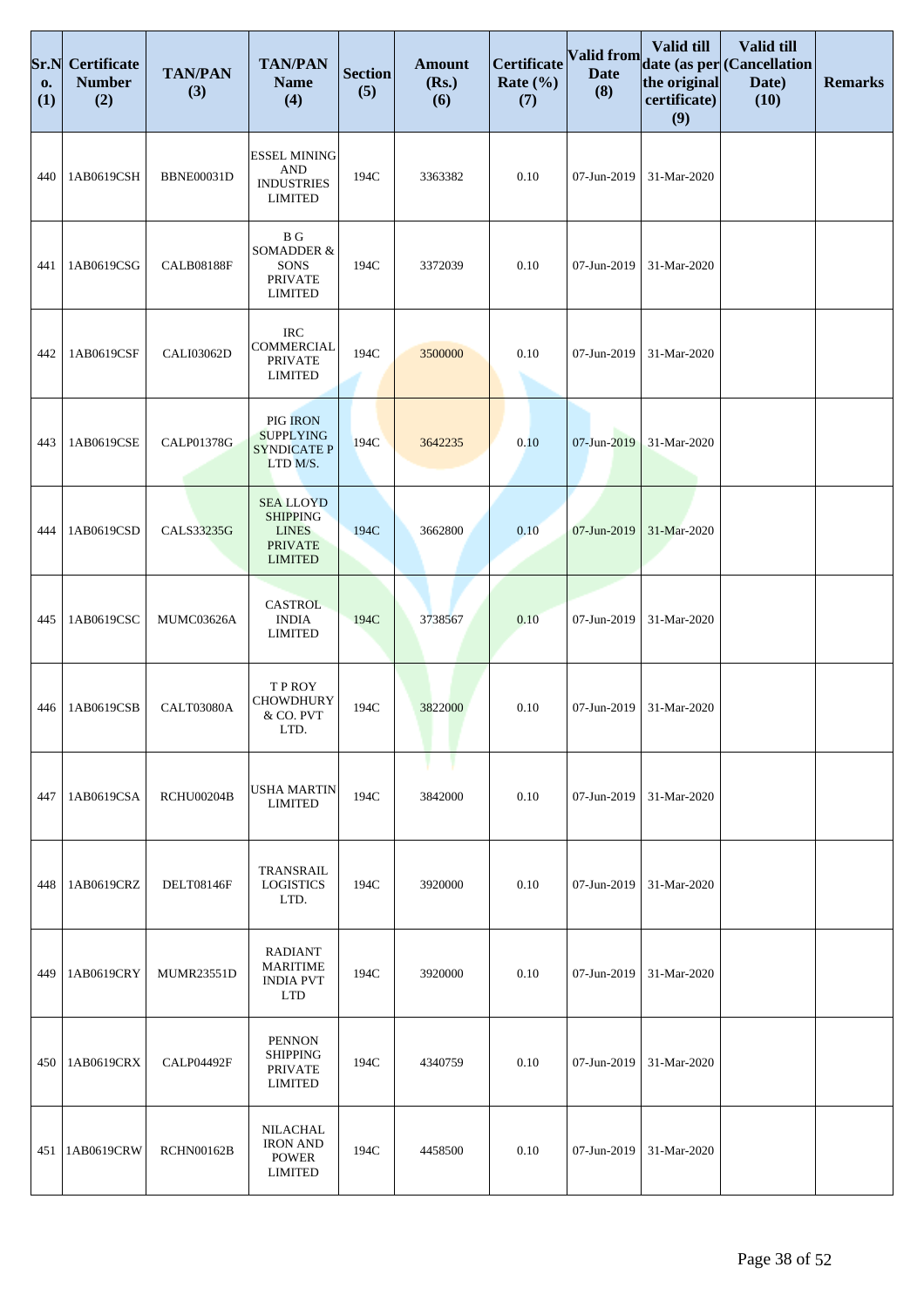| Sr.No. (1) | Certificate Number (2) | TAN/PAN (3) | TAN/PAN Name (4) | Section (5) | Amount (Rs.) (6) | Certificate Rate (%) (7) | Valid from Date (8) | Valid till date (as per the original certificate) (9) | Valid till (Cancellation Date) (10) | Remarks |
|---|---|---|---|---|---|---|---|---|---|---|
| 440 | 1AB0619CSH | BBNE00031D | ESSEL MINING AND INDUSTRIES LIMITED | 194C | 3363382 | 0.10 | 07-Jun-2019 | 31-Mar-2020 | | |
| 441 | 1AB0619CSG | CALB08188F | B G SOMADDER & SONS PRIVATE LIMITED | 194C | 3372039 | 0.10 | 07-Jun-2019 | 31-Mar-2020 | | |
| 442 | 1AB0619CSF | CALI03062D | IRC COMMERCIAL PRIVATE LIMITED | 194C | 3500000 | 0.10 | 07-Jun-2019 | 31-Mar-2020 | | |
| 443 | 1AB0619CSE | CALP01378G | PIG IRON SUPPLYING SYNDICATE P LTD M/S. | 194C | 3642235 | 0.10 | 07-Jun-2019 | 31-Mar-2020 | | |
| 444 | 1AB0619CSD | CALS33235G | SEA LLOYD SHIPPING LINES PRIVATE LIMITED | 194C | 3662800 | 0.10 | 07-Jun-2019 | 31-Mar-2020 | | |
| 445 | 1AB0619CSC | MUMC03626A | CASTROL INDIA LIMITED | 194C | 3738567 | 0.10 | 07-Jun-2019 | 31-Mar-2020 | | |
| 446 | 1AB0619CSB | CALT03080A | T P ROY CHOWDHURY & CO. PVT LTD. | 194C | 3822000 | 0.10 | 07-Jun-2019 | 31-Mar-2020 | | |
| 447 | 1AB0619CSA | RCHU00204B | USHA MARTIN LIMITED | 194C | 3842000 | 0.10 | 07-Jun-2019 | 31-Mar-2020 | | |
| 448 | 1AB0619CRZ | DELT08146F | TRANSRAIL LOGISTICS LTD. | 194C | 3920000 | 0.10 | 07-Jun-2019 | 31-Mar-2020 | | |
| 449 | 1AB0619CRY | MUMR23551D | RADIANT MARITIME INDIA PVT LTD | 194C | 3920000 | 0.10 | 07-Jun-2019 | 31-Mar-2020 | | |
| 450 | 1AB0619CRX | CALP04492F | PENNON SHIPPING PRIVATE LIMITED | 194C | 4340759 | 0.10 | 07-Jun-2019 | 31-Mar-2020 | | |
| 451 | 1AB0619CRW | RCHN00162B | NILACHAL IRON AND POWER LIMITED | 194C | 4458500 | 0.10 | 07-Jun-2019 | 31-Mar-2020 | | |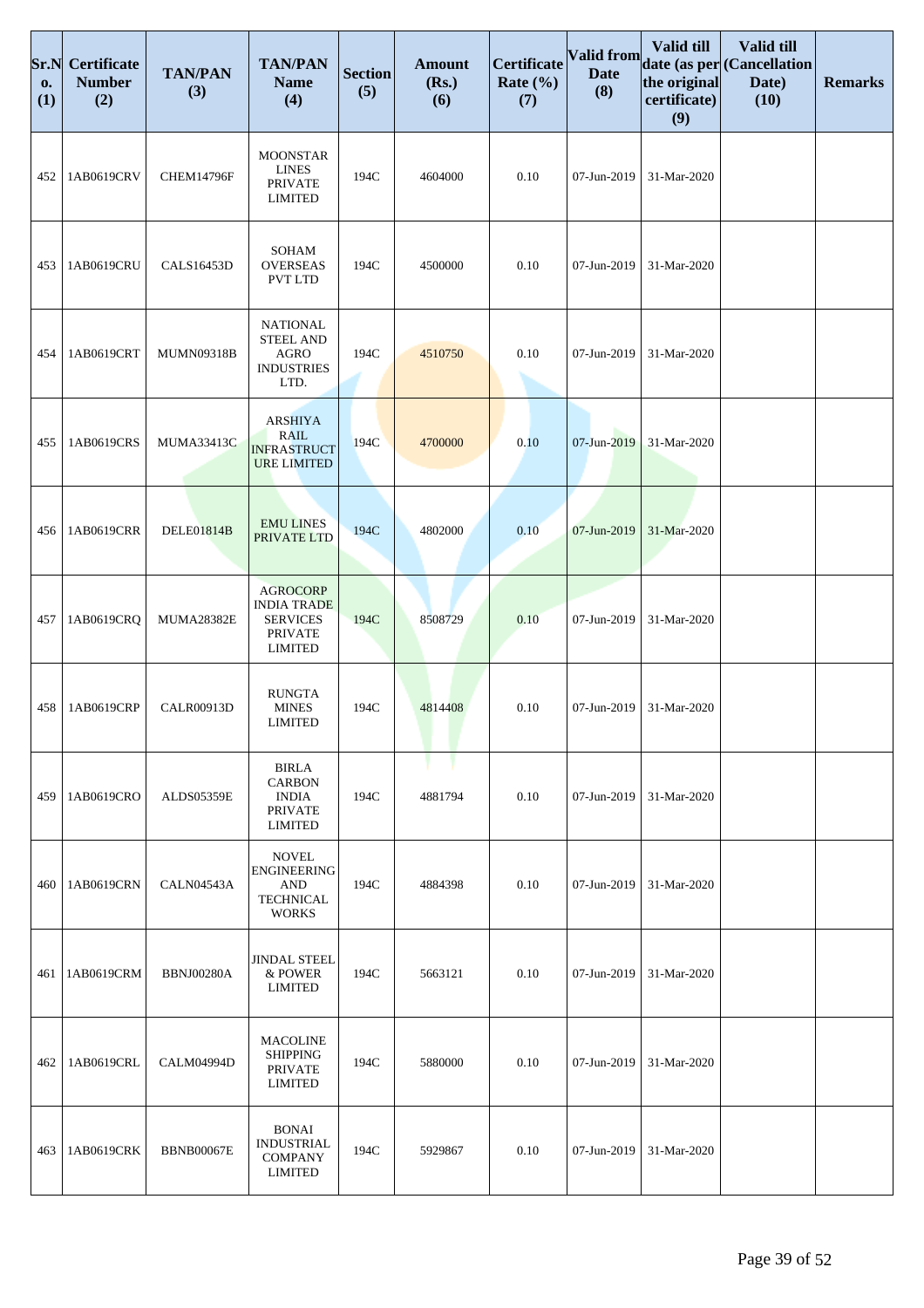| Sr.No. (1) | Certificate Number (2) | TAN/PAN (3) | TAN/PAN Name (4) | Section (5) | Amount (Rs.) (6) | Certificate Rate (%) (7) | Valid from Date (8) | Valid till date (as per the original certificate) (9) | Valid till (Cancellation Date) (10) | Remarks |
|---|---|---|---|---|---|---|---|---|---|---|
| 452 | 1AB0619CRV | CHEM14796F | MOONSTAR LINES PRIVATE LIMITED | 194C | 4604000 | 0.10 | 07-Jun-2019 | 31-Mar-2020 | | |
| 453 | 1AB0619CRU | CALS16453D | SOHAM OVERSEAS PVT LTD | 194C | 4500000 | 0.10 | 07-Jun-2019 | 31-Mar-2020 | | |
| 454 | 1AB0619CRT | MUMN09318B | NATIONAL STEEL AND AGRO INDUSTRIES LTD. | 194C | 4510750 | 0.10 | 07-Jun-2019 | 31-Mar-2020 | | |
| 455 | 1AB0619CRS | MUMA33413C | ARSHIYA RAIL INFRASTRUCTURE LIMITED | 194C | 4700000 | 0.10 | 07-Jun-2019 | 31-Mar-2020 | | |
| 456 | 1AB0619CRR | DELE01814B | EMU LINES PRIVATE LTD | 194C | 4802000 | 0.10 | 07-Jun-2019 | 31-Mar-2020 | | |
| 457 | 1AB0619CRQ | MUMA28382E | AGROCORP INDIA TRADE SERVICES PRIVATE LIMITED | 194C | 8508729 | 0.10 | 07-Jun-2019 | 31-Mar-2020 | | |
| 458 | 1AB0619CRP | CALR00913D | RUNGTA MINES LIMITED | 194C | 4814408 | 0.10 | 07-Jun-2019 | 31-Mar-2020 | | |
| 459 | 1AB0619CRO | ALDS05359E | BIRLA CARBON INDIA PRIVATE LIMITED | 194C | 4881794 | 0.10 | 07-Jun-2019 | 31-Mar-2020 | | |
| 460 | 1AB0619CRN | CALN04543A | NOVEL ENGINEERING AND TECHNICAL WORKS | 194C | 4884398 | 0.10 | 07-Jun-2019 | 31-Mar-2020 | | |
| 461 | 1AB0619CRM | BBNJ00280A | JINDAL STEEL & POWER LIMITED | 194C | 5663121 | 0.10 | 07-Jun-2019 | 31-Mar-2020 | | |
| 462 | 1AB0619CRL | CALM04994D | MACOLINE SHIPPING PRIVATE LIMITED | 194C | 5880000 | 0.10 | 07-Jun-2019 | 31-Mar-2020 | | |
| 463 | 1AB0619CRK | BBNB00067E | BONAI INDUSTRIAL COMPANY LIMITED | 194C | 5929867 | 0.10 | 07-Jun-2019 | 31-Mar-2020 | | |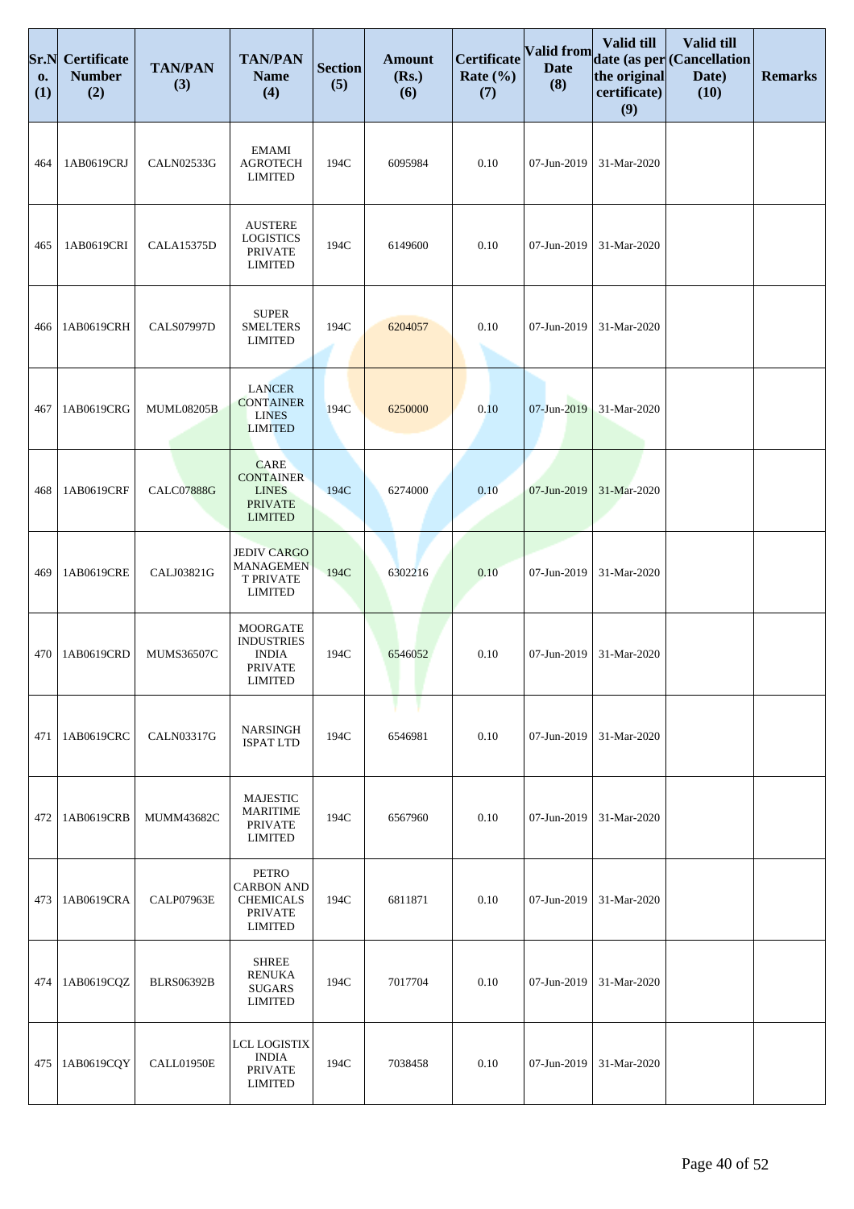| Sr.No. (1) | Certificate Number (2) | TAN/PAN (3) | TAN/PAN Name (4) | Section (5) | Amount (Rs.) (6) | Certificate Rate (%) (7) | Valid from Date (8) | Valid till date (as per the original certificate) (9) | Valid till (Cancellation Date) (10) | Remarks |
|---|---|---|---|---|---|---|---|---|---|---|
| 464 | 1AB0619CRJ | CALN02533G | EMAMI AGROTECH LIMITED | 194C | 6095984 | 0.10 | 07-Jun-2019 | 31-Mar-2020 | | |
| 465 | 1AB0619CRI | CALA15375D | AUSTERE LOGISTICS PRIVATE LIMITED | 194C | 6149600 | 0.10 | 07-Jun-2019 | 31-Mar-2020 | | |
| 466 | 1AB0619CRH | CALS07997D | SUPER SMELTERS LIMITED | 194C | 6204057 | 0.10 | 07-Jun-2019 | 31-Mar-2020 | | |
| 467 | 1AB0619CRG | MUML08205B | LANCER CONTAINER LINES LIMITED | 194C | 6250000 | 0.10 | 07-Jun-2019 | 31-Mar-2020 | | |
| 468 | 1AB0619CRF | CALC07888G | CARE CONTAINER LINES PRIVATE LIMITED | 194C | 6274000 | 0.10 | 07-Jun-2019 | 31-Mar-2020 | | |
| 469 | 1AB0619CRE | CALJ03821G | JEDIV CARGO MANAGEMENT PRIVATE LIMITED | 194C | 6302216 | 0.10 | 07-Jun-2019 | 31-Mar-2020 | | |
| 470 | 1AB0619CRD | MUMS36507C | MOORGATE INDUSTRIES INDIA PRIVATE LIMITED | 194C | 6546052 | 0.10 | 07-Jun-2019 | 31-Mar-2020 | | |
| 471 | 1AB0619CRC | CALN03317G | NARSINGH ISPAT LTD | 194C | 6546981 | 0.10 | 07-Jun-2019 | 31-Mar-2020 | | |
| 472 | 1AB0619CRB | MUMM43682C | MAJESTIC MARITIME PRIVATE LIMITED | 194C | 6567960 | 0.10 | 07-Jun-2019 | 31-Mar-2020 | | |
| 473 | 1AB0619CRA | CALP07963E | PETRO CARBON AND CHEMICALS PRIVATE LIMITED | 194C | 6811871 | 0.10 | 07-Jun-2019 | 31-Mar-2020 | | |
| 474 | 1AB0619CQZ | BLRS06392B | SHREE RENUKA SUGARS LIMITED | 194C | 7017704 | 0.10 | 07-Jun-2019 | 31-Mar-2020 | | |
| 475 | 1AB0619CQY | CALL01950E | LCL LOGISTIX INDIA PRIVATE LIMITED | 194C | 7038458 | 0.10 | 07-Jun-2019 | 31-Mar-2020 | | |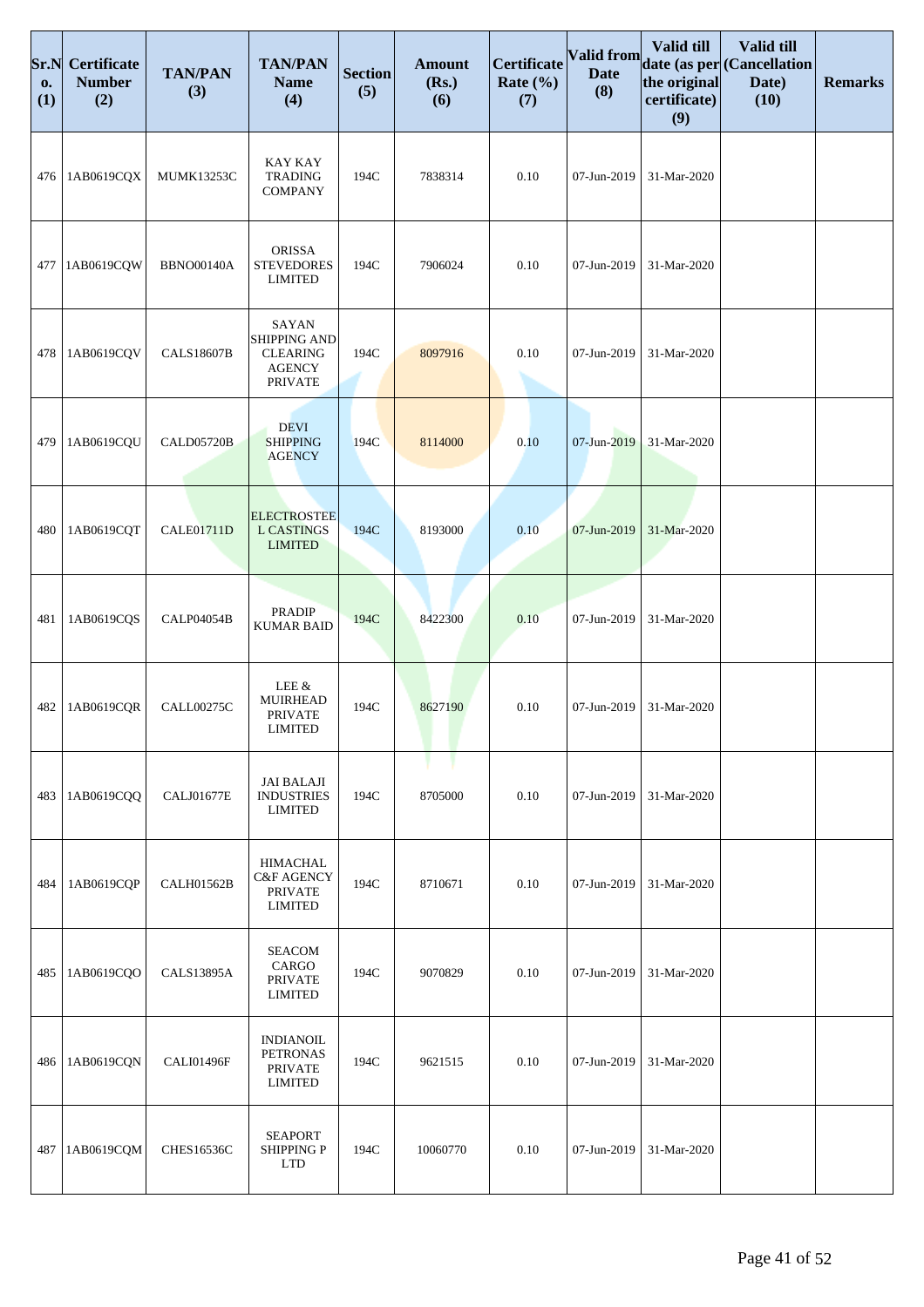| Sr.No. (1) | Certificate Number (2) | TAN/PAN (3) | TAN/PAN Name (4) | Section (5) | Amount (Rs.) (6) | Certificate Rate (%) (7) | Valid from Date (8) | Valid till date (as per the original certificate) (9) | Valid till (Cancellation Date) (10) | Remarks |
|---|---|---|---|---|---|---|---|---|---|---|
| 476 | 1AB0619CQX | MUMK13253C | KAY KAY TRADING COMPANY | 194C | 7838314 | 0.10 | 07-Jun-2019 | 31-Mar-2020 | | |
| 477 | 1AB0619CQW | BBNO00140A | ORISSA STEVEDORES LIMITED | 194C | 7906024 | 0.10 | 07-Jun-2019 | 31-Mar-2020 | | |
| 478 | 1AB0619CQV | CALS18607B | SAYAN SHIPPING AND CLEARING AGENCY PRIVATE | 194C | 8097916 | 0.10 | 07-Jun-2019 | 31-Mar-2020 | | |
| 479 | 1AB0619CQU | CALD05720B | DEVI SHIPPING AGENCY | 194C | 8114000 | 0.10 | 07-Jun-2019 | 31-Mar-2020 | | |
| 480 | 1AB0619CQT | CALE01711D | ELECTROSTEEL CASTINGS LIMITED | 194C | 8193000 | 0.10 | 07-Jun-2019 | 31-Mar-2020 | | |
| 481 | 1AB0619CQS | CALP04054B | PRADIP KUMAR BAID | 194C | 8422300 | 0.10 | 07-Jun-2019 | 31-Mar-2020 | | |
| 482 | 1AB0619CQR | CALL00275C | LEE & MUIRHEAD PRIVATE LIMITED | 194C | 8627190 | 0.10 | 07-Jun-2019 | 31-Mar-2020 | | |
| 483 | 1AB0619CQQ | CALJ01677E | JAI BALAJI INDUSTRIES LIMITED | 194C | 8705000 | 0.10 | 07-Jun-2019 | 31-Mar-2020 | | |
| 484 | 1AB0619CQP | CALH01562B | HIMACHAL C&F AGENCY PRIVATE LIMITED | 194C | 8710671 | 0.10 | 07-Jun-2019 | 31-Mar-2020 | | |
| 485 | 1AB0619CQO | CALS13895A | SEACOM CARGO PRIVATE LIMITED | 194C | 9070829 | 0.10 | 07-Jun-2019 | 31-Mar-2020 | | |
| 486 | 1AB0619CQN | CALI01496F | INDIANOIL PETRONAS PRIVATE LIMITED | 194C | 9621515 | 0.10 | 07-Jun-2019 | 31-Mar-2020 | | |
| 487 | 1AB0619CQM | CHES16536C | SEAPORT SHIPPING P LTD | 194C | 10060770 | 0.10 | 07-Jun-2019 | 31-Mar-2020 | | |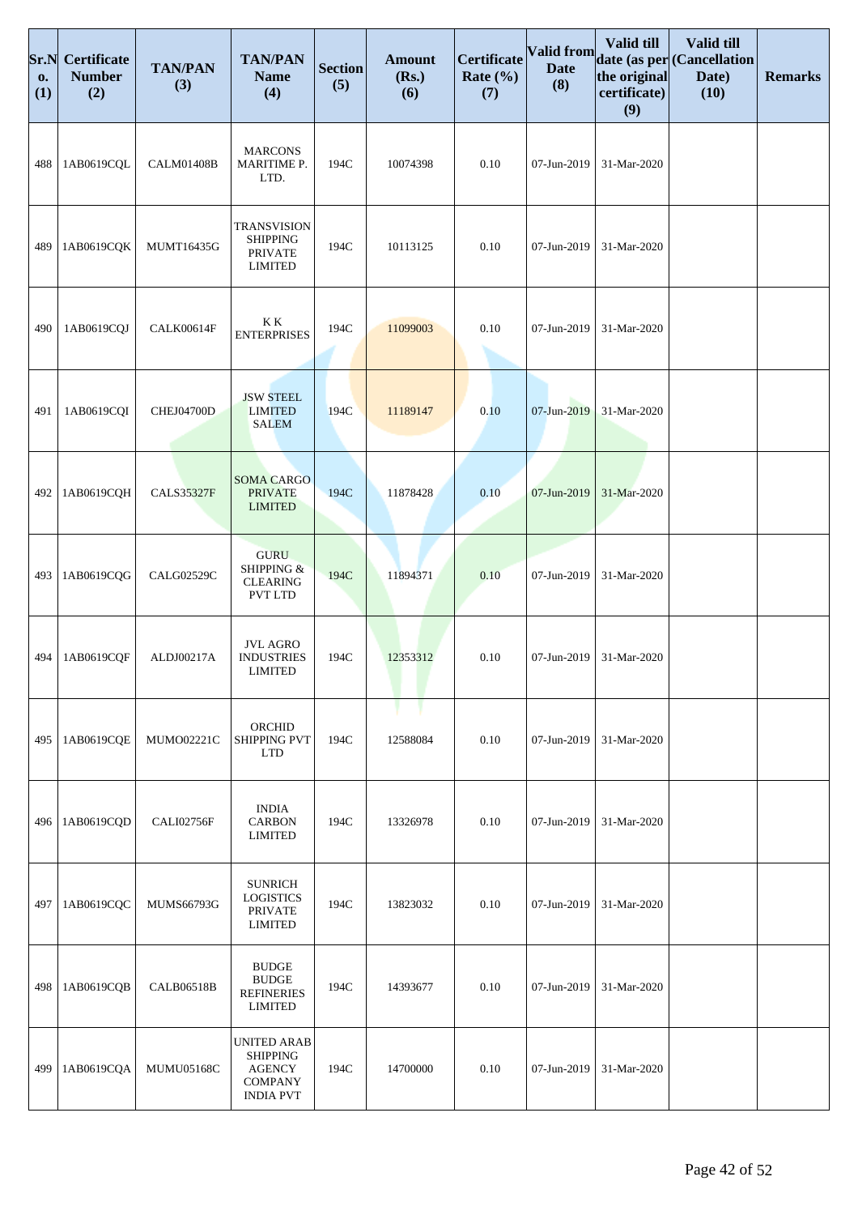| Sr.No. (1) | Certificate Number (2) | TAN/PAN (3) | TAN/PAN Name (4) | Section (5) | Amount (Rs.) (6) | Certificate Rate (%) (7) | Valid from Date (8) | Valid till date (as per the original certificate) (9) | Valid till (Cancellation Date) (10) | Remarks |
|---|---|---|---|---|---|---|---|---|---|---|
| 488 | 1AB0619CQL | CALM01408B | MARCONS MARITIME P. LTD. | 194C | 10074398 | 0.10 | 07-Jun-2019 | 31-Mar-2020 | | |
| 489 | 1AB0619CQK | MUMT16435G | TRANSVISION SHIPPING PRIVATE LIMITED | 194C | 10113125 | 0.10 | 07-Jun-2019 | 31-Mar-2020 | | |
| 490 | 1AB0619CQJ | CALK00614F | K K ENTERPRISES | 194C | 11099003 | 0.10 | 07-Jun-2019 | 31-Mar-2020 | | |
| 491 | 1AB0619CQI | CHEJ04700D | JSW STEEL LIMITED SALEM | 194C | 11189147 | 0.10 | 07-Jun-2019 | 31-Mar-2020 | | |
| 492 | 1AB0619CQH | CALS35327F | SOMA CARGO PRIVATE LIMITED | 194C | 11878428 | 0.10 | 07-Jun-2019 | 31-Mar-2020 | | |
| 493 | 1AB0619CQG | CALG02529C | GURU SHIPPING & CLEARING PVT LTD | 194C | 11894371 | 0.10 | 07-Jun-2019 | 31-Mar-2020 | | |
| 494 | 1AB0619CQF | ALDJ00217A | JVL AGRO INDUSTRIES LIMITED | 194C | 12353312 | 0.10 | 07-Jun-2019 | 31-Mar-2020 | | |
| 495 | 1AB0619CQE | MUMO02221C | ORCHID SHIPPING PVT LTD | 194C | 12588084 | 0.10 | 07-Jun-2019 | 31-Mar-2020 | | |
| 496 | 1AB0619CQD | CALI02756F | INDIA CARBON LIMITED | 194C | 13326978 | 0.10 | 07-Jun-2019 | 31-Mar-2020 | | |
| 497 | 1AB0619CQC | MUMS66793G | SUNRICH LOGISTICS PRIVATE LIMITED | 194C | 13823032 | 0.10 | 07-Jun-2019 | 31-Mar-2020 | | |
| 498 | 1AB0619CQB | CALB06518B | BUDGE BUDGE REFINERIES LIMITED | 194C | 14393677 | 0.10 | 07-Jun-2019 | 31-Mar-2020 | | |
| 499 | 1AB0619CQA | MUMU05168C | UNITED ARAB SHIPPING AGENCY COMPANY INDIA PVT | 194C | 14700000 | 0.10 | 07-Jun-2019 | 31-Mar-2020 | | |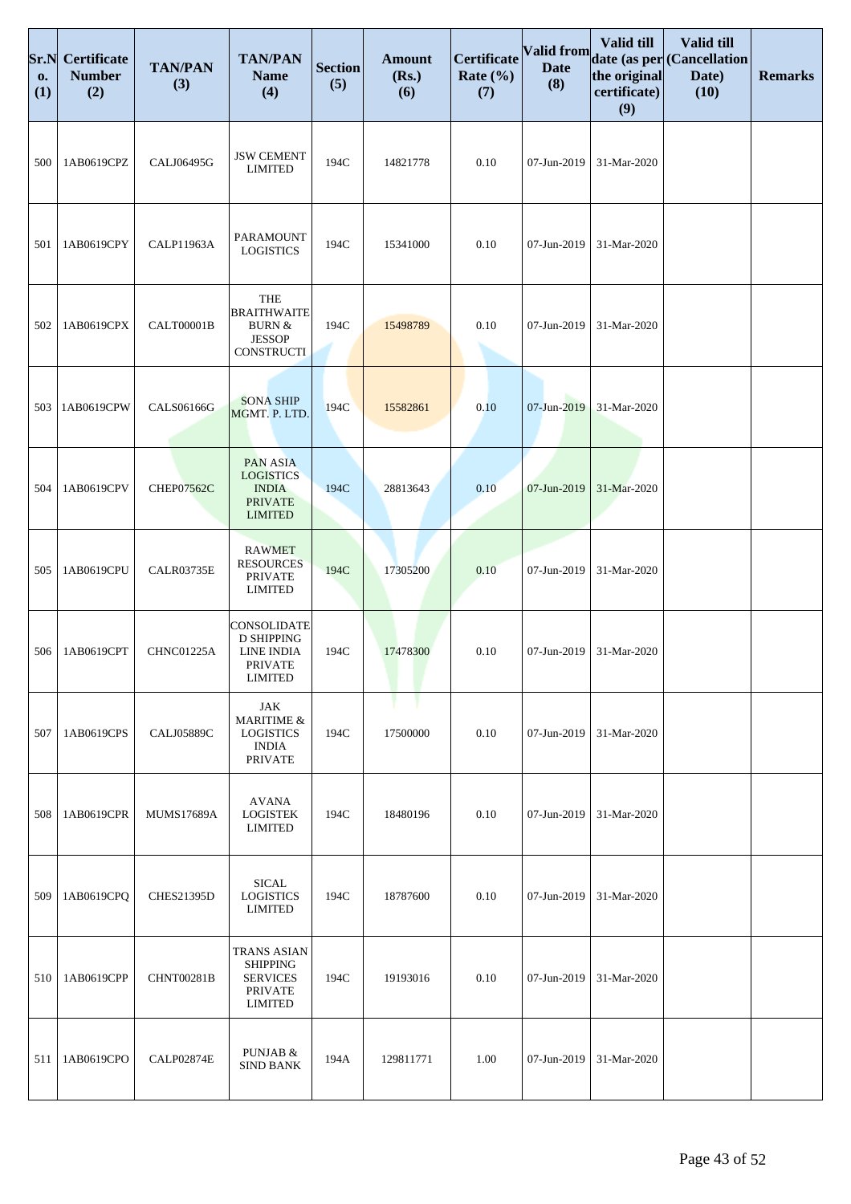| Sr.No. (1) | Certificate Number (2) | TAN/PAN (3) | TAN/PAN Name (4) | Section (5) | Amount (Rs.) (6) | Certificate Rate (%) (7) | Valid from Date (8) | Valid till date (as per the original certificate) (9) | Valid till (Cancellation Date) (10) | Remarks |
|---|---|---|---|---|---|---|---|---|---|---|
| 500 | 1AB0619CPZ | CALJ06495G | JSW CEMENT LIMITED | 194C | 14821778 | 0.10 | 07-Jun-2019 | 31-Mar-2020 | | |
| 501 | 1AB0619CPY | CALP11963A | PARAMOUNT LOGISTICS | 194C | 15341000 | 0.10 | 07-Jun-2019 | 31-Mar-2020 | | |
| 502 | 1AB0619CPX | CALT00001B | THE BRAITHWAITE BURN & JESSOP CONSTRUCTI | 194C | 15498789 | 0.10 | 07-Jun-2019 | 31-Mar-2020 | | |
| 503 | 1AB0619CPW | CALS06166G | SONA SHIP MGMT. P. LTD. | 194C | 15582861 | 0.10 | 07-Jun-2019 | 31-Mar-2020 | | |
| 504 | 1AB0619CPV | CHEP07562C | PAN ASIA LOGISTICS INDIA PRIVATE LIMITED | 194C | 28813643 | 0.10 | 07-Jun-2019 | 31-Mar-2020 | | |
| 505 | 1AB0619CPU | CALR03735E | RAWMET RESOURCES PRIVATE LIMITED | 194C | 17305200 | 0.10 | 07-Jun-2019 | 31-Mar-2020 | | |
| 506 | 1AB0619CPT | CHNC01225A | CONSOLIDATED SHIPPING LINE INDIA PRIVATE LIMITED | 194C | 17478300 | 0.10 | 07-Jun-2019 | 31-Mar-2020 | | |
| 507 | 1AB0619CPS | CALJ05889C | JAK MARITIME & LOGISTICS INDIA PRIVATE | 194C | 17500000 | 0.10 | 07-Jun-2019 | 31-Mar-2020 | | |
| 508 | 1AB0619CPR | MUMS17689A | AVANA LOGISTEK LIMITED | 194C | 18480196 | 0.10 | 07-Jun-2019 | 31-Mar-2020 | | |
| 509 | 1AB0619CPQ | CHES21395D | SICAL LOGISTICS LIMITED | 194C | 18787600 | 0.10 | 07-Jun-2019 | 31-Mar-2020 | | |
| 510 | 1AB0619CPP | CHNT00281B | TRANS ASIAN SHIPPING SERVICES PRIVATE LIMITED | 194C | 19193016 | 0.10 | 07-Jun-2019 | 31-Mar-2020 | | |
| 511 | 1AB0619CPO | CALP02874E | PUNJAB & SIND BANK | 194A | 129811771 | 1.00 | 07-Jun-2019 | 31-Mar-2020 | | |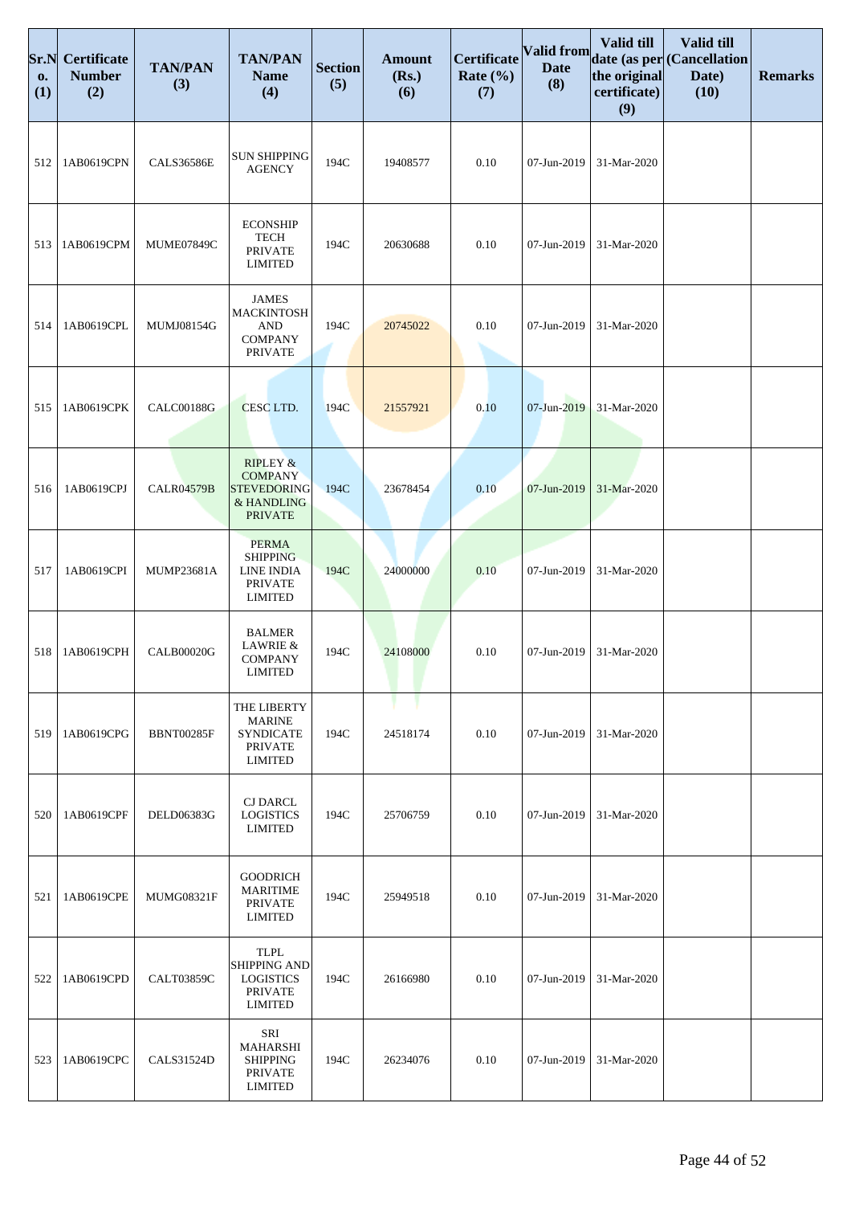| Sr.No. (1) | Certificate Number (2) | TAN/PAN (3) | TAN/PAN Name (4) | Section (5) | Amount (Rs.) (6) | Certificate Rate (%) (7) | Valid from Date (8) | Valid till date (as per the original certificate) (9) | Valid till (Cancellation Date) (10) | Remarks |
|---|---|---|---|---|---|---|---|---|---|---|
| 512 | 1AB0619CPN | CALS36586E | SUN SHIPPING AGENCY | 194C | 19408577 | 0.10 | 07-Jun-2019 | 31-Mar-2020 | | |
| 513 | 1AB0619CPM | MUME07849C | ECONSHIP TECH PRIVATE LIMITED | 194C | 20630688 | 0.10 | 07-Jun-2019 | 31-Mar-2020 | | |
| 514 | 1AB0619CPL | MUMJ08154G | JAMES MACKINTOSH AND COMPANY PRIVATE | 194C | 20745022 | 0.10 | 07-Jun-2019 | 31-Mar-2020 | | |
| 515 | 1AB0619CPK | CALC00188G | CESC LTD. | 194C | 21557921 | 0.10 | 07-Jun-2019 | 31-Mar-2020 | | |
| 516 | 1AB0619CPJ | CALR04579B | RIPLEY & COMPANY STEVEDORING & HANDLING PRIVATE | 194C | 23678454 | 0.10 | 07-Jun-2019 | 31-Mar-2020 | | |
| 517 | 1AB0619CPI | MUMP23681A | PERMA SHIPPING LINE INDIA PRIVATE LIMITED | 194C | 24000000 | 0.10 | 07-Jun-2019 | 31-Mar-2020 | | |
| 518 | 1AB0619CPH | CALB00020G | BALMER LAWRIE & COMPANY LIMITED | 194C | 24108000 | 0.10 | 07-Jun-2019 | 31-Mar-2020 | | |
| 519 | 1AB0619CPG | BBNT00285F | THE LIBERTY MARINE SYNDICATE PRIVATE LIMITED | 194C | 24518174 | 0.10 | 07-Jun-2019 | 31-Mar-2020 | | |
| 520 | 1AB0619CPF | DELD06383G | CJ DARCL LOGISTICS LIMITED | 194C | 25706759 | 0.10 | 07-Jun-2019 | 31-Mar-2020 | | |
| 521 | 1AB0619CPE | MUMG08321F | GOODRICH MARITIME PRIVATE LIMITED | 194C | 25949518 | 0.10 | 07-Jun-2019 | 31-Mar-2020 | | |
| 522 | 1AB0619CPD | CALT03859C | TLPL SHIPPING AND LOGISTICS PRIVATE LIMITED | 194C | 26166980 | 0.10 | 07-Jun-2019 | 31-Mar-2020 | | |
| 523 | 1AB0619CPC | CALS31524D | SRI MAHARSHI SHIPPING PRIVATE LIMITED | 194C | 26234076 | 0.10 | 07-Jun-2019 | 31-Mar-2020 | | |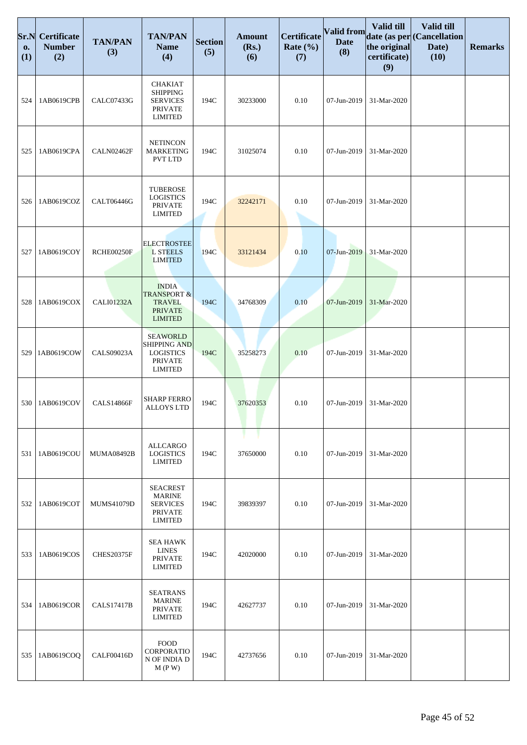| Sr.No. (1) | Certificate Number (2) | TAN/PAN (3) | TAN/PAN Name (4) | Section (5) | Amount (Rs.) (6) | Certificate Rate (%) (7) | Valid from Date (8) | Valid till date (as per the original certificate) (9) | Valid till (Cancellation Date) (10) | Remarks |
|---|---|---|---|---|---|---|---|---|---|---|
| 524 | 1AB0619CPB | CALC07433G | CHAKIAT SHIPPING SERVICES PRIVATE LIMITED | 194C | 30233000 | 0.10 | 07-Jun-2019 | 31-Mar-2020 | | |
| 525 | 1AB0619CPA | CALN02462F | NETINCON MARKETING PVT LTD | 194C | 31025074 | 0.10 | 07-Jun-2019 | 31-Mar-2020 | | |
| 526 | 1AB0619COZ | CALT06446G | TUBEROSE LOGISTICS PRIVATE LIMITED | 194C | 32242171 | 0.10 | 07-Jun-2019 | 31-Mar-2020 | | |
| 527 | 1AB0619COY | RCHE00250F | ELECTROSTEEL STEELS LIMITED | 194C | 33121434 | 0.10 | 07-Jun-2019 | 31-Mar-2020 | | |
| 528 | 1AB0619COX | CALI01232A | INDIA TRANSPORT & TRAVEL PRIVATE LIMITED | 194C | 34768309 | 0.10 | 07-Jun-2019 | 31-Mar-2020 | | |
| 529 | 1AB0619COW | CALS09023A | SEAWORLD SHIPPING AND LOGISTICS PRIVATE LIMITED | 194C | 35258273 | 0.10 | 07-Jun-2019 | 31-Mar-2020 | | |
| 530 | 1AB0619COV | CALS14866F | SHARP FERRO ALLOYS LTD | 194C | 37620353 | 0.10 | 07-Jun-2019 | 31-Mar-2020 | | |
| 531 | 1AB0619COU | MUMA08492B | ALLCARGO LOGISTICS LIMITED | 194C | 37650000 | 0.10 | 07-Jun-2019 | 31-Mar-2020 | | |
| 532 | 1AB0619COT | MUMS41079D | SEACREST MARINE SERVICES PRIVATE LIMITED | 194C | 39839397 | 0.10 | 07-Jun-2019 | 31-Mar-2020 | | |
| 533 | 1AB0619COS | CHES20375F | SEA HAWK LINES PRIVATE LIMITED | 194C | 42020000 | 0.10 | 07-Jun-2019 | 31-Mar-2020 | | |
| 534 | 1AB0619COR | CALS17417B | SEATRANS MARINE PRIVATE LIMITED | 194C | 42627737 | 0.10 | 07-Jun-2019 | 31-Mar-2020 | | |
| 535 | 1AB0619COQ | CALF00416D | FOOD CORPORATION OF INDIA D M (P W) | 194C | 42737656 | 0.10 | 07-Jun-2019 | 31-Mar-2020 | | |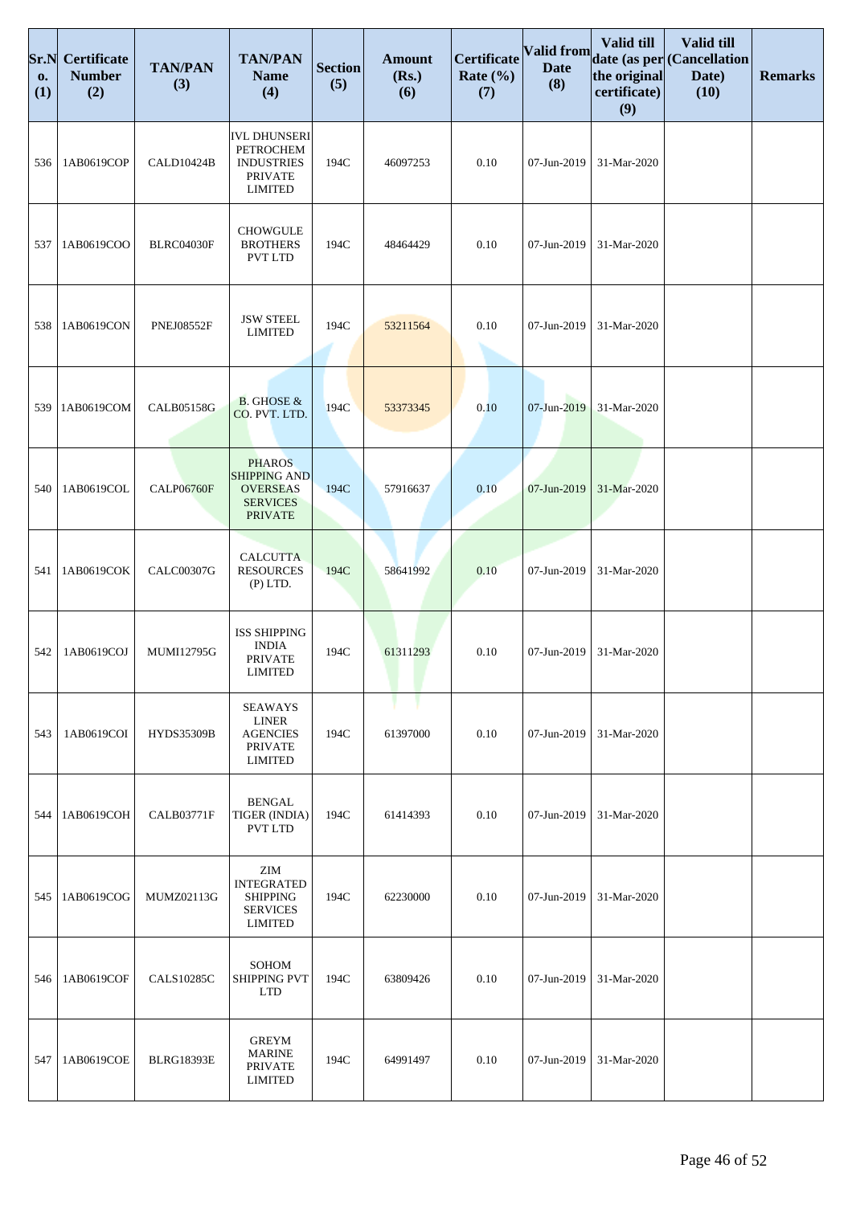| Sr.No. (1) | Certificate Number (2) | TAN/PAN (3) | TAN/PAN Name (4) | Section (5) | Amount (Rs.) (6) | Certificate Rate (%) (7) | Valid from Date (8) | Valid till date (as per the original certificate) (9) | Valid till (Cancellation Date) (10) | Remarks |
|---|---|---|---|---|---|---|---|---|---|---|
| 536 | 1AB0619COP | CALD10424B | IVL DHUNSERI PETROCHEM INDUSTRIES PRIVATE LIMITED | 194C | 46097253 | 0.10 | 07-Jun-2019 | 31-Mar-2020 | | |
| 537 | 1AB0619COO | BLRC04030F | CHOWGULE BROTHERS PVT LTD | 194C | 48464429 | 0.10 | 07-Jun-2019 | 31-Mar-2020 | | |
| 538 | 1AB0619CON | PNEJ08552F | JSW STEEL LIMITED | 194C | 53211564 | 0.10 | 07-Jun-2019 | 31-Mar-2020 | | |
| 539 | 1AB0619COM | CALB05158G | B. GHOSE & CO. PVT. LTD. | 194C | 53373345 | 0.10 | 07-Jun-2019 | 31-Mar-2020 | | |
| 540 | 1AB0619COL | CALP06760F | PHAROS SHIPPING AND OVERSEAS SERVICES PRIVATE | 194C | 57916637 | 0.10 | 07-Jun-2019 | 31-Mar-2020 | | |
| 541 | 1AB0619COK | CALC00307G | CALCUTTA RESOURCES (P) LTD. | 194C | 58641992 | 0.10 | 07-Jun-2019 | 31-Mar-2020 | | |
| 542 | 1AB0619COJ | MUMI12795G | ISS SHIPPING INDIA PRIVATE LIMITED | 194C | 61311293 | 0.10 | 07-Jun-2019 | 31-Mar-2020 | | |
| 543 | 1AB0619COI | HYDS35309B | SEAWAYS LINER AGENCIES PRIVATE LIMITED | 194C | 61397000 | 0.10 | 07-Jun-2019 | 31-Mar-2020 | | |
| 544 | 1AB0619COH | CALB03771F | BENGAL TIGER (INDIA) PVT LTD | 194C | 61414393 | 0.10 | 07-Jun-2019 | 31-Mar-2020 | | |
| 545 | 1AB0619COG | MUMZ02113G | ZIM INTEGRATED SHIPPING SERVICES LIMITED | 194C | 62230000 | 0.10 | 07-Jun-2019 | 31-Mar-2020 | | |
| 546 | 1AB0619COF | CALS10285C | SOHOM SHIPPING PVT LTD | 194C | 63809426 | 0.10 | 07-Jun-2019 | 31-Mar-2020 | | |
| 547 | 1AB0619COE | BLRG18393E | GREYM MARINE PRIVATE LIMITED | 194C | 64991497 | 0.10 | 07-Jun-2019 | 31-Mar-2020 | | |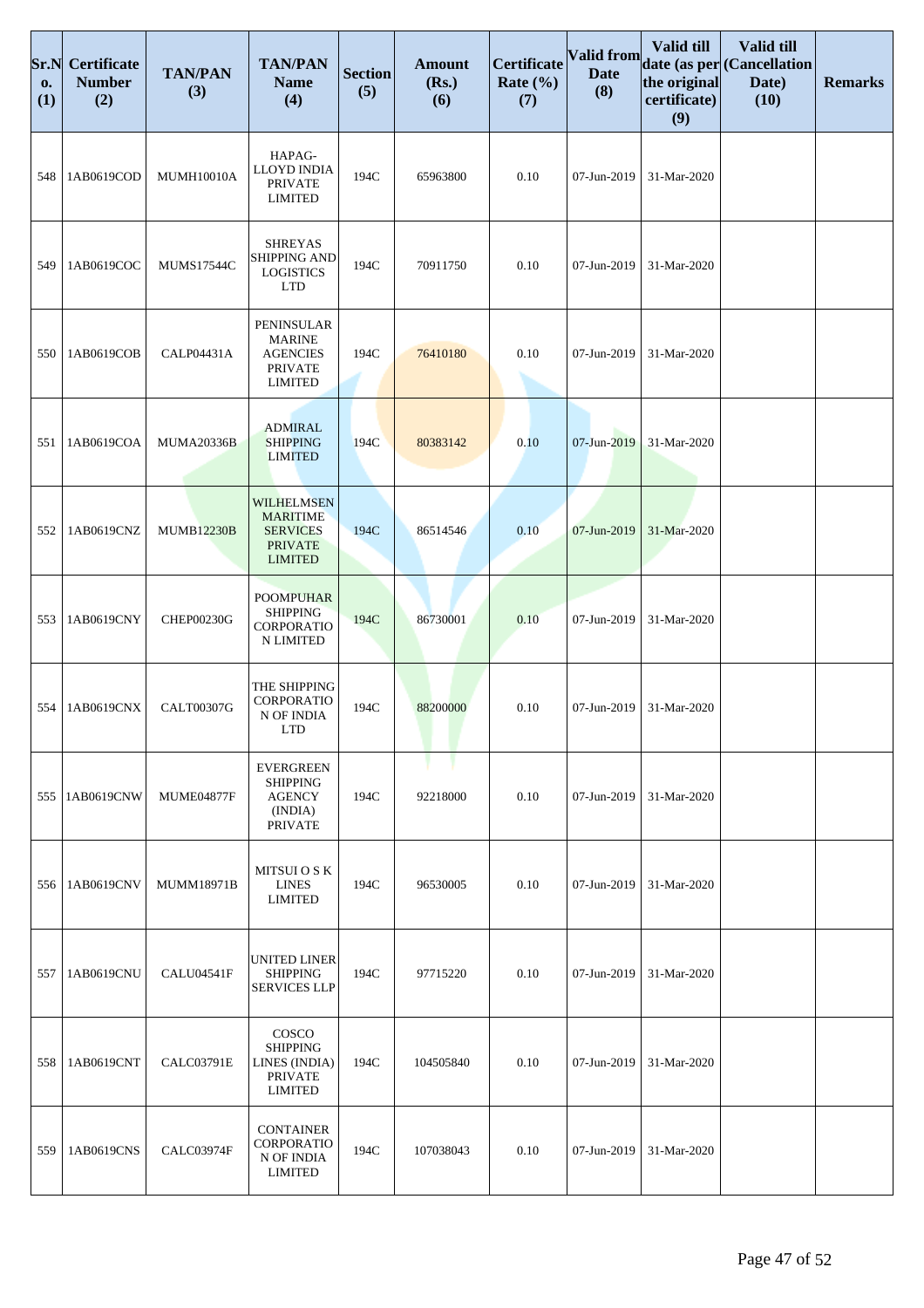| Sr.No. (1) | Certificate Number (2) | TAN/PAN (3) | TAN/PAN Name (4) | Section (5) | Amount (Rs.) (6) | Certificate Rate (%) (7) | Valid from Date (8) | Valid till date (as per the original certificate) (9) | Valid till (Cancellation Date) (10) | Remarks |
|---|---|---|---|---|---|---|---|---|---|---|
| 548 | 1AB0619COD | MUMH10010A | HAPAG-LLOYD INDIA PRIVATE LIMITED | 194C | 65963800 | 0.10 | 07-Jun-2019 | 31-Mar-2020 | | |
| 549 | 1AB0619COC | MUMS17544C | SHREYAS SHIPPING AND LOGISTICS LTD | 194C | 70911750 | 0.10 | 07-Jun-2019 | 31-Mar-2020 | | |
| 550 | 1AB0619COB | CALP04431A | PENINSULAR MARINE AGENCIES PRIVATE LIMITED | 194C | 76410180 | 0.10 | 07-Jun-2019 | 31-Mar-2020 | | |
| 551 | 1AB0619COA | MUMA20336B | ADMIRAL SHIPPING LIMITED | 194C | 80383142 | 0.10 | 07-Jun-2019 | 31-Mar-2020 | | |
| 552 | 1AB0619CNZ | MUMB12230B | WILHELMSEN MARITIME SERVICES PRIVATE LIMITED | 194C | 86514546 | 0.10 | 07-Jun-2019 | 31-Mar-2020 | | |
| 553 | 1AB0619CNY | CHEP00230G | POOMPUHAR SHIPPING CORPORATION LIMITED | 194C | 86730001 | 0.10 | 07-Jun-2019 | 31-Mar-2020 | | |
| 554 | 1AB0619CNX | CALT00307G | THE SHIPPING CORPORATION OF INDIA LTD | 194C | 88200000 | 0.10 | 07-Jun-2019 | 31-Mar-2020 | | |
| 555 | 1AB0619CNW | MUME04877F | EVERGREEN SHIPPING AGENCY (INDIA) PRIVATE | 194C | 92218000 | 0.10 | 07-Jun-2019 | 31-Mar-2020 | | |
| 556 | 1AB0619CNV | MUMM18971B | MITSUI O S K LINES LIMITED | 194C | 96530005 | 0.10 | 07-Jun-2019 | 31-Mar-2020 | | |
| 557 | 1AB0619CNU | CALU04541F | UNITED LINER SHIPPING SERVICES LLP | 194C | 97715220 | 0.10 | 07-Jun-2019 | 31-Mar-2020 | | |
| 558 | 1AB0619CNT | CALC03791E | COSCO SHIPPING LINES (INDIA) PRIVATE LIMITED | 194C | 104505840 | 0.10 | 07-Jun-2019 | 31-Mar-2020 | | |
| 559 | 1AB0619CNS | CALC03974F | CONTAINER CORPORATION OF INDIA LIMITED | 194C | 107038043 | 0.10 | 07-Jun-2019 | 31-Mar-2020 | | |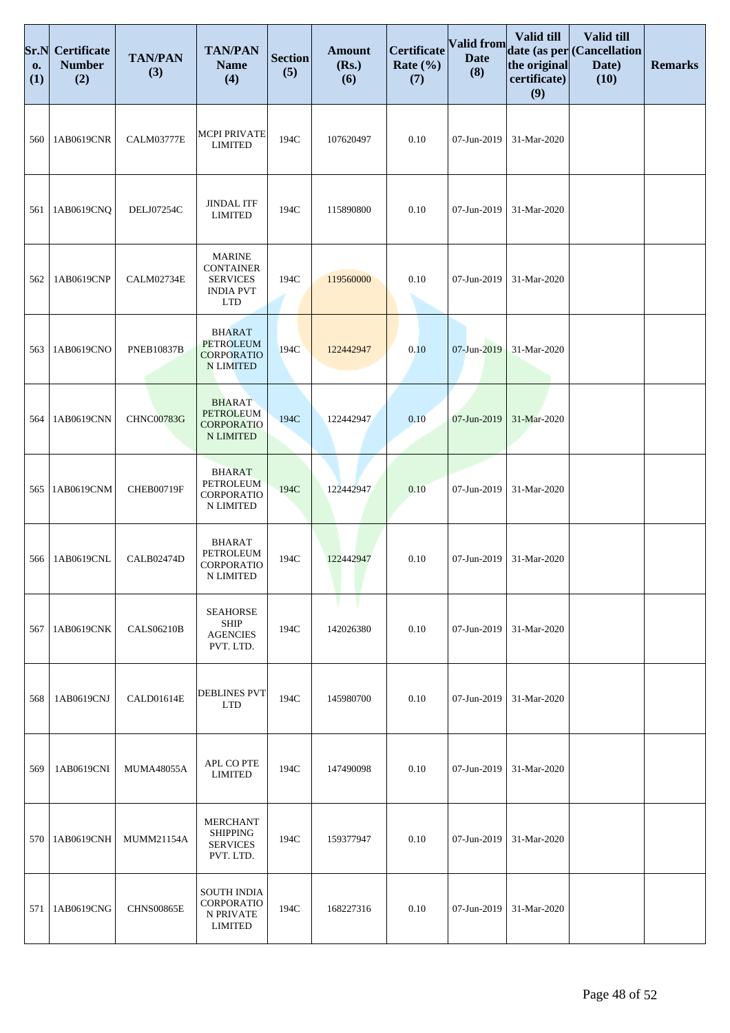| Sr.No. (1) | Certificate Number (2) | TAN/PAN (3) | TAN/PAN Name (4) | Section (5) | Amount (Rs.) (6) | Certificate Rate (%) (7) | Valid from Date (8) | Valid till date (as per the original certificate) (9) | Valid till (Cancellation Date) (10) | Remarks |
|---|---|---|---|---|---|---|---|---|---|---|
| 560 | 1AB0619CNR | CALM03777E | MCPI PRIVATE LIMITED | 194C | 107620497 | 0.10 | 07-Jun-2019 | 31-Mar-2020 | | |
| 561 | 1AB0619CNQ | DELJ07254C | JINDAL ITF LIMITED | 194C | 115890800 | 0.10 | 07-Jun-2019 | 31-Mar-2020 | | |
| 562 | 1AB0619CNP | CALM02734E | MARINE CONTAINER SERVICES INDIA PVT LTD | 194C | 119560000 | 0.10 | 07-Jun-2019 | 31-Mar-2020 | | |
| 563 | 1AB0619CNO | PNEB10837B | BHARAT PETROLEUM CORPORATION LIMITED | 194C | 122442947 | 0.10 | 07-Jun-2019 | 31-Mar-2020 | | |
| 564 | 1AB0619CNN | CHNC00783G | BHARAT PETROLEUM CORPORATION LIMITED | 194C | 122442947 | 0.10 | 07-Jun-2019 | 31-Mar-2020 | | |
| 565 | 1AB0619CNM | CHEB00719F | BHARAT PETROLEUM CORPORATION LIMITED | 194C | 122442947 | 0.10 | 07-Jun-2019 | 31-Mar-2020 | | |
| 566 | 1AB0619CNL | CALB02474D | BHARAT PETROLEUM CORPORATION LIMITED | 194C | 122442947 | 0.10 | 07-Jun-2019 | 31-Mar-2020 | | |
| 567 | 1AB0619CNK | CALS06210B | SEAHORSE SHIP AGENCIES PVT. LTD. | 194C | 142026380 | 0.10 | 07-Jun-2019 | 31-Mar-2020 | | |
| 568 | 1AB0619CNJ | CALD01614E | DEBLINES PVT LTD | 194C | 145980700 | 0.10 | 07-Jun-2019 | 31-Mar-2020 | | |
| 569 | 1AB0619CNI | MUMA48055A | APL CO PTE LIMITED | 194C | 147490098 | 0.10 | 07-Jun-2019 | 31-Mar-2020 | | |
| 570 | 1AB0619CNH | MUMM21154A | MERCHANT SHIPPING SERVICES PVT. LTD. | 194C | 159377947 | 0.10 | 07-Jun-2019 | 31-Mar-2020 | | |
| 571 | 1AB0619CNG | CHNS00865E | SOUTH INDIA CORPORATION PRIVATE LIMITED | 194C | 168227316 | 0.10 | 07-Jun-2019 | 31-Mar-2020 | | |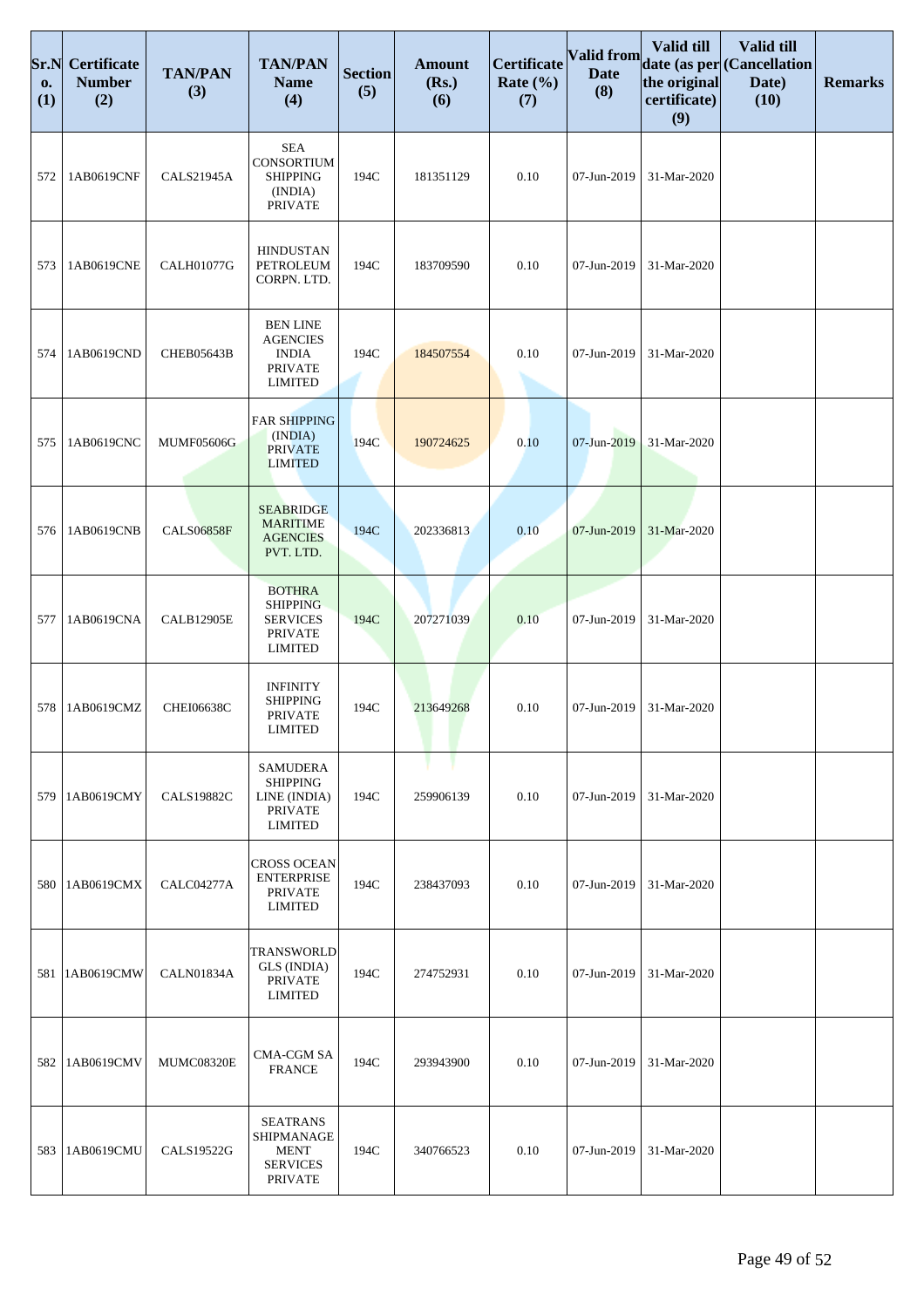| Sr.No. (1) | Certificate Number (2) | TAN/PAN (3) | TAN/PAN Name (4) | Section (5) | Amount (Rs.) (6) | Certificate Rate (%) (7) | Valid from Date (8) | Valid till date (as per the original certificate) (9) | Valid till (Cancellation Date) (10) | Remarks |
|---|---|---|---|---|---|---|---|---|---|---|
| 572 | 1AB0619CNF | CALS21945A | SEA CONSORTIUM SHIPPING (INDIA) PRIVATE | 194C | 181351129 | 0.10 | 07-Jun-2019 | 31-Mar-2020 | | |
| 573 | 1AB0619CNE | CALH01077G | HINDUSTAN PETROLEUM CORPN. LTD. | 194C | 183709590 | 0.10 | 07-Jun-2019 | 31-Mar-2020 | | |
| 574 | 1AB0619CND | CHEB05643B | BEN LINE AGENCIES INDIA PRIVATE LIMITED | 194C | 184507554 | 0.10 | 07-Jun-2019 | 31-Mar-2020 | | |
| 575 | 1AB0619CNC | MUMF05606G | FAR SHIPPING (INDIA) PRIVATE LIMITED | 194C | 190724625 | 0.10 | 07-Jun-2019 | 31-Mar-2020 | | |
| 576 | 1AB0619CNB | CALS06858F | SEABRIDGE MARITIME AGENCIES PVT. LTD. | 194C | 202336813 | 0.10 | 07-Jun-2019 | 31-Mar-2020 | | |
| 577 | 1AB0619CNA | CALB12905E | BOTHRA SHIPPING SERVICES PRIVATE LIMITED | 194C | 207271039 | 0.10 | 07-Jun-2019 | 31-Mar-2020 | | |
| 578 | 1AB0619CMZ | CHEI06638C | INFINITY SHIPPING PRIVATE LIMITED | 194C | 213649268 | 0.10 | 07-Jun-2019 | 31-Mar-2020 | | |
| 579 | 1AB0619CMY | CALS19882C | SAMUDERA SHIPPING LINE (INDIA) PRIVATE LIMITED | 194C | 259906139 | 0.10 | 07-Jun-2019 | 31-Mar-2020 | | |
| 580 | 1AB0619CMX | CALC04277A | CROSS OCEAN ENTERPRISE PRIVATE LIMITED | 194C | 238437093 | 0.10 | 07-Jun-2019 | 31-Mar-2020 | | |
| 581 | 1AB0619CMW | CALN01834A | TRANSWORLD GLS (INDIA) PRIVATE LIMITED | 194C | 274752931 | 0.10 | 07-Jun-2019 | 31-Mar-2020 | | |
| 582 | 1AB0619CMV | MUMC08320E | CMA-CGM SA FRANCE | 194C | 293943900 | 0.10 | 07-Jun-2019 | 31-Mar-2020 | | |
| 583 | 1AB0619CMU | CALS19522G | SEATRANS SHIPMANAGEMENT SERVICES PRIVATE | 194C | 340766523 | 0.10 | 07-Jun-2019 | 31-Mar-2020 | | |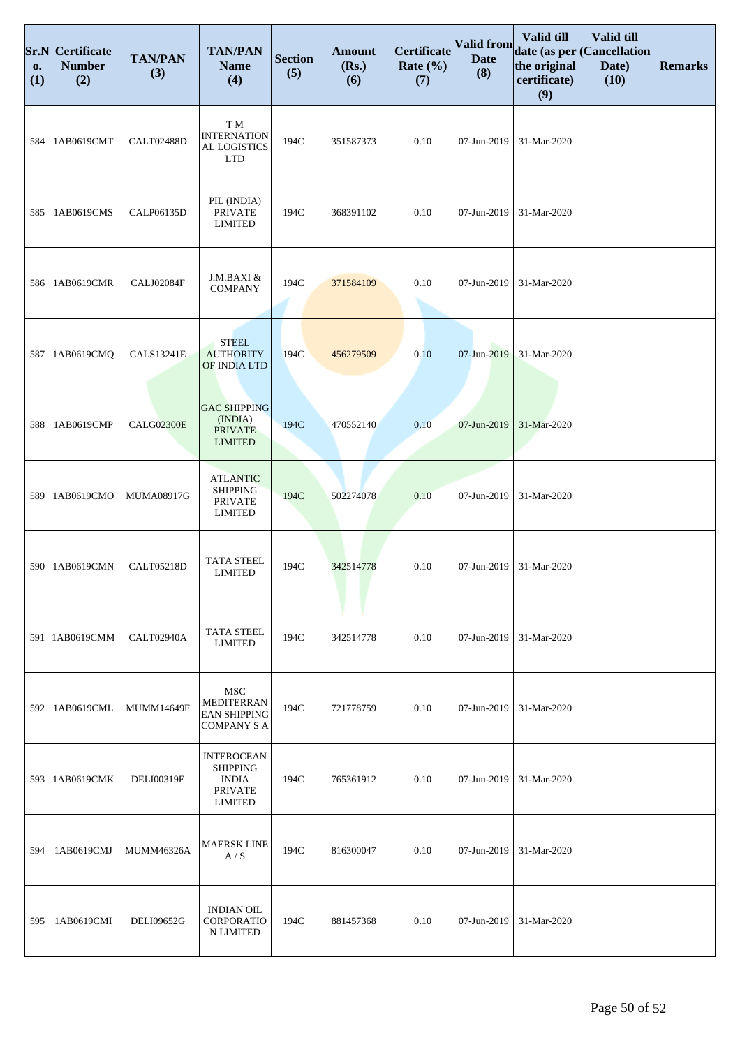| Sr.No. (1) | Certificate Number (2) | TAN/PAN (3) | TAN/PAN Name (4) | Section (5) | Amount (Rs.) (6) | Certificate Rate (%) (7) | Valid from Date (8) | Valid till date (as per the original certificate) (9) | Valid till (Cancellation Date) (10) | Remarks |
|---|---|---|---|---|---|---|---|---|---|---|
| 584 | 1AB0619CMT | CALT02488D | T M INTERNATIONAL LOGISTICS LTD | 194C | 351587373 | 0.10 | 07-Jun-2019 | 31-Mar-2020 | | |
| 585 | 1AB0619CMS | CALP06135D | PIL (INDIA) PRIVATE LIMITED | 194C | 368391102 | 0.10 | 07-Jun-2019 | 31-Mar-2020 | | |
| 586 | 1AB0619CMR | CALJ02084F | J.M.BAXI & COMPANY | 194C | 371584109 | 0.10 | 07-Jun-2019 | 31-Mar-2020 | | |
| 587 | 1AB0619CMQ | CALS13241E | STEEL AUTHORITY OF INDIA LTD | 194C | 456279509 | 0.10 | 07-Jun-2019 | 31-Mar-2020 | | |
| 588 | 1AB0619CMP | CALG02300E | GAC SHIPPING (INDIA) PRIVATE LIMITED | 194C | 470552140 | 0.10 | 07-Jun-2019 | 31-Mar-2020 | | |
| 589 | 1AB0619CMO | MUMA08917G | ATLANTIC SHIPPING PRIVATE LIMITED | 194C | 502274078 | 0.10 | 07-Jun-2019 | 31-Mar-2020 | | |
| 590 | 1AB0619CMN | CALT05218D | TATA STEEL LIMITED | 194C | 342514778 | 0.10 | 07-Jun-2019 | 31-Mar-2020 | | |
| 591 | 1AB0619CMM | CALT02940A | TATA STEEL LIMITED | 194C | 342514778 | 0.10 | 07-Jun-2019 | 31-Mar-2020 | | |
| 592 | 1AB0619CML | MUMM14649F | MSC MEDITERRANEAN SHIPPING COMPANY S A | 194C | 721778759 | 0.10 | 07-Jun-2019 | 31-Mar-2020 | | |
| 593 | 1AB0619CMK | DELI00319E | INTEROCEAN SHIPPING INDIA PRIVATE LIMITED | 194C | 765361912 | 0.10 | 07-Jun-2019 | 31-Mar-2020 | | |
| 594 | 1AB0619CMJ | MUMM46326A | MAERSK LINE A / S | 194C | 816300047 | 0.10 | 07-Jun-2019 | 31-Mar-2020 | | |
| 595 | 1AB0619CMI | DELI09652G | INDIAN OIL CORPORATION LIMITED | 194C | 881457368 | 0.10 | 07-Jun-2019 | 31-Mar-2020 | | |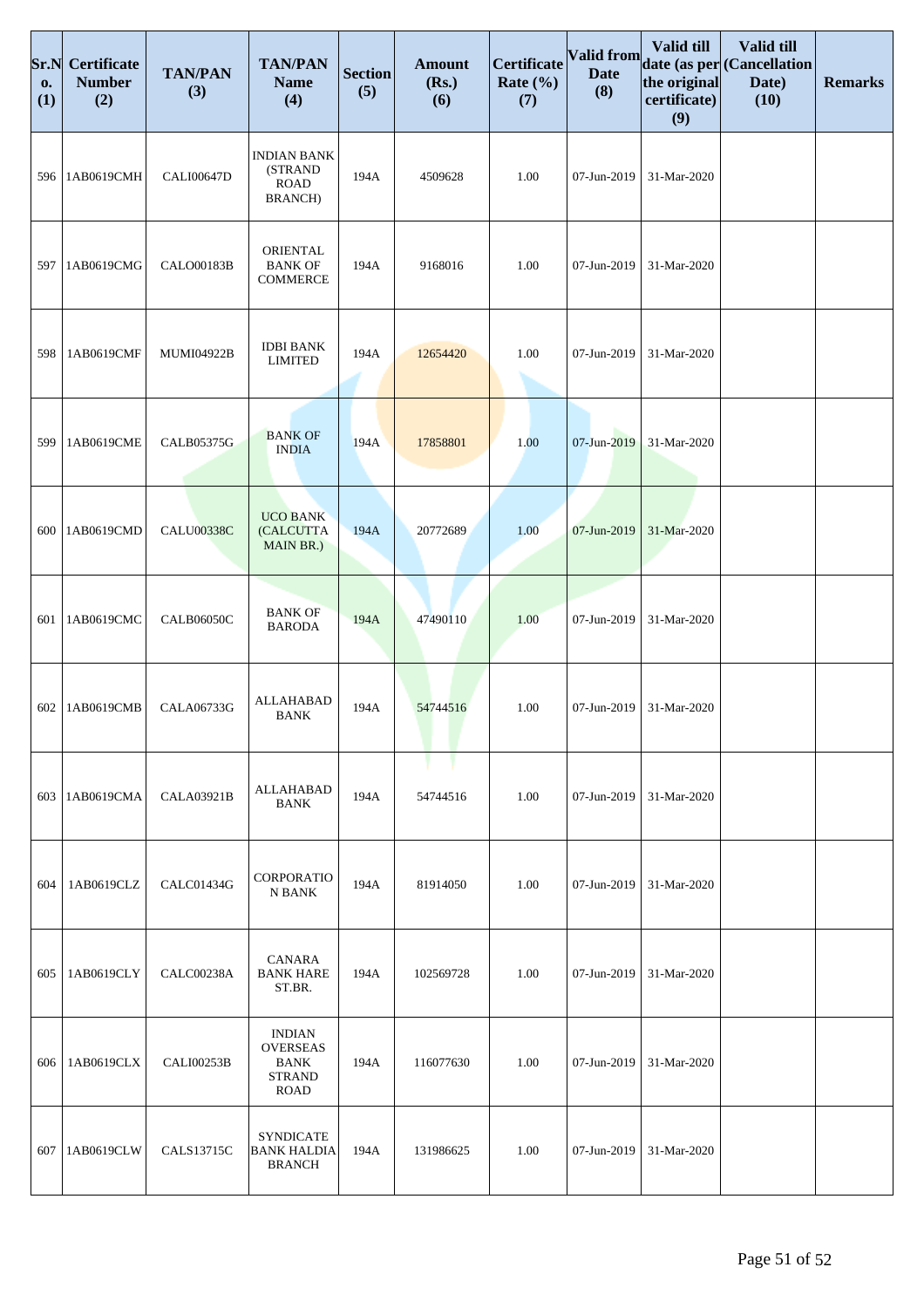| Sr.No. (1) | Certificate Number (2) | TAN/PAN (3) | TAN/PAN Name (4) | Section (5) | Amount (Rs.) (6) | Certificate Rate (%) (7) | Valid from Date (8) | Valid till date (as per the original certificate) (9) | Valid till (Cancellation Date) (10) | Remarks |
|---|---|---|---|---|---|---|---|---|---|---|
| 596 | 1AB0619CMH | CALI00647D | INDIAN BANK (STRAND ROAD BRANCH) | 194A | 4509628 | 1.00 | 07-Jun-2019 | 31-Mar-2020 | | |
| 597 | 1AB0619CMG | CALO00183B | ORIENTAL BANK OF COMMERCE | 194A | 9168016 | 1.00 | 07-Jun-2019 | 31-Mar-2020 | | |
| 598 | 1AB0619CMF | MUMI04922B | IDBI BANK LIMITED | 194A | 12654420 | 1.00 | 07-Jun-2019 | 31-Mar-2020 | | |
| 599 | 1AB0619CME | CALB05375G | BANK OF INDIA | 194A | 17858801 | 1.00 | 07-Jun-2019 | 31-Mar-2020 | | |
| 600 | 1AB0619CMD | CALU00338C | UCO BANK (CALCUTTA MAIN BR.) | 194A | 20772689 | 1.00 | 07-Jun-2019 | 31-Mar-2020 | | |
| 601 | 1AB0619CMC | CALB06050C | BANK OF BARODA | 194A | 47490110 | 1.00 | 07-Jun-2019 | 31-Mar-2020 | | |
| 602 | 1AB0619CMB | CALA06733G | ALLAHABAD BANK | 194A | 54744516 | 1.00 | 07-Jun-2019 | 31-Mar-2020 | | |
| 603 | 1AB0619CMA | CALA03921B | ALLAHABAD BANK | 194A | 54744516 | 1.00 | 07-Jun-2019 | 31-Mar-2020 | | |
| 604 | 1AB0619CLZ | CALC01434G | CORPORATIO N BANK | 194A | 81914050 | 1.00 | 07-Jun-2019 | 31-Mar-2020 | | |
| 605 | 1AB0619CLY | CALC00238A | CANARA BANK HARE ST.BR. | 194A | 102569728 | 1.00 | 07-Jun-2019 | 31-Mar-2020 | | |
| 606 | 1AB0619CLX | CALI00253B | INDIAN OVERSEAS BANK STRAND ROAD | 194A | 116077630 | 1.00 | 07-Jun-2019 | 31-Mar-2020 | | |
| 607 | 1AB0619CLW | CALS13715C | SYNDICATE BANK HALDIA BRANCH | 194A | 131986625 | 1.00 | 07-Jun-2019 | 31-Mar-2020 | | |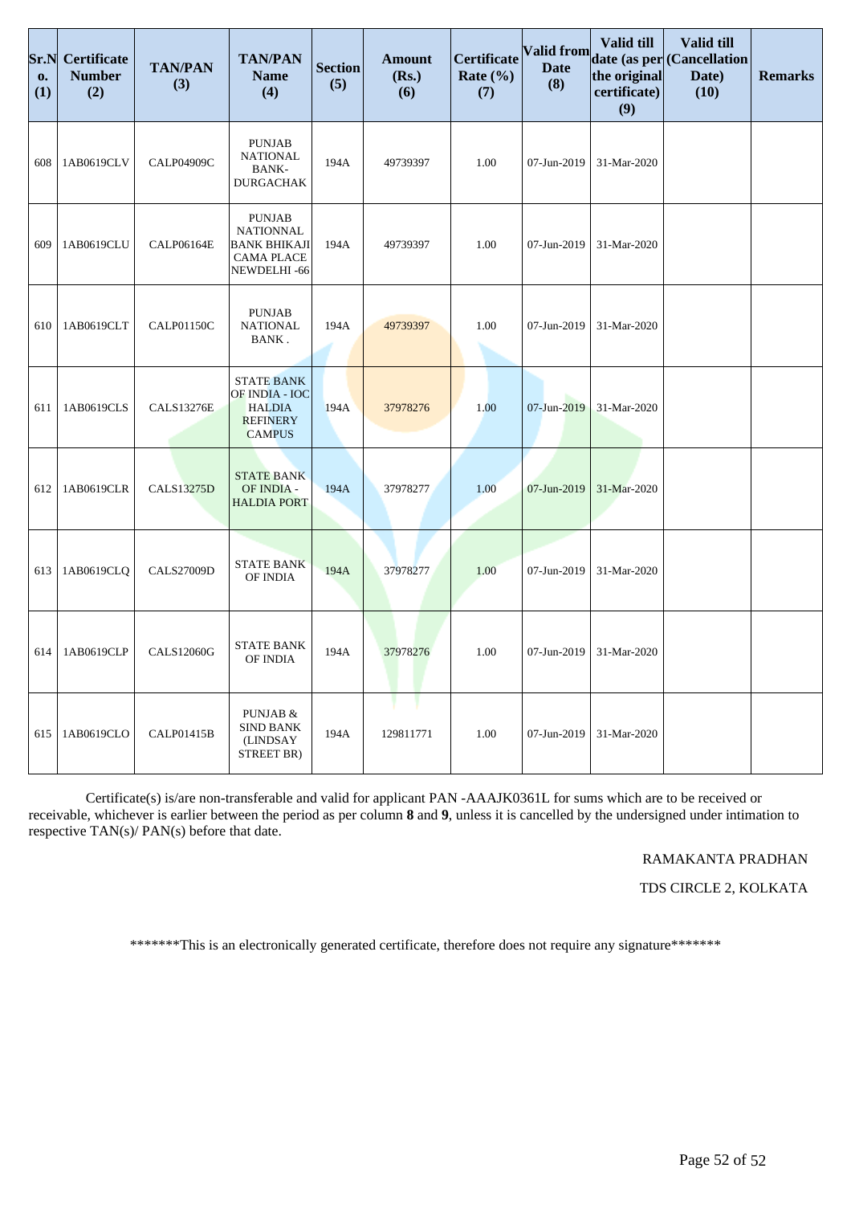| Sr.No. (1) | Certificate Number (2) | TAN/PAN (3) | TAN/PAN Name (4) | Section (5) | Amount (Rs.) (6) | Certificate Rate (%) (7) | Valid from Date (8) | Valid till date (as per the original certificate) (9) | Valid till (Cancellation Date) (10) | Remarks |
|---|---|---|---|---|---|---|---|---|---|---|
| 608 | 1AB0619CLV | CALP04909C | PUNJAB NATIONAL BANK-DURGACHAK | 194A | 49739397 | 1.00 | 07-Jun-2019 | 31-Mar-2020 | | |
| 609 | 1AB0619CLU | CALP06164E | PUNJAB NATIONNAL BANK BHIKAJI CAMA PLACE NEWDELHI -66 | 194A | 49739397 | 1.00 | 07-Jun-2019 | 31-Mar-2020 | | |
| 610 | 1AB0619CLT | CALP01150C | PUNJAB NATIONAL BANK . | 194A | 49739397 | 1.00 | 07-Jun-2019 | 31-Mar-2020 | | |
| 611 | 1AB0619CLS | CALS13276E | STATE BANK OF INDIA - IOC HALDIA REFINERY CAMPUS | 194A | 37978276 | 1.00 | 07-Jun-2019 | 31-Mar-2020 | | |
| 612 | 1AB0619CLR | CALS13275D | STATE BANK OF INDIA - HALDIA PORT | 194A | 37978277 | 1.00 | 07-Jun-2019 | 31-Mar-2020 | | |
| 613 | 1AB0619CLQ | CALS27009D | STATE BANK OF INDIA | 194A | 37978277 | 1.00 | 07-Jun-2019 | 31-Mar-2020 | | |
| 614 | 1AB0619CLP | CALS12060G | STATE BANK OF INDIA | 194A | 37978276 | 1.00 | 07-Jun-2019 | 31-Mar-2020 | | |
| 615 | 1AB0619CLO | CALP01415B | PUNJAB & SIND BANK (LINDSAY STREET BR) | 194A | 129811771 | 1.00 | 07-Jun-2019 | 31-Mar-2020 | | |

Certificate(s) is/are non-transferable and valid for applicant PAN -AAAJK0361L for sums which are to be received or receivable, whichever is earlier between the period as per column **8** and **9**, unless it is cancelled by the undersigned under intimation to respective TAN(s)/ PAN(s) before that date.

RAMAKANTA PRADHAN

TDS CIRCLE 2, KOLKATA

*******This is an electronically generated certificate, therefore does not require any signature*******